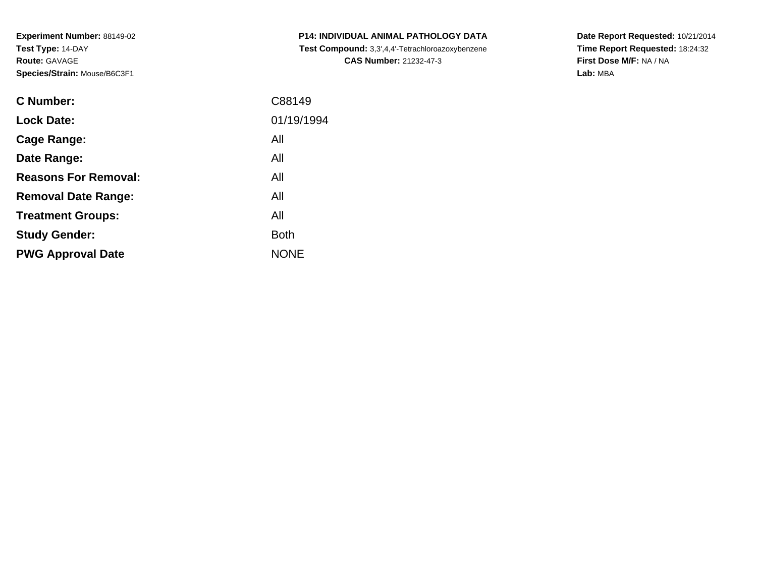**Experiment Number:** 88149-02
**Test Type:** 14-DAY
**Route:** GAVAGE
**Species/Strain:** Mouse/B6C3F1

**P14: INDIVIDUAL ANIMAL PATHOLOGY DATA**
**Test Compound:** 3,3',4,4'-Tetrachloroazoxybenzene
**CAS Number:** 21232-47-3

**Date Report Requested:** 10/21/2014
**Time Report Requested:** 18:24:32
**First Dose M/F:** NA / NA
**Lab:** MBA

| | |
|---|---|
| **C Number:** | C88149 |
| **Lock Date:** | 01/19/1994 |
| **Cage Range:** | All |
| **Date Range:** | All |
| **Reasons For Removal:** | All |
| **Removal Date Range:** | All |
| **Treatment Groups:** | All |
| **Study Gender:** | Both |
| **PWG Approval Date** | NONE |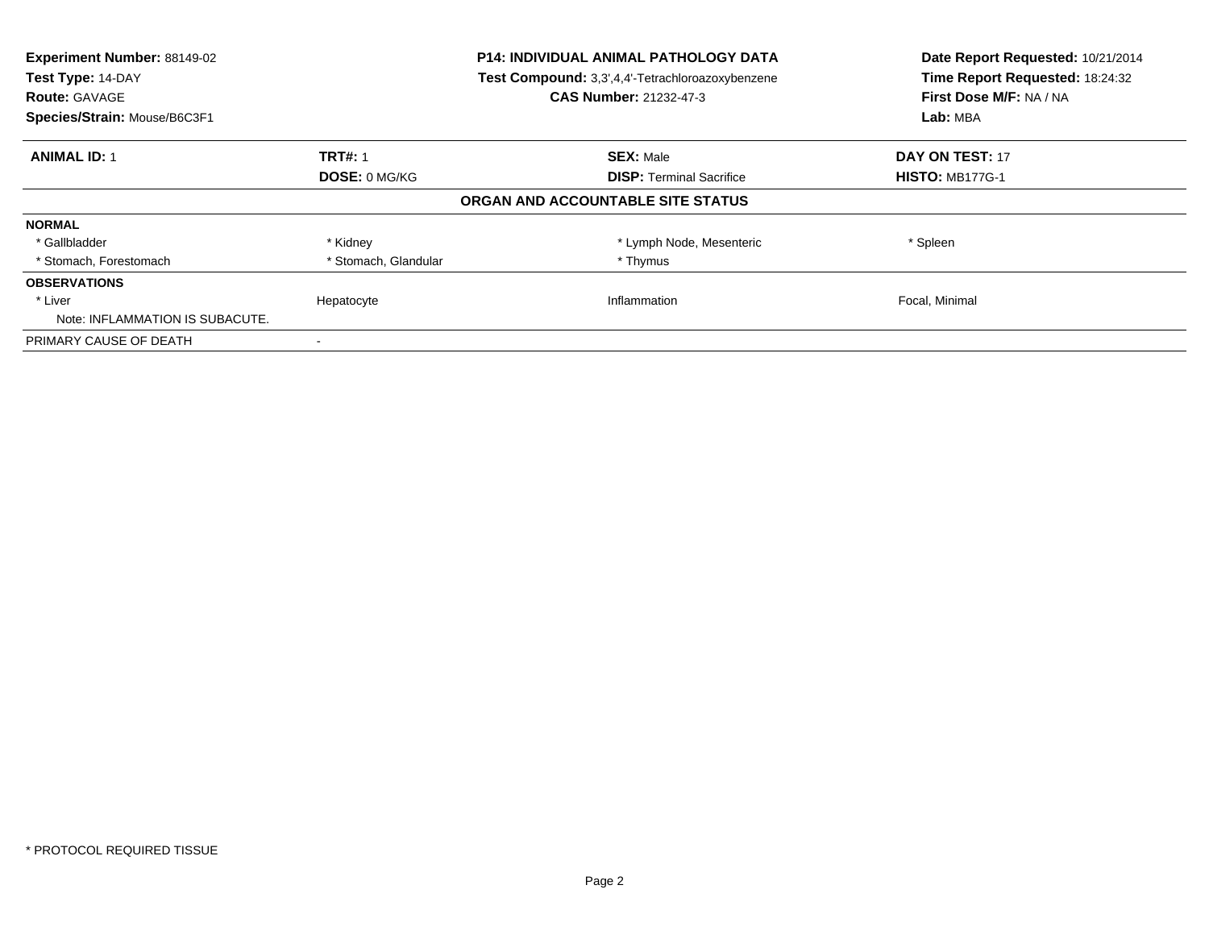**Experiment Number:** 88149-02
**Test Type:** 14-DAY
**Route:** GAVAGE
**Species/Strain:** Mouse/B6C3F1

**P14: INDIVIDUAL ANIMAL PATHOLOGY DATA**
**Test Compound:** 3,3',4,4'-Tetrachloroazoxybenzene
**CAS Number:** 21232-47-3

**Date Report Requested:** 10/21/2014
**Time Report Requested:** 18:24:32
**First Dose M/F:** NA / NA
**Lab:** MBA

| **ANIMAL ID:** 1 | **TRT#:** 1 | **SEX:** Male | **DAY ON TEST:** 17 |
|---|---|---|---|
| | **DOSE:** 0 MG/KG | **DISP:** Terminal Sacrifice | **HISTO:** MB177G-1 |

**ORGAN AND ACCOUNTABLE SITE STATUS**

| | | | |
|---|---|---|---|
| **NORMAL** | | | |
| * Gallbladder | * Kidney | * Lymph Node, Mesenteric | * Spleen |
| * Stomach, Forestomach | * Stomach, Glandular | * Thymus | |
| **OBSERVATIONS** | | | |
| * Liver | Hepatocyte | Inflammation | Focal, Minimal |
| Note: INFLAMMATION IS SUBACUTE. | | | |
| PRIMARY CAUSE OF DEATH | - | | |

* PROTOCOL REQUIRED TISSUE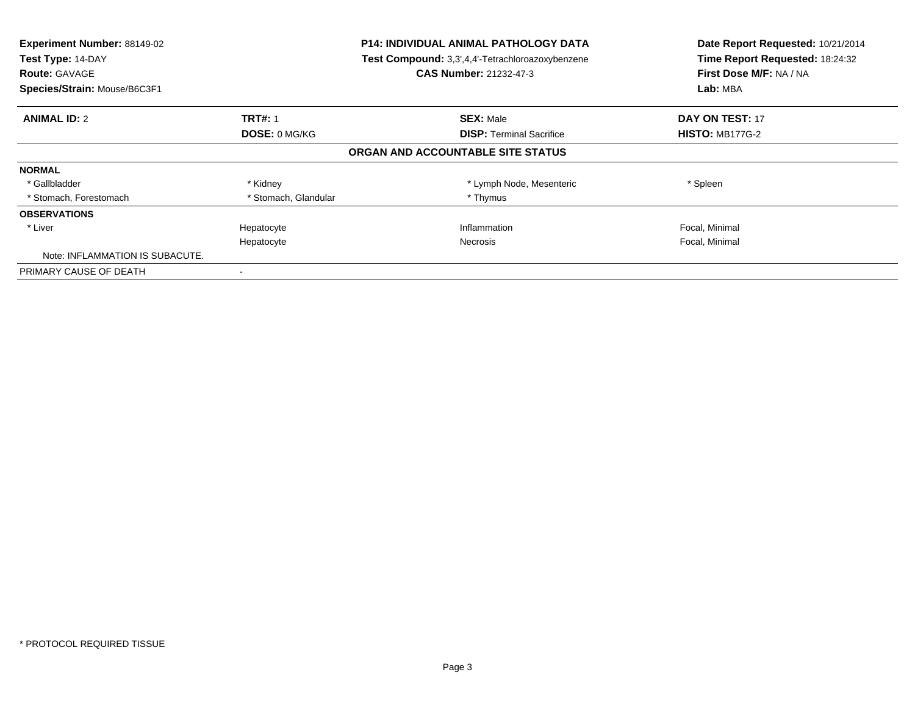**Experiment Number:** 88149-02
**Test Type:** 14-DAY
**Route:** GAVAGE
**Species/Strain:** Mouse/B6C3F1

**P14: INDIVIDUAL ANIMAL PATHOLOGY DATA**
**Test Compound:** 3,3',4,4'-Tetrachloroazoxybenzene
**CAS Number:** 21232-47-3

**Date Report Requested:** 10/21/2014
**Time Report Requested:** 18:24:32
**First Dose M/F:** NA / NA
**Lab:** MBA

| **ANIMAL ID:** 2 | **TRT#:** 1 | **SEX:** Male | **DAY ON TEST:** 17 |
|---|---|---|---|
| | **DOSE:** 0 MG/KG | **DISP:** Terminal Sacrifice | **HISTO:** MB177G-2 |

**ORGAN AND ACCOUNTABLE SITE STATUS**

| | | | |
|---|---|---|---|
| **NORMAL** | | | |
| * Gallbladder | * Kidney | * Lymph Node, Mesenteric | * Spleen |
| * Stomach, Forestomach | * Stomach, Glandular | * Thymus | |
| **OBSERVATIONS** | | | |
| * Liver | Hepatocyte | Inflammation | Focal, Minimal |
| | Hepatocyte | Necrosis | Focal, Minimal |
| Note: INFLAMMATION IS SUBACUTE. | | | |
| PRIMARY CAUSE OF DEATH | - | | |

* PROTOCOL REQUIRED TISSUE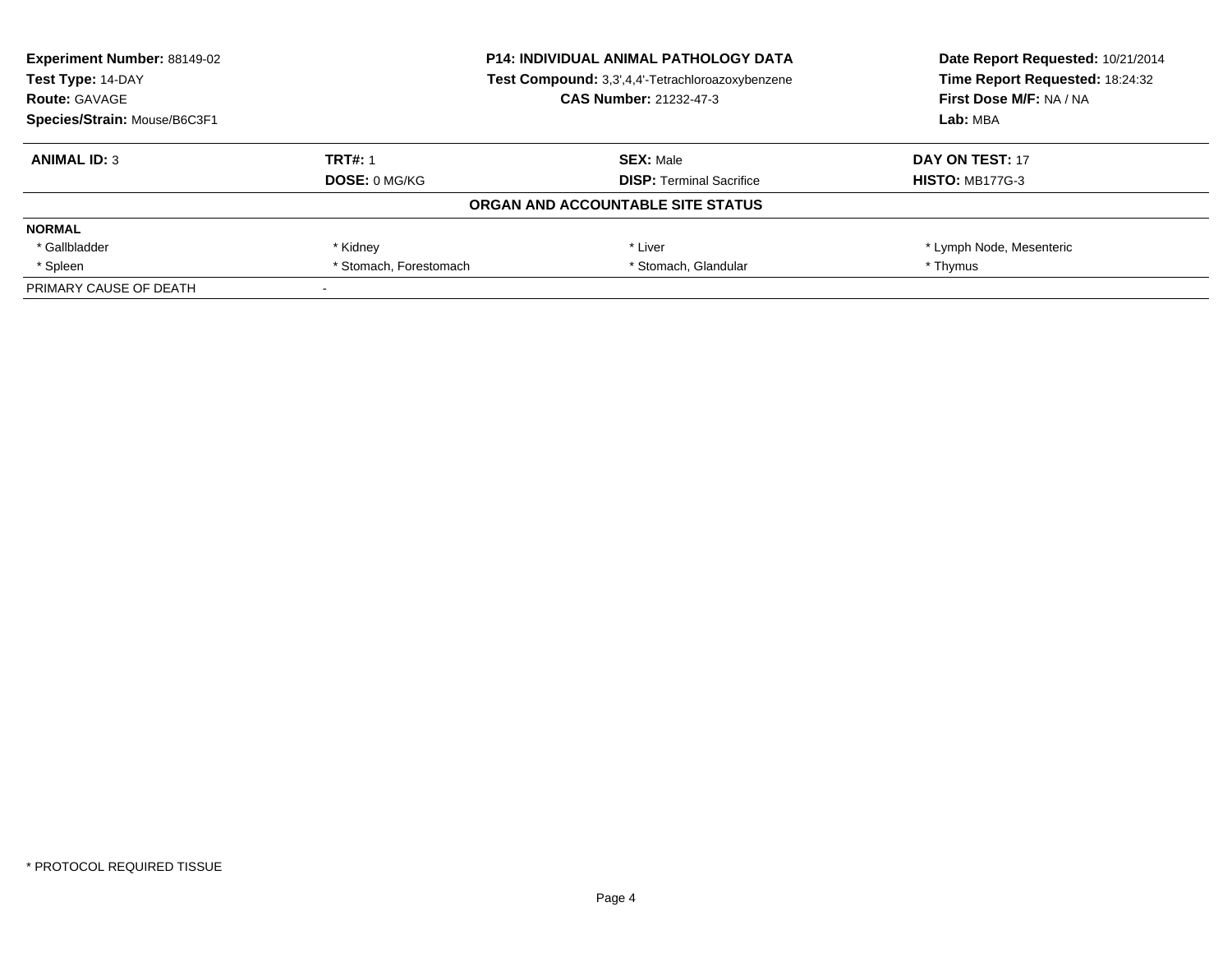**Experiment Number:** 88149-02
**Test Type:** 14-DAY
**Route:** GAVAGE
**Species/Strain:** Mouse/B6C3F1

**P14: INDIVIDUAL ANIMAL PATHOLOGY DATA**
**Test Compound:** 3,3',4,4'-Tetrachloroazoxybenzene
**CAS Number:** 21232-47-3

**Date Report Requested:** 10/21/2014
**Time Report Requested:** 18:24:32
**First Dose M/F:** NA / NA
**Lab:** MBA

| **ANIMAL ID:** 3 | **TRT#:** 1 | **SEX:** Male | **DAY ON TEST:** 17 |
|---|---|---|---|
| | **DOSE:** 0 MG/KG | **DISP:** Terminal Sacrifice | **HISTO:** MB177G-3 |

## ORGAN AND ACCOUNTABLE SITE STATUS

| **NORMAL** | | | |
|---|---|---|---|
| * Gallbladder | * Kidney | * Liver | * Lymph Node, Mesenteric |
| * Spleen | * Stomach, Forestomach | * Stomach, Glandular | * Thymus |
| PRIMARY CAUSE OF DEATH | - | | |

* PROTOCOL REQUIRED TISSUE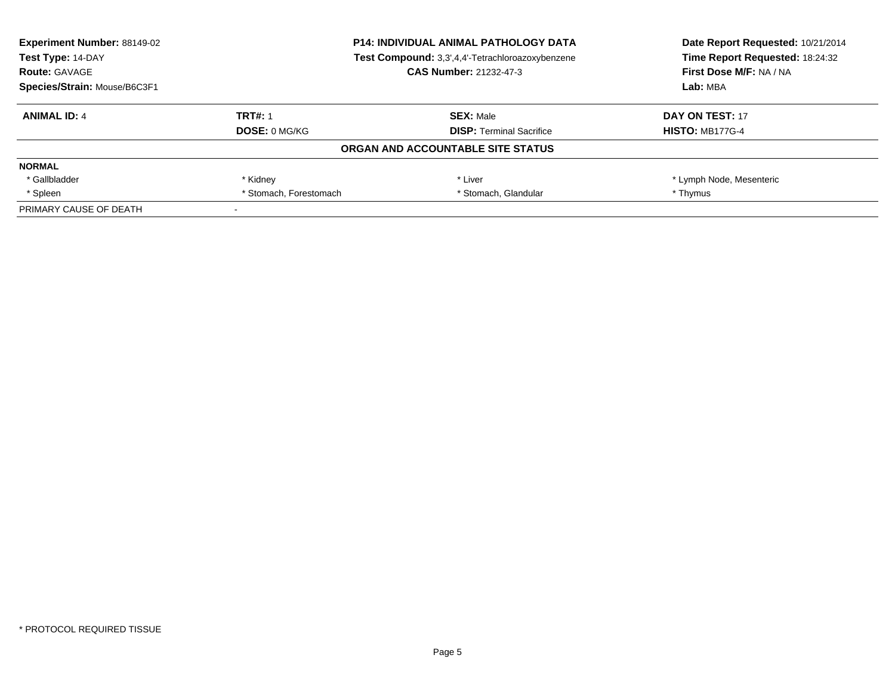**Experiment Number:** 88149-02
**Test Type:** 14-DAY
**Route:** GAVAGE
**Species/Strain:** Mouse/B6C3F1

**P14: INDIVIDUAL ANIMAL PATHOLOGY DATA**
**Test Compound:** 3,3',4,4'-Tetrachloroazoxybenzene
**CAS Number:** 21232-47-3

**Date Report Requested:** 10/21/2014
**Time Report Requested:** 18:24:32
**First Dose M/F:** NA / NA
**Lab:** MBA

| **ANIMAL ID:** 4 | **TRT#:** 1 | **SEX:** Male | **DAY ON TEST:** 17 |
|---|---|---|---|
| | **DOSE:** 0 MG/KG | **DISP:** Terminal Sacrifice | **HISTO:** MB177G-4 |

**ORGAN AND ACCOUNTABLE SITE STATUS**

| **NORMAL** | | | |
|---|---|---|---|
| * Gallbladder | * Kidney | * Liver | * Lymph Node, Mesenteric |
| * Spleen | * Stomach, Forestomach | * Stomach, Glandular | * Thymus |
| PRIMARY CAUSE OF DEATH | - | | |

* PROTOCOL REQUIRED TISSUE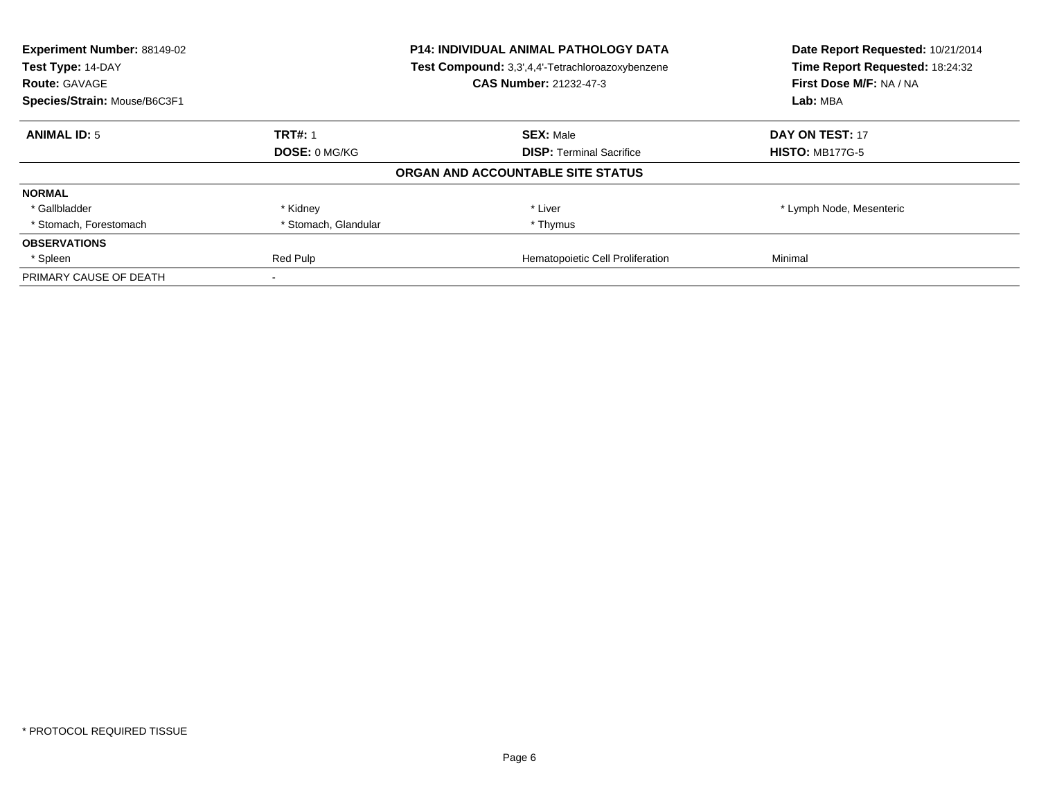**Experiment Number:** 88149-02
**Test Type:** 14-DAY
**Route:** GAVAGE
**Species/Strain:** Mouse/B6C3F1

**P14: INDIVIDUAL ANIMAL PATHOLOGY DATA**
**Test Compound:** 3,3',4,4'-Tetrachloroazoxybenzene
**CAS Number:** 21232-47-3

**Date Report Requested:** 10/21/2014
**Time Report Requested:** 18:24:32
**First Dose M/F:** NA / NA
**Lab:** MBA

| **ANIMAL ID:** 5 | **TRT#:** 1 | **SEX:** Male | **DAY ON TEST:** 17 |
|---|---|---|---|
| | **DOSE:** 0 MG/KG | **DISP:** Terminal Sacrifice | **HISTO:** MB177G-5 |

**ORGAN AND ACCOUNTABLE SITE STATUS**

| | | | |
|---|---|---|---|
| **NORMAL** | | | |
| * Gallbladder | * Kidney | * Liver | * Lymph Node, Mesenteric |
| * Stomach, Forestomach | * Stomach, Glandular | * Thymus | |
| **OBSERVATIONS** | | | |
| * Spleen | Red Pulp | Hematopoietic Cell Proliferation | Minimal |
| PRIMARY CAUSE OF DEATH | - | | |

* PROTOCOL REQUIRED TISSUE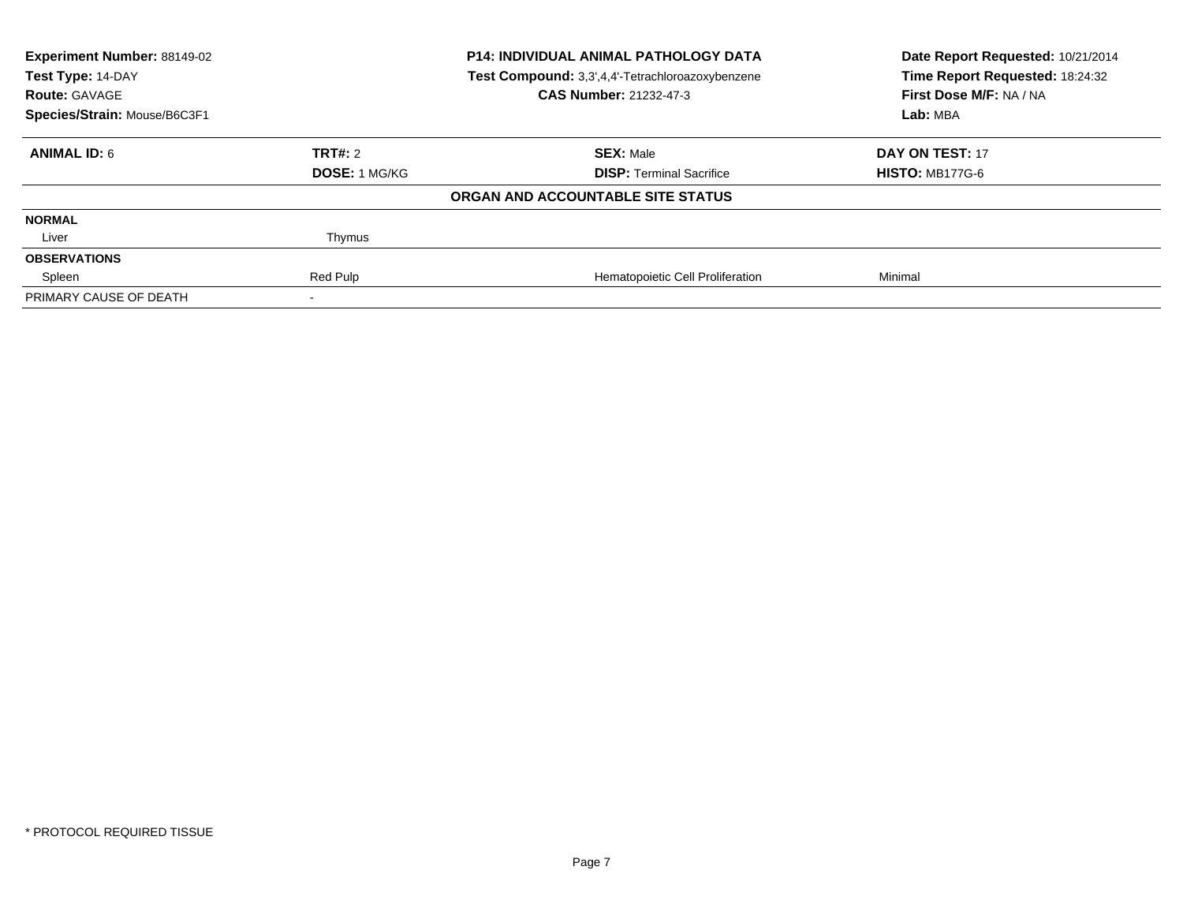**Experiment Number:** 88149-02
**Test Type:** 14-DAY
**Route:** GAVAGE
**Species/Strain:** Mouse/B6C3F1

**P14: INDIVIDUAL ANIMAL PATHOLOGY DATA**
**Test Compound:** 3,3',4,4'-Tetrachloroazoxybenzene
**CAS Number:** 21232-47-3

**Date Report Requested:** 10/21/2014
**Time Report Requested:** 18:24:32
**First Dose M/F:** NA / NA
**Lab:** MBA

| **ANIMAL ID:** 6 | **TRT#:** 2 | **SEX:** Male | **DAY ON TEST:** 17 |
|---|---|---|---|
| | **DOSE:** 1 MG/KG | **DISP:** Terminal Sacrifice | **HISTO:** MB177G-6 |

**ORGAN AND ACCOUNTABLE SITE STATUS**

| | | | |
|---|---|---|---|
| **NORMAL** | | | |
| Liver | Thymus | | |
| **OBSERVATIONS** | | | |
| Spleen | Red Pulp | Hematopoietic Cell Proliferation | Minimal |
| PRIMARY CAUSE OF DEATH | - | | |

* PROTOCOL REQUIRED TISSUE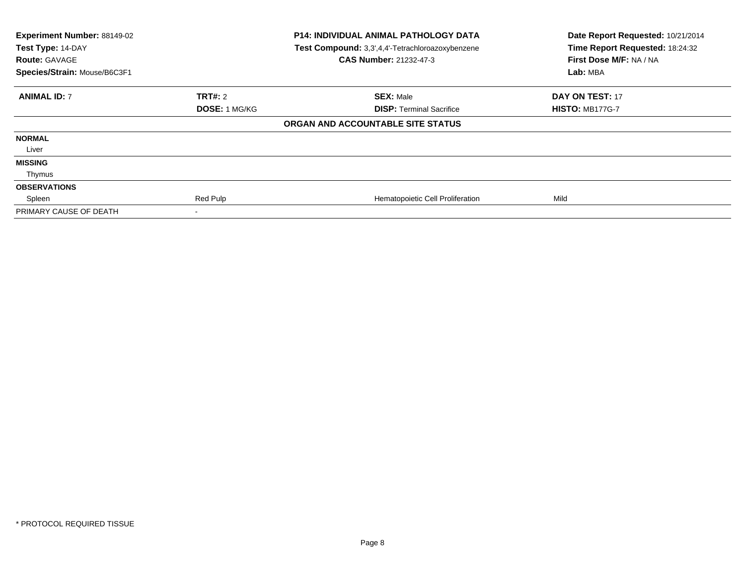**Experiment Number:** 88149-02
**Test Type:** 14-DAY
**Route:** GAVAGE
**Species/Strain:** Mouse/B6C3F1

**P14: INDIVIDUAL ANIMAL PATHOLOGY DATA**
**Test Compound:** 3,3',4,4'-Tetrachloroazoxybenzene
**CAS Number:** 21232-47-3

**Date Report Requested:** 10/21/2014
**Time Report Requested:** 18:24:32
**First Dose M/F:** NA / NA
**Lab:** MBA

| **ANIMAL ID:** 7 | **TRT#:** 2 | **SEX:** Male | **DAY ON TEST:** 17 |
|---|---|---|---|
| | **DOSE:** 1 MG/KG | **DISP:** Terminal Sacrifice | **HISTO:** MB177G-7 |

**ORGAN AND ACCOUNTABLE SITE STATUS**

| | | | |
|---|---|---|---|
| **NORMAL** | | | |
| Liver | | | |
| **MISSING** | | | |
| Thymus | | | |
| **OBSERVATIONS** | | | |
| Spleen | Red Pulp | Hematopoietic Cell Proliferation | Mild |
| PRIMARY CAUSE OF DEATH | - | | |

* PROTOCOL REQUIRED TISSUE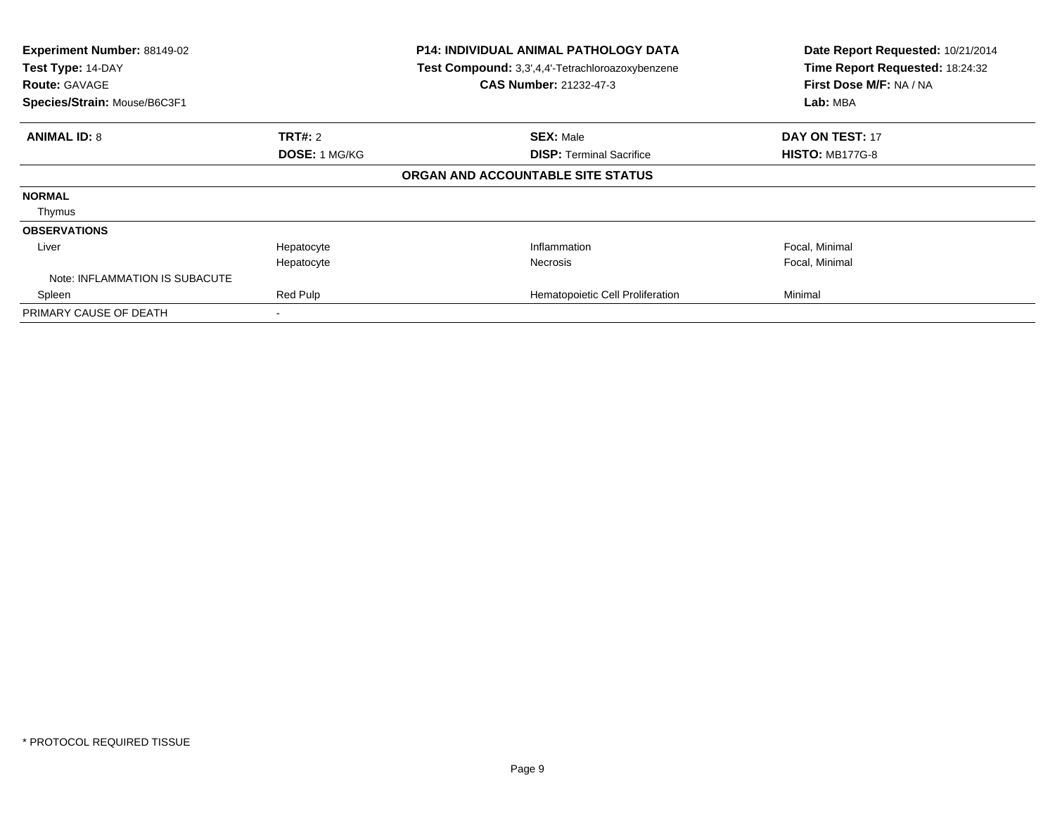**Experiment Number:** 88149-02
**Test Type:** 14-DAY
**Route:** GAVAGE
**Species/Strain:** Mouse/B6C3F1

**P14: INDIVIDUAL ANIMAL PATHOLOGY DATA**
**Test Compound:** 3,3',4,4'-Tetrachloroazoxybenzene
**CAS Number:** 21232-47-3

**Date Report Requested:** 10/21/2014
**Time Report Requested:** 18:24:32
**First Dose M/F:** NA / NA
**Lab:** MBA

| **ANIMAL ID:** 8 | **TRT#:** 2 | **SEX:** Male | **DAY ON TEST:** 17 |
|---|---|---|---|
| | **DOSE:** 1 MG/KG | **DISP:** Terminal Sacrifice | **HISTO:** MB177G-8 |

**ORGAN AND ACCOUNTABLE SITE STATUS**

| | | | |
|---|---|---|---|
| **NORMAL** | | | |
| Thymus | | | |
| **OBSERVATIONS** | | | |
| Liver | Hepatocyte | Inflammation | Focal, Minimal |
| | Hepatocyte | Necrosis | Focal, Minimal |
| Note: INFLAMMATION IS SUBACUTE | | | |
| Spleen | Red Pulp | Hematopoietic Cell Proliferation | Minimal |
| PRIMARY CAUSE OF DEATH | - | | |

* PROTOCOL REQUIRED TISSUE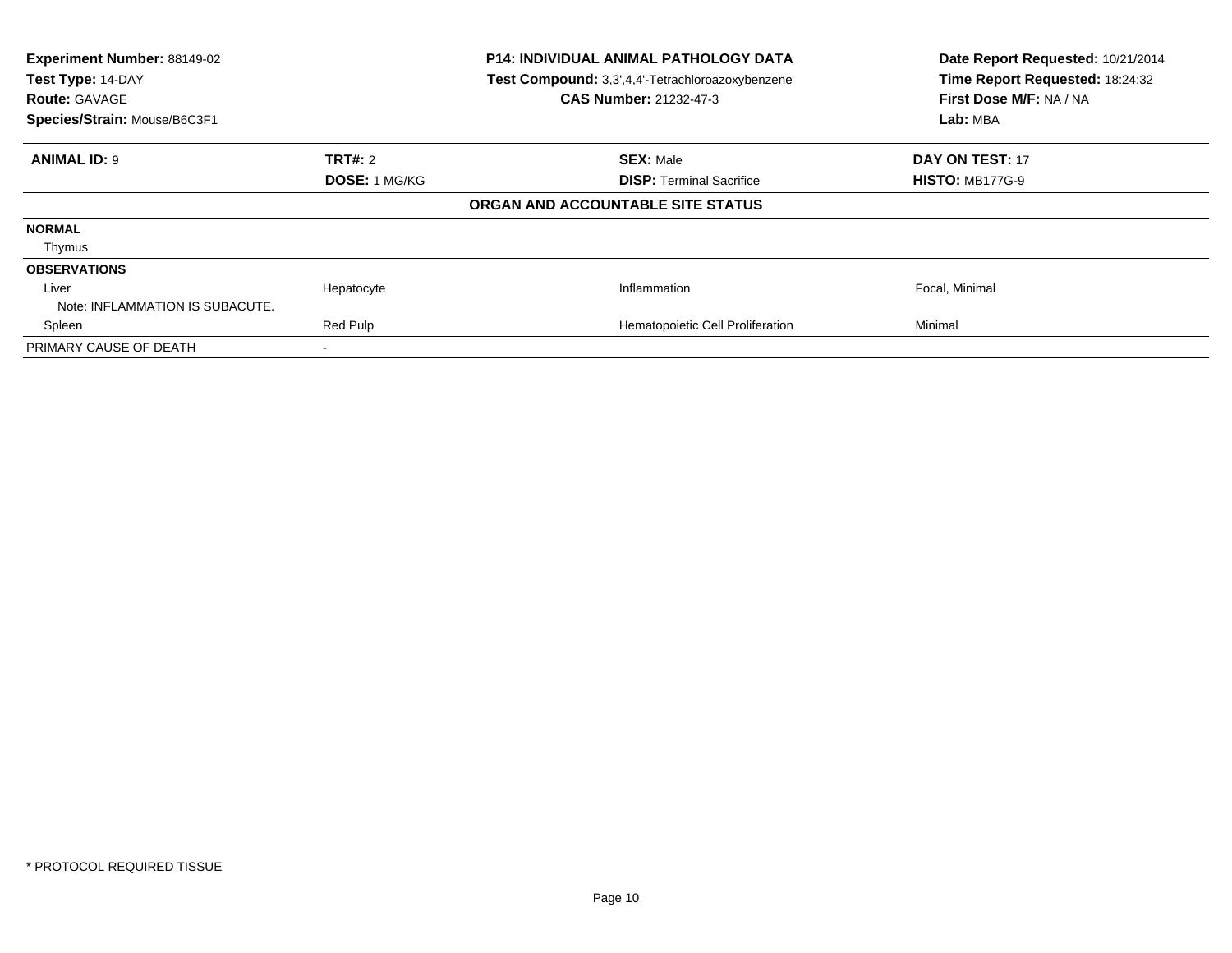**Experiment Number:** 88149-02
**Test Type:** 14-DAY
**Route:** GAVAGE
**Species/Strain:** Mouse/B6C3F1

**P14: INDIVIDUAL ANIMAL PATHOLOGY DATA**
**Test Compound:** 3,3',4,4'-Tetrachloroazoxybenzene
**CAS Number:** 21232-47-3

**Date Report Requested:** 10/21/2014
**Time Report Requested:** 18:24:32
**First Dose M/F:** NA / NA
**Lab:** MBA

| **ANIMAL ID:** 9 | **TRT#:** 2 | **SEX:** Male | **DAY ON TEST:** 17 |
|---|---|---|---|
| | **DOSE:** 1 MG/KG | **DISP:** Terminal Sacrifice | **HISTO:** MB177G-9 |

**ORGAN AND ACCOUNTABLE SITE STATUS**

| | | | |
|---|---|---|---|
| **NORMAL** | | | |
| Thymus | | | |
| **OBSERVATIONS** | | | |
| Liver | Hepatocyte | Inflammation | Focal, Minimal |
| Note: INFLAMMATION IS SUBACUTE. | | | |
| Spleen | Red Pulp | Hematopoietic Cell Proliferation | Minimal |
| PRIMARY CAUSE OF DEATH | - | | |

* PROTOCOL REQUIRED TISSUE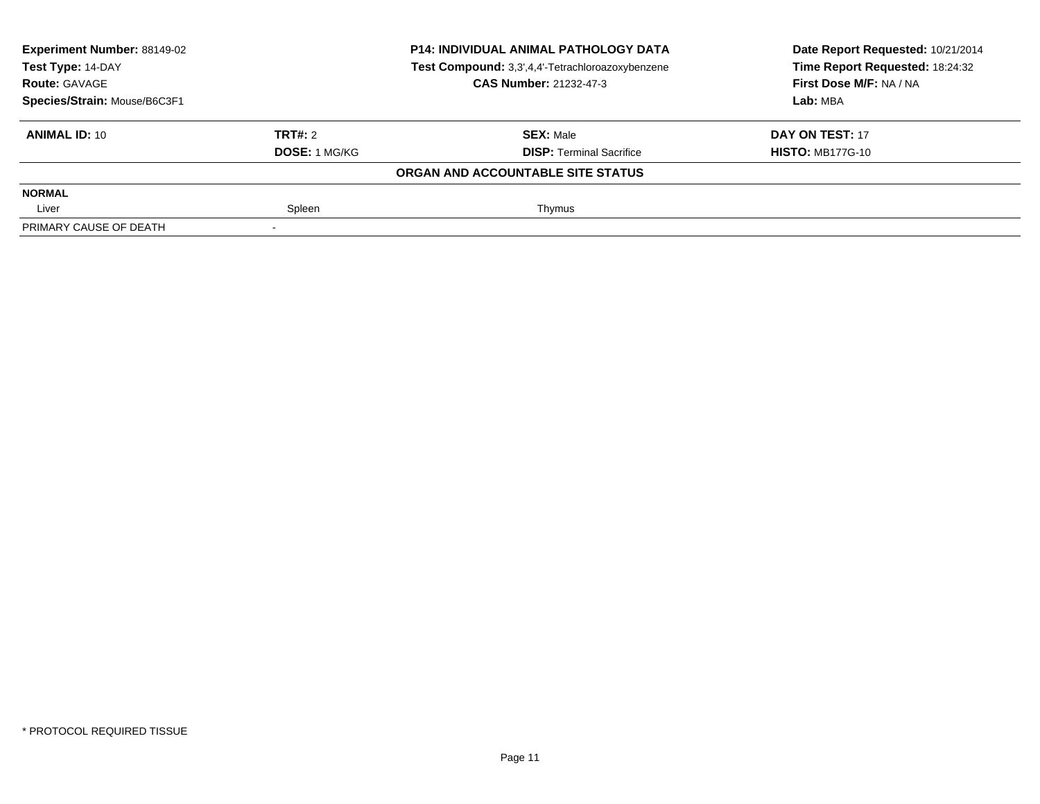| **Experiment Number:** 88149-02 | **P14: INDIVIDUAL ANIMAL PATHOLOGY DATA** | **Date Report Requested:** 10/21/2014 |
|---|---|---|
| **Test Type:** 14-DAY | **Test Compound:** 3,3',4,4'-Tetrachloroazoxybenzene | **Time Report Requested:** 18:24:32 |
| **Route:** GAVAGE | **CAS Number:** 21232-47-3 | **First Dose M/F:** NA / NA |
| **Species/Strain:** Mouse/B6C3F1 | | **Lab:** MBA |

| **ANIMAL ID:** 10 | **TRT#:** 2 | **SEX:** Male | **DAY ON TEST:** 17 |
|---|---|---|---|
| | **DOSE:** 1 MG/KG | **DISP:** Terminal Sacrifice | **HISTO:** MB177G-10 |

**ORGAN AND ACCOUNTABLE SITE STATUS**

| **NORMAL** | | |
|---|---|---|
| Liver | Spleen | Thymus |
| PRIMARY CAUSE OF DEATH | - | |

\* PROTOCOL REQUIRED TISSUE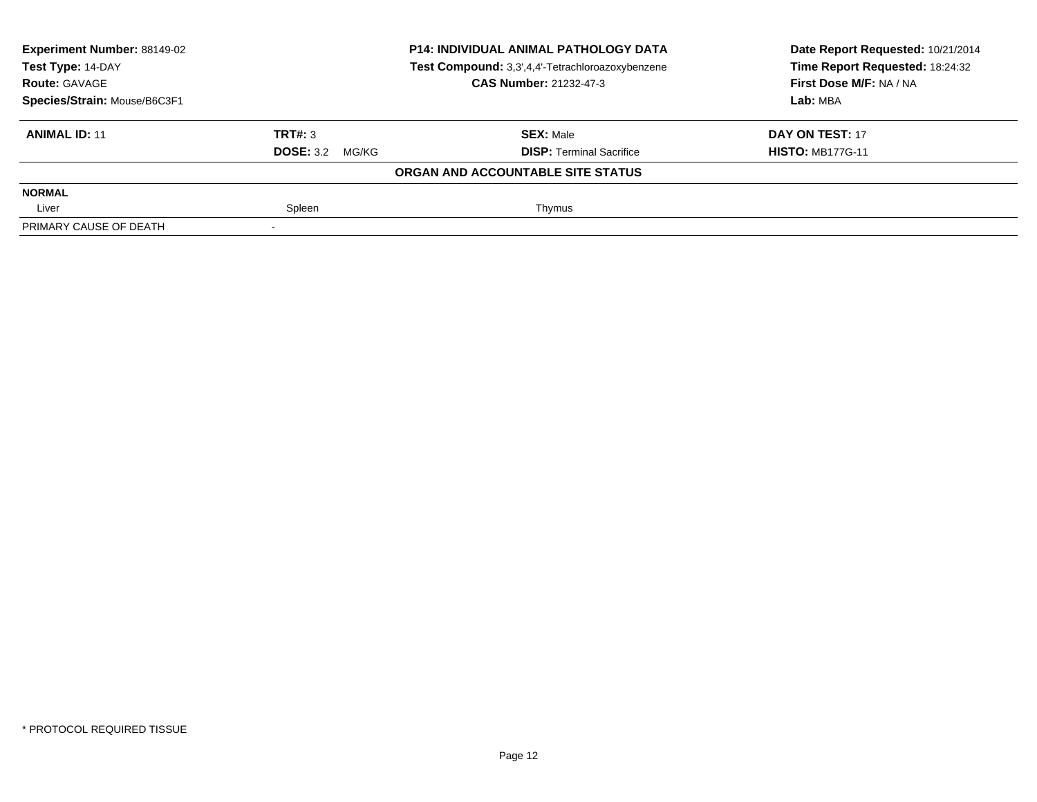**Experiment Number:** 88149-02
**Test Type:** 14-DAY
**Route:** GAVAGE
**Species/Strain:** Mouse/B6C3F1

**P14: INDIVIDUAL ANIMAL PATHOLOGY DATA**
**Test Compound:** 3,3',4,4'-Tetrachloroazoxybenzene
**CAS Number:** 21232-47-3

**Date Report Requested:** 10/21/2014
**Time Report Requested:** 18:24:32
**First Dose M/F:** NA / NA
**Lab:** MBA

| **ANIMAL ID:** 11 | **TRT#:** 3 | **SEX:** Male | **DAY ON TEST:** 17 |
|---|---|---|---|
| | **DOSE:** 3.2 MG/KG | **DISP:** Terminal Sacrifice | **HISTO:** MB177G-11 |

**ORGAN AND ACCOUNTABLE SITE STATUS**

| **NORMAL** | | |
|---|---|---|
| Liver | Spleen | Thymus |
| PRIMARY CAUSE OF DEATH | - | |

\* PROTOCOL REQUIRED TISSUE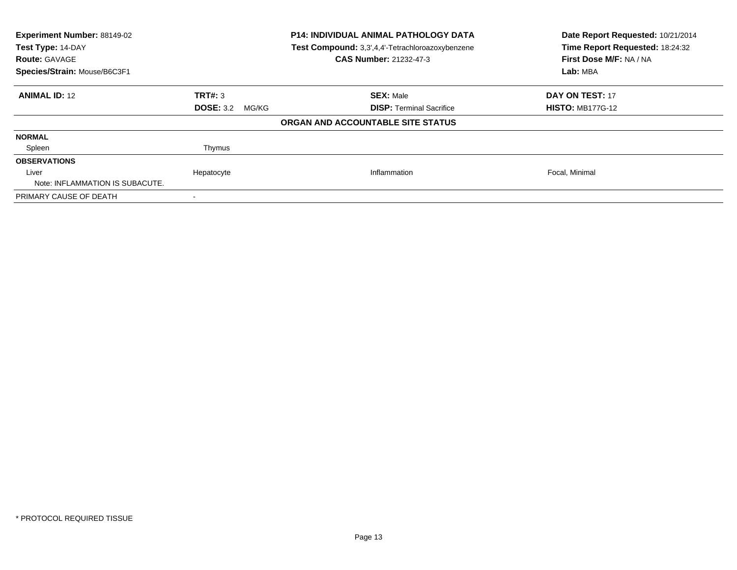**Experiment Number:** 88149-02
**Test Type:** 14-DAY
**Route:** GAVAGE
**Species/Strain:** Mouse/B6C3F1

**P14: INDIVIDUAL ANIMAL PATHOLOGY DATA**
**Test Compound:** 3,3',4,4'-Tetrachloroazoxybenzene
**CAS Number:** 21232-47-3

**Date Report Requested:** 10/21/2014
**Time Report Requested:** 18:24:32
**First Dose M/F:** NA / NA
**Lab:** MBA

| **ANIMAL ID:** 12 | **TRT#:** 3 | **SEX:** Male | **DAY ON TEST:** 17 |
|---|---|---|---|
| | **DOSE:** 3.2 MG/KG | **DISP:** Terminal Sacrifice | **HISTO:** MB177G-12 |

**ORGAN AND ACCOUNTABLE SITE STATUS**

| | | | |
|---|---|---|---|
| **NORMAL** | | | |
| Spleen | Thymus | | |
| **OBSERVATIONS** | | | |
| Liver | Hepatocyte | Inflammation | Focal, Minimal |
| Note: INFLAMMATION IS SUBACUTE. | | | |
| PRIMARY CAUSE OF DEATH | - | | |

* PROTOCOL REQUIRED TISSUE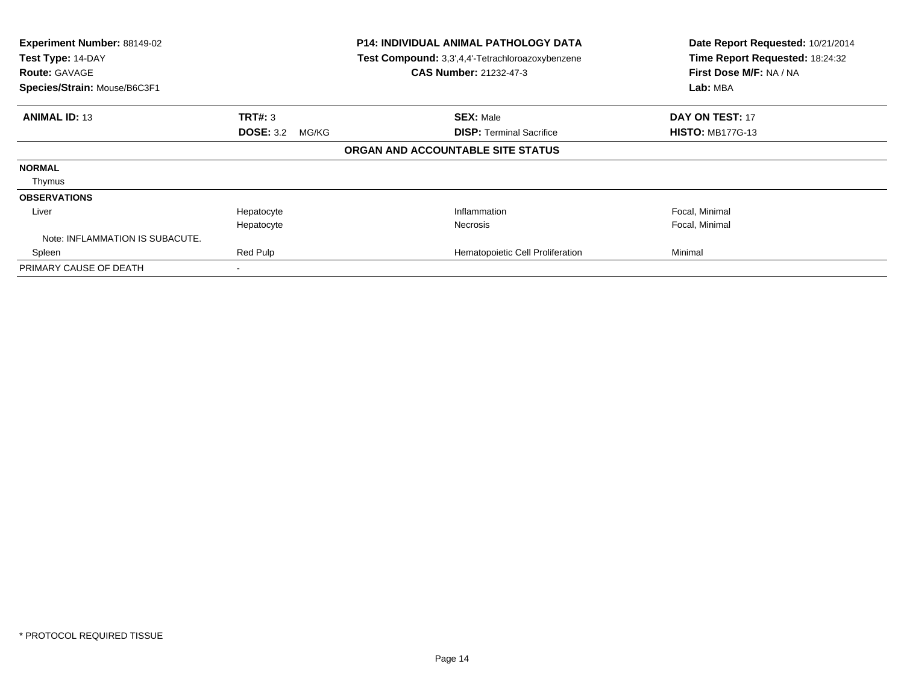**Experiment Number:** 88149-02
**Test Type:** 14-DAY
**Route:** GAVAGE
**Species/Strain:** Mouse/B6C3F1

**P14: INDIVIDUAL ANIMAL PATHOLOGY DATA**
**Test Compound:** 3,3',4,4'-Tetrachloroazoxybenzene
**CAS Number:** 21232-47-3

**Date Report Requested:** 10/21/2014
**Time Report Requested:** 18:24:32
**First Dose M/F:** NA / NA
**Lab:** MBA

| **ANIMAL ID:** 13 | **TRT#:** 3 | **SEX:** Male | **DAY ON TEST:** 17 |
|---|---|---|---|
| | **DOSE:** 3.2 MG/KG | **DISP:** Terminal Sacrifice | **HISTO:** MB177G-13 |

## ORGAN AND ACCOUNTABLE SITE STATUS

| | | | |
|---|---|---|---|
| **NORMAL** | | | |
| Thymus | | | |
| **OBSERVATIONS** | | | |
| Liver | Hepatocyte | Inflammation | Focal, Minimal |
| | Hepatocyte | Necrosis | Focal, Minimal |
| Note: INFLAMMATION IS SUBACUTE. | | | |
| Spleen | Red Pulp | Hematopoietic Cell Proliferation | Minimal |
| PRIMARY CAUSE OF DEATH | - | | |

\* PROTOCOL REQUIRED TISSUE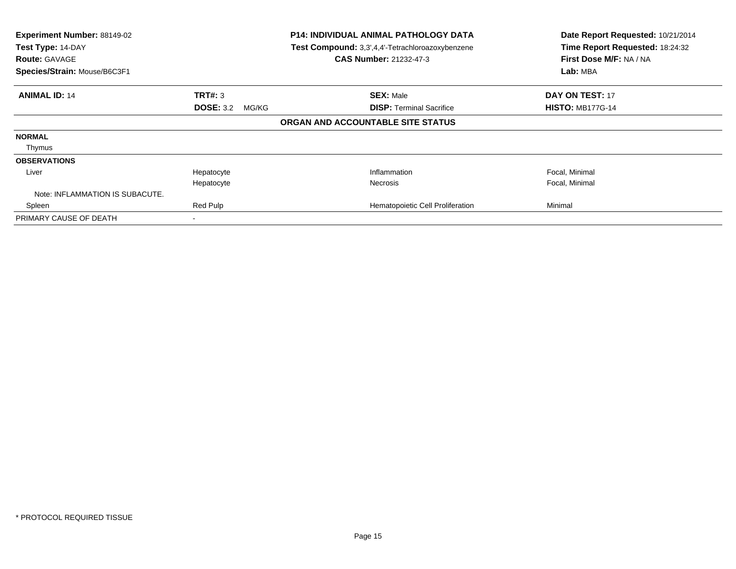**Experiment Number:** 88149-02
**Test Type:** 14-DAY
**Route:** GAVAGE
**Species/Strain:** Mouse/B6C3F1

**P14: INDIVIDUAL ANIMAL PATHOLOGY DATA**
**Test Compound:** 3,3',4,4'-Tetrachloroazoxybenzene
**CAS Number:** 21232-47-3

**Date Report Requested:** 10/21/2014
**Time Report Requested:** 18:24:32
**First Dose M/F:** NA / NA
**Lab:** MBA

| **ANIMAL ID:** 14 | **TRT#:** 3 | **SEX:** Male | **DAY ON TEST:** 17 |
|---|---|---|---|
| | **DOSE:** 3.2 MG/KG | **DISP:** Terminal Sacrifice | **HISTO:** MB177G-14 |

**ORGAN AND ACCOUNTABLE SITE STATUS**

| | | | |
|---|---|---|---|
| **NORMAL** | | | |
| Thymus | | | |
| **OBSERVATIONS** | | | |
| Liver | Hepatocyte | Inflammation | Focal, Minimal |
| | Hepatocyte | Necrosis | Focal, Minimal |
| Note: INFLAMMATION IS SUBACUTE. | | | |
| Spleen | Red Pulp | Hematopoietic Cell Proliferation | Minimal |
| PRIMARY CAUSE OF DEATH | - | | |

* PROTOCOL REQUIRED TISSUE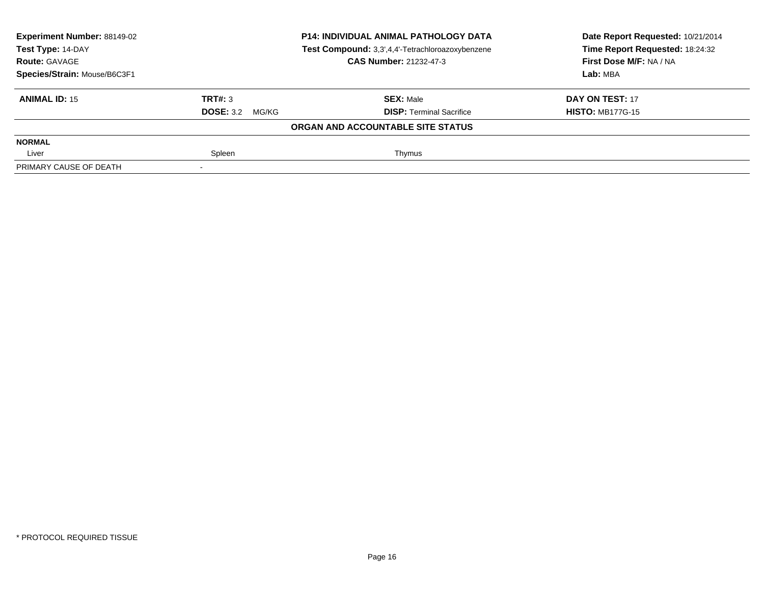**Experiment Number:** 88149-02
**Test Type:** 14-DAY
**Route:** GAVAGE
**Species/Strain:** Mouse/B6C3F1

**P14: INDIVIDUAL ANIMAL PATHOLOGY DATA**
**Test Compound:** 3,3',4,4'-Tetrachloroazoxybenzene
**CAS Number:** 21232-47-3

**Date Report Requested:** 10/21/2014
**Time Report Requested:** 18:24:32
**First Dose M/F:** NA / NA
**Lab:** MBA

| **ANIMAL ID:** 15 | **TRT#:** 3 | **SEX:** Male | **DAY ON TEST:** 17 |
|---|---|---|---|
| | **DOSE:** 3.2 MG/KG | **DISP:** Terminal Sacrifice | **HISTO:** MB177G-15 |

**ORGAN AND ACCOUNTABLE SITE STATUS**

| **NORMAL** | | | |
|---|---|---|---|
| Liver | Spleen | Thymus | |
| PRIMARY CAUSE OF DEATH | - | | |

* PROTOCOL REQUIRED TISSUE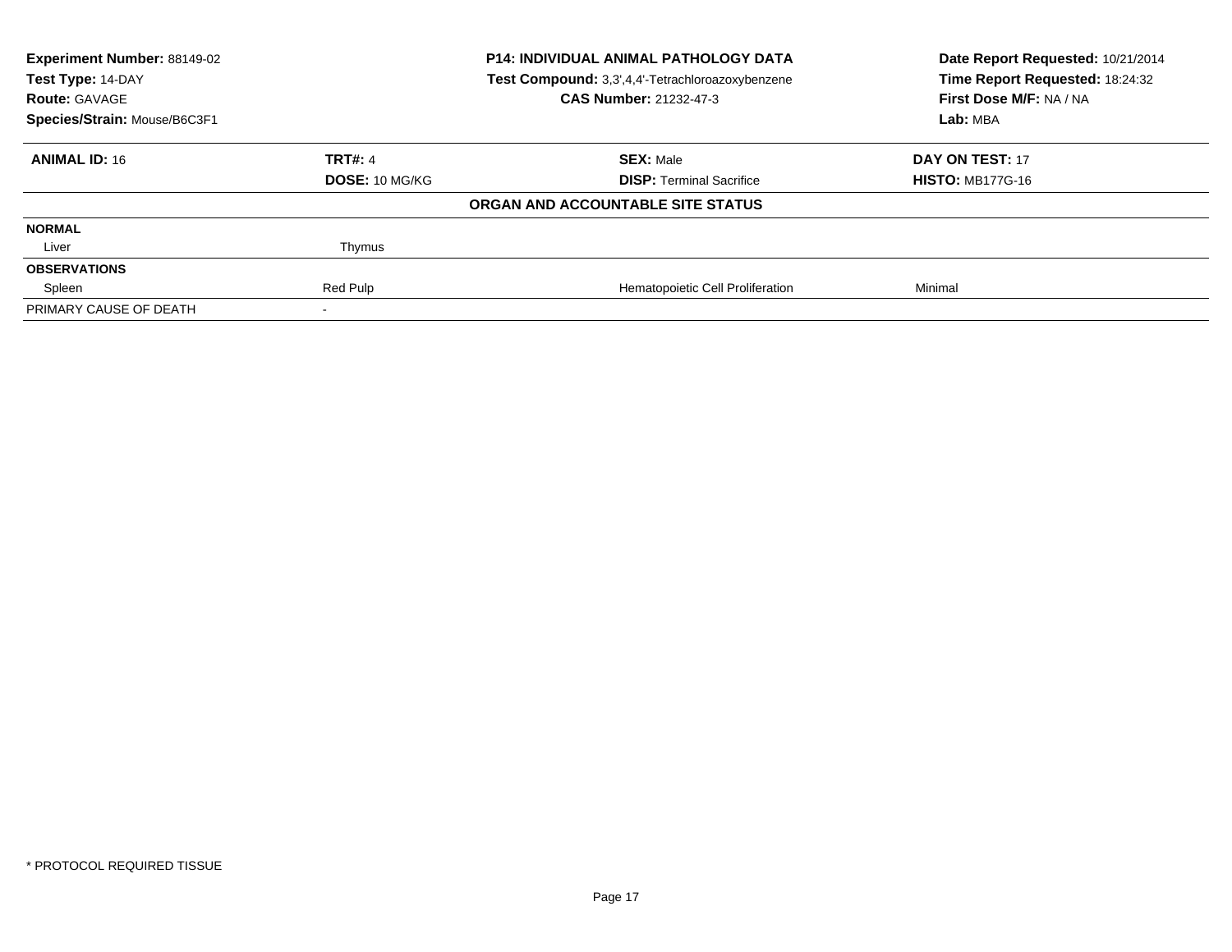| **Experiment Number:** 88149-02 | **P14: INDIVIDUAL ANIMAL PATHOLOGY DATA** | **Date Report Requested:** 10/21/2014 |
|---|---|---|
| **Test Type:** 14-DAY | **Test Compound:** 3,3',4,4'-Tetrachloroazoxybenzene | **Time Report Requested:** 18:24:32 |
| **Route:** GAVAGE | **CAS Number:** 21232-47-3 | **First Dose M/F:** NA / NA |
| **Species/Strain:** Mouse/B6C3F1 | | **Lab:** MBA |

| **ANIMAL ID:** 16 | **TRT#:** 4 | **SEX:** Male | **DAY ON TEST:** 17 |
|---|---|---|---|
| | **DOSE:** 10 MG/KG | **DISP:** Terminal Sacrifice | **HISTO:** MB177G-16 |
| | | **ORGAN AND ACCOUNTABLE SITE STATUS** | |
| **NORMAL** | | | |
| Liver | Thymus | | |
| **OBSERVATIONS** | | | |
| Spleen | Red Pulp | Hematopoietic Cell Proliferation | Minimal |
| PRIMARY CAUSE OF DEATH | - | | |

\* PROTOCOL REQUIRED TISSUE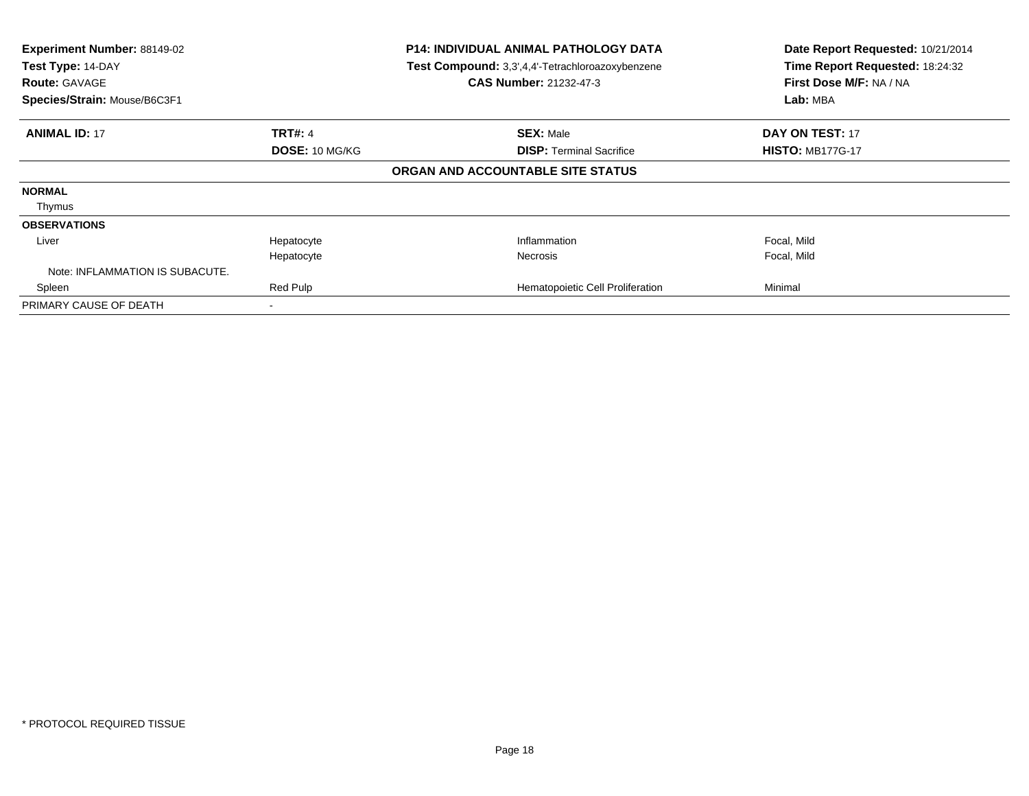**Experiment Number:** 88149-02
**Test Type:** 14-DAY
**Route:** GAVAGE
**Species/Strain:** Mouse/B6C3F1

**P14: INDIVIDUAL ANIMAL PATHOLOGY DATA**
**Test Compound:** 3,3',4,4'-Tetrachloroazoxybenzene
**CAS Number:** 21232-47-3

**Date Report Requested:** 10/21/2014
**Time Report Requested:** 18:24:32
**First Dose M/F:** NA / NA
**Lab:** MBA

| **ANIMAL ID:** 17 | **TRT#:** 4 | **SEX:** Male | **DAY ON TEST:** 17 |
|---|---|---|---|
| | **DOSE:** 10 MG/KG | **DISP:** Terminal Sacrifice | **HISTO:** MB177G-17 |

**ORGAN AND ACCOUNTABLE SITE STATUS**

| | | | |
|---|---|---|---|
| **NORMAL** | | | |
| Thymus | | | |
| **OBSERVATIONS** | | | |
| Liver | Hepatocyte | Inflammation | Focal, Mild |
| | Hepatocyte | Necrosis | Focal, Mild |
| Note: INFLAMMATION IS SUBACUTE. | | | |
| Spleen | Red Pulp | Hematopoietic Cell Proliferation | Minimal |
| PRIMARY CAUSE OF DEATH | - | | |

* PROTOCOL REQUIRED TISSUE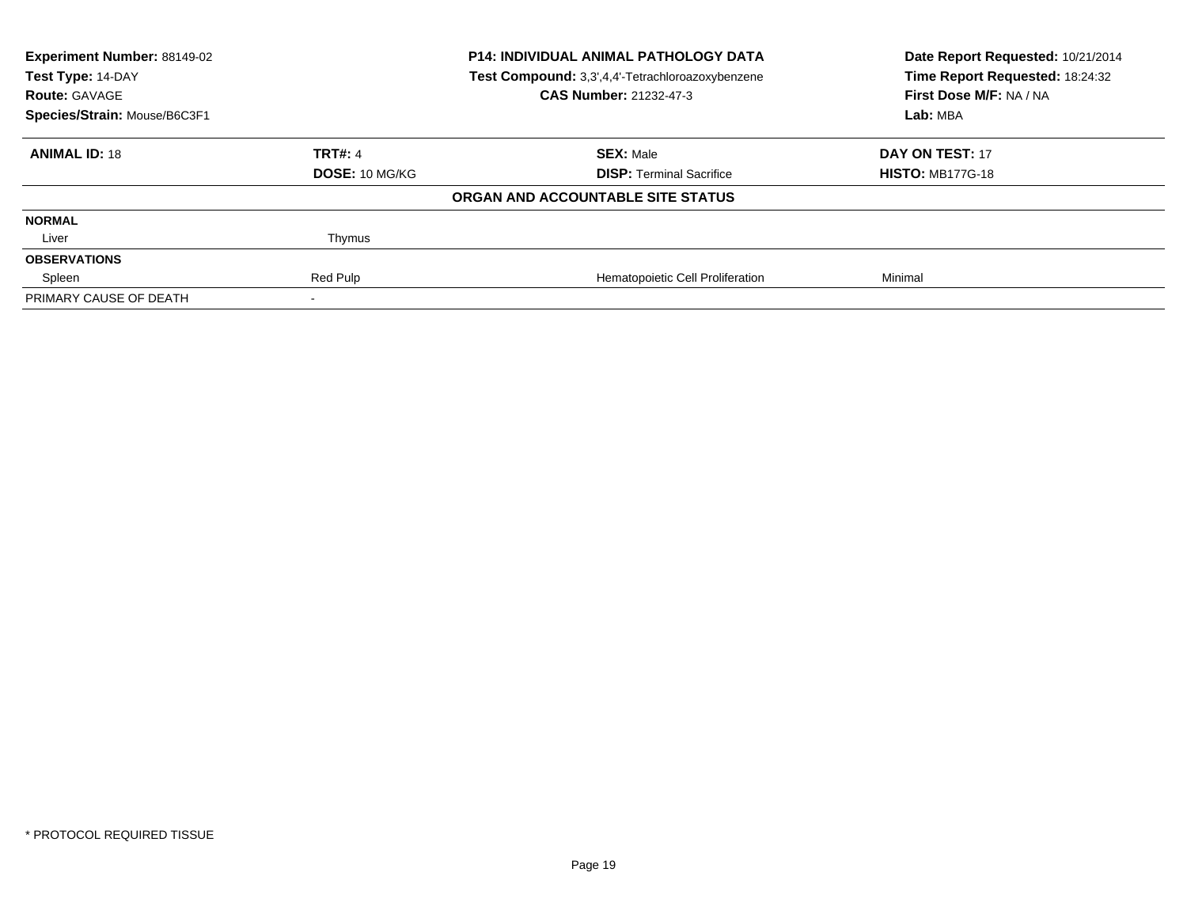**Experiment Number:** 88149-02
**Test Type:** 14-DAY
**Route:** GAVAGE
**Species/Strain:** Mouse/B6C3F1

**P14: INDIVIDUAL ANIMAL PATHOLOGY DATA**
**Test Compound:** 3,3',4,4'-Tetrachloroazoxybenzene
**CAS Number:** 21232-47-3

**Date Report Requested:** 10/21/2014
**Time Report Requested:** 18:24:32
**First Dose M/F:** NA / NA
**Lab:** MBA

| **ANIMAL ID:** 18 | **TRT#:** 4 | **SEX:** Male | **DAY ON TEST:** 17 |
|---|---|---|---|
| | **DOSE:** 10 MG/KG | **DISP:** Terminal Sacrifice | **HISTO:** MB177G-18 |
| | | **ORGAN AND ACCOUNTABLE SITE STATUS** | |
| **NORMAL** | | | |
| Liver | Thymus | | |
| **OBSERVATIONS** | | | |
| Spleen | Red Pulp | Hematopoietic Cell Proliferation | Minimal |
| PRIMARY CAUSE OF DEATH | - | | |

\* PROTOCOL REQUIRED TISSUE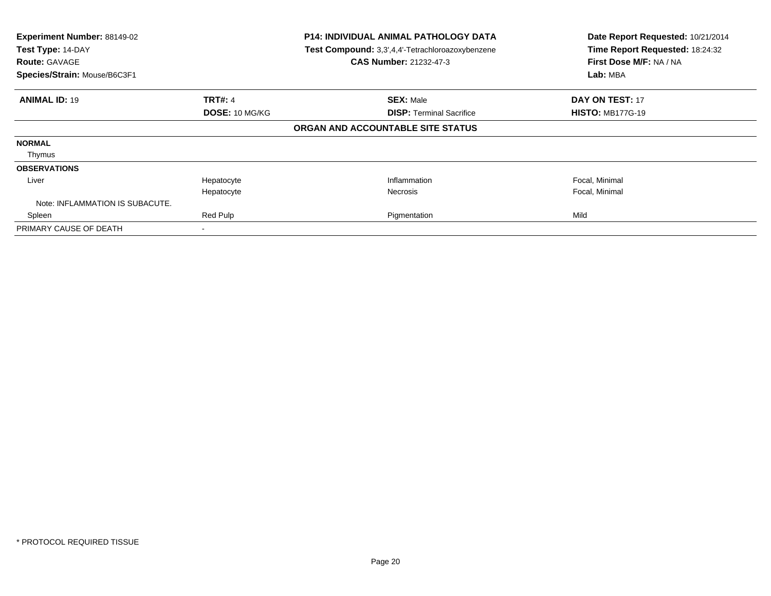**Experiment Number:** 88149-02
**Test Type:** 14-DAY
**Route:** GAVAGE
**Species/Strain:** Mouse/B6C3F1

**P14: INDIVIDUAL ANIMAL PATHOLOGY DATA**
**Test Compound:** 3,3',4,4'-Tetrachloroazoxybenzene
**CAS Number:** 21232-47-3

**Date Report Requested:** 10/21/2014
**Time Report Requested:** 18:24:32
**First Dose M/F:** NA / NA
**Lab:** MBA

| **ANIMAL ID:** 19 | **TRT#:** 4 | **SEX:** Male | **DAY ON TEST:** 17 |
|---|---|---|---|
| | **DOSE:** 10 MG/KG | **DISP:** Terminal Sacrifice | **HISTO:** MB177G-19 |

**ORGAN AND ACCOUNTABLE SITE STATUS**

| | | | |
|---|---|---|---|
| **NORMAL** | | | |
| Thymus | | | |
| **OBSERVATIONS** | | | |
| Liver | Hepatocyte | Inflammation | Focal, Minimal |
| | Hepatocyte | Necrosis | Focal, Minimal |
| Note: INFLAMMATION IS SUBACUTE. | | | |
| Spleen | Red Pulp | Pigmentation | Mild |
| PRIMARY CAUSE OF DEATH | - | | |

* PROTOCOL REQUIRED TISSUE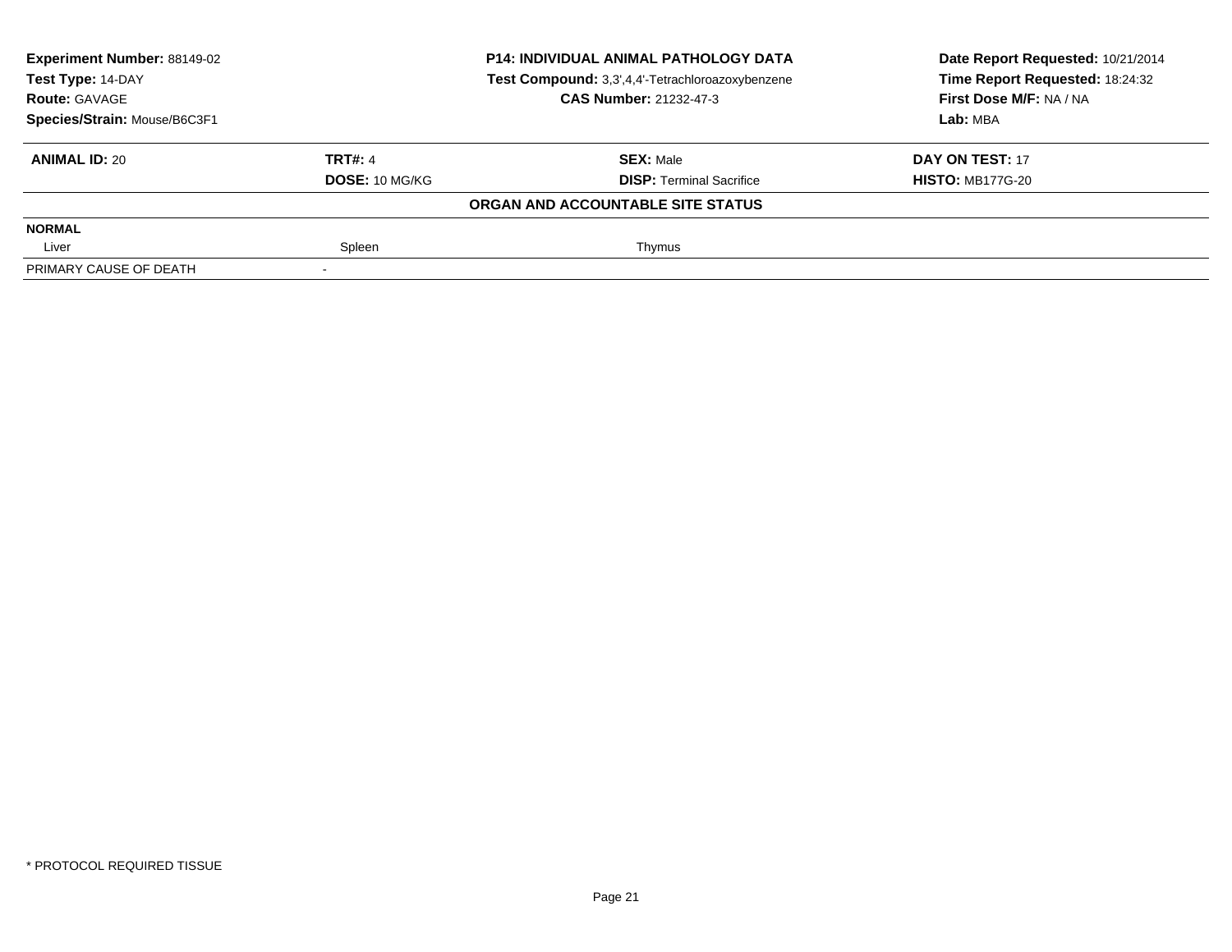| **Experiment Number:** 88149-02 | **P14: INDIVIDUAL ANIMAL PATHOLOGY DATA** | **Date Report Requested:** 10/21/2014 |
|---|---|---|
| **Test Type:** 14-DAY | **Test Compound:** 3,3',4,4'-Tetrachloroazoxybenzene | **Time Report Requested:** 18:24:32 |
| **Route:** GAVAGE | **CAS Number:** 21232-47-3 | **First Dose M/F:** NA / NA |
| **Species/Strain:** Mouse/B6C3F1 | | **Lab:** MBA |

| **ANIMAL ID:** 20 | **TRT#:** 4 | **SEX:** Male | **DAY ON TEST:** 17 |
|---|---|---|---|
| | **DOSE:** 10 MG/KG | **DISP:** Terminal Sacrifice | **HISTO:** MB177G-20 |

**ORGAN AND ACCOUNTABLE SITE STATUS**

| **NORMAL** | | | |
|---|---|---|---|
| Liver | Spleen | Thymus | |
| PRIMARY CAUSE OF DEATH | - | | |

* PROTOCOL REQUIRED TISSUE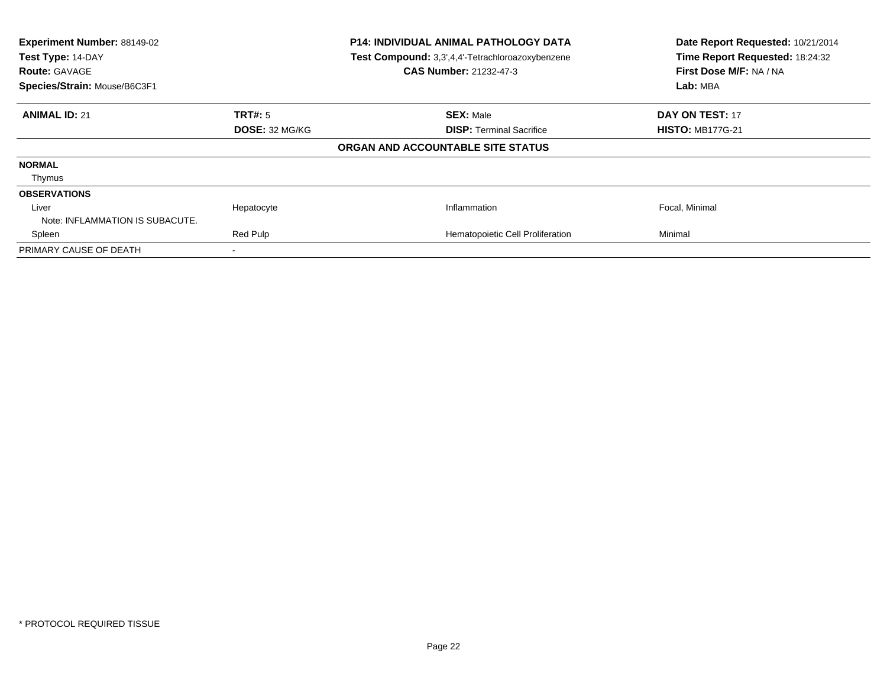**Experiment Number:** 88149-02
**Test Type:** 14-DAY
**Route:** GAVAGE
**Species/Strain:** Mouse/B6C3F1

**P14: INDIVIDUAL ANIMAL PATHOLOGY DATA**
**Test Compound:** 3,3',4,4'-Tetrachloroazoxybenzene
**CAS Number:** 21232-47-3

**Date Report Requested:** 10/21/2014
**Time Report Requested:** 18:24:32
**First Dose M/F:** NA / NA
**Lab:** MBA

| **ANIMAL ID:** 21 | **TRT#:** 5 | **SEX:** Male | **DAY ON TEST:** 17 |
|---|---|---|---|
| | **DOSE:** 32 MG/KG | **DISP:** Terminal Sacrifice | **HISTO:** MB177G-21 |

**ORGAN AND ACCOUNTABLE SITE STATUS**

| | | | |
|---|---|---|---|
| **NORMAL** | | | |
| Thymus | | | |
| **OBSERVATIONS** | | | |
| Liver | Hepatocyte | Inflammation | Focal, Minimal |
| Note: INFLAMMATION IS SUBACUTE. | | | |
| Spleen | Red Pulp | Hematopoietic Cell Proliferation | Minimal |
| PRIMARY CAUSE OF DEATH | - | | |

* PROTOCOL REQUIRED TISSUE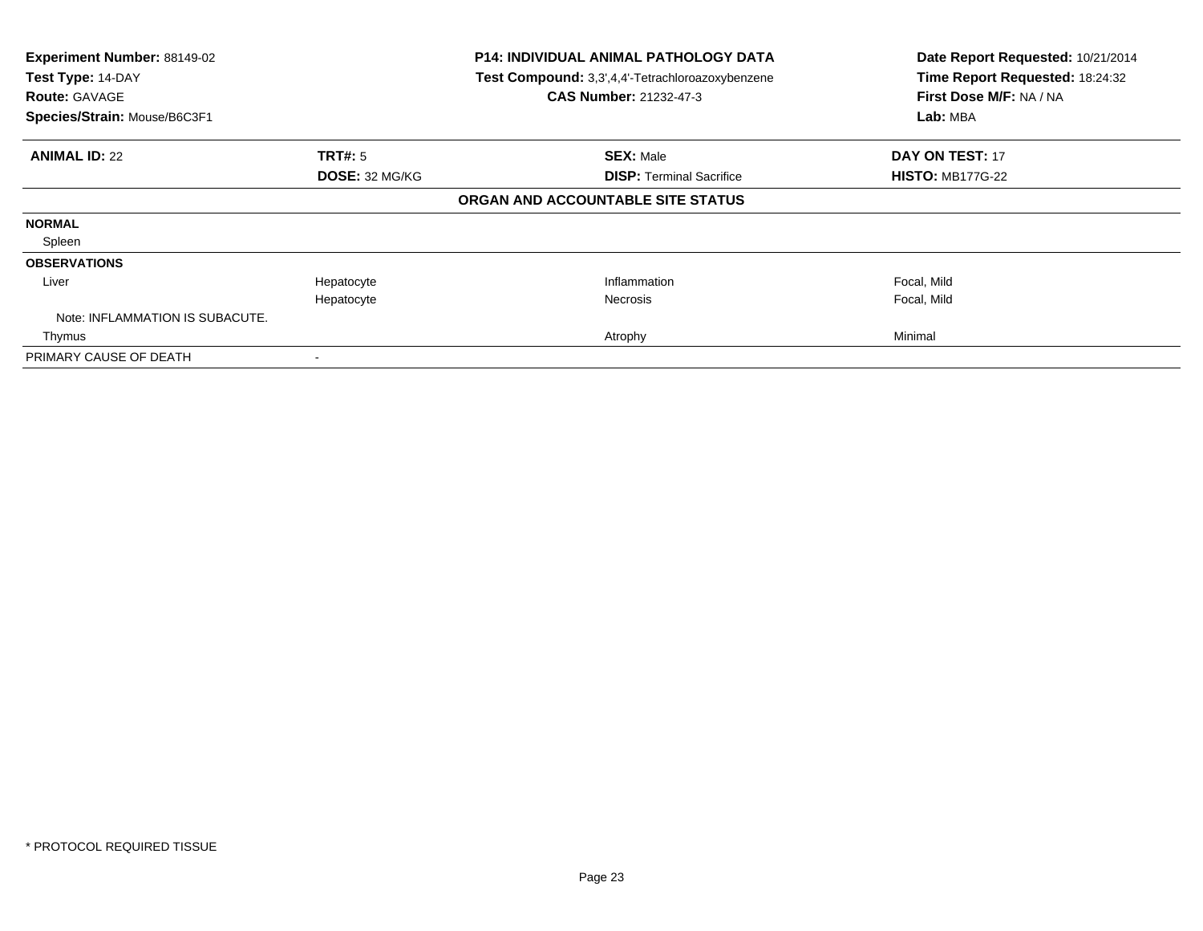| Experiment Number: 88149-02 | P14: INDIVIDUAL ANIMAL PATHOLOGY DATA | Date Report Requested: 10/21/2014 |
|---|---|---|
| Test Type: 14-DAY | Test Compound: 3,3',4,4'-Tetrachloroazoxybenzene | Time Report Requested: 18:24:32 |
| Route: GAVAGE | CAS Number: 21232-47-3 | First Dose M/F: NA / NA |
| Species/Strain: Mouse/B6C3F1 | | Lab: MBA |

| **ANIMAL ID:** 22 | **TRT#:** 5 | **SEX:** Male | **DAY ON TEST:** 17 |
|---|---|---|---|
| | **DOSE:** 32 MG/KG | **DISP:** Terminal Sacrifice | **HISTO:** MB177G-22 |

**ORGAN AND ACCOUNTABLE SITE STATUS**

| | | | |
|---|---|---|---|
| **NORMAL** | | | |
| Spleen | | | |
| **OBSERVATIONS** | | | |
| Liver | Hepatocyte | Inflammation | Focal, Mild |
| | Hepatocyte | Necrosis | Focal, Mild |
| Note: INFLAMMATION IS SUBACUTE. | | | |
| Thymus | | Atrophy | Minimal |
| PRIMARY CAUSE OF DEATH | - | | |

* PROTOCOL REQUIRED TISSUE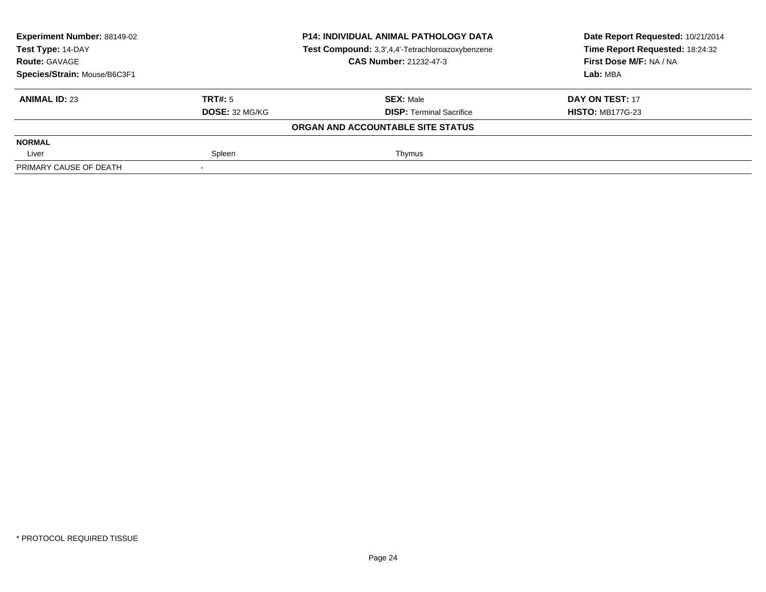**Experiment Number:** 88149-02
**Test Type:** 14-DAY
**Route:** GAVAGE
**Species/Strain:** Mouse/B6C3F1

**P14: INDIVIDUAL ANIMAL PATHOLOGY DATA**
**Test Compound:** 3,3',4,4'-Tetrachloroazoxybenzene
**CAS Number:** 21232-47-3

**Date Report Requested:** 10/21/2014
**Time Report Requested:** 18:24:32
**First Dose M/F:** NA / NA
**Lab:** MBA

| **ANIMAL ID:** 23 | **TRT#:** 5 | **SEX:** Male | **DAY ON TEST:** 17 |
|---|---|---|---|
| | **DOSE:** 32 MG/KG | **DISP:** Terminal Sacrifice | **HISTO:** MB177G-23 |

**ORGAN AND ACCOUNTABLE SITE STATUS**

| **NORMAL** | | | |
|---|---|---|---|
| Liver | Spleen | Thymus | |
| PRIMARY CAUSE OF DEATH | - | | |

\* PROTOCOL REQUIRED TISSUE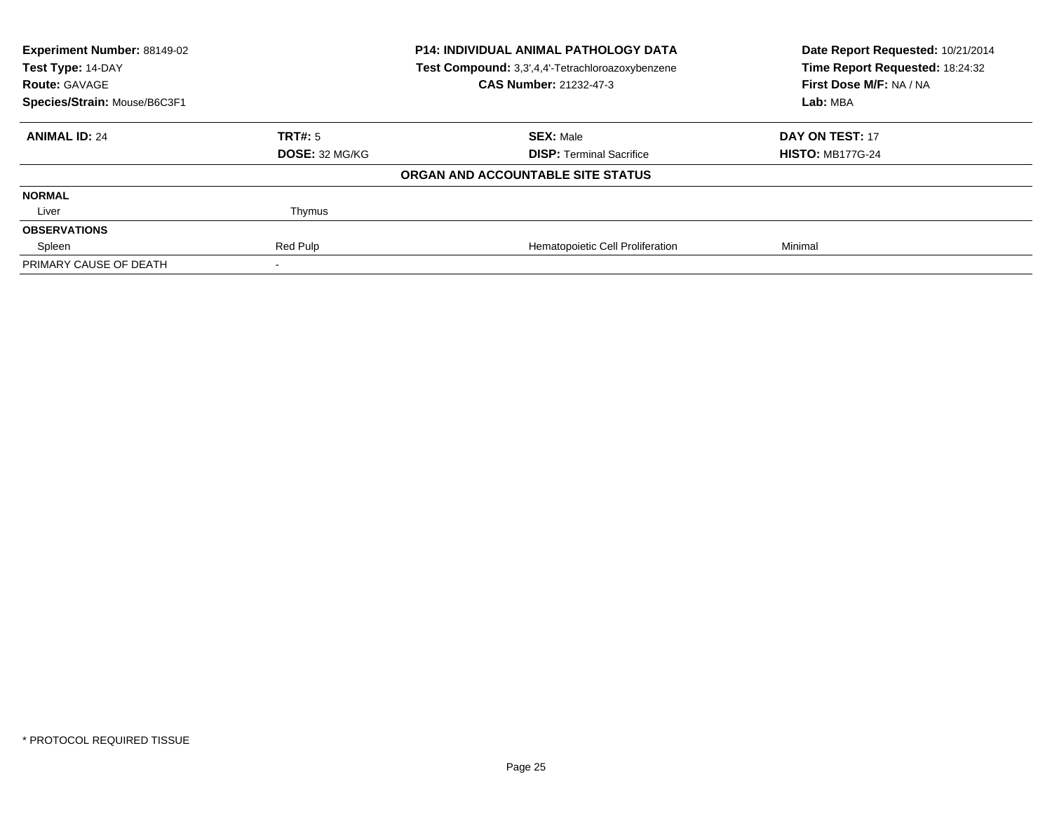| | | | |
|---|---|---|---|
| **Experiment Number:** 88149-02 | | **P14: INDIVIDUAL ANIMAL PATHOLOGY DATA** | **Date Report Requested:** 10/21/2014 |
| **Test Type:** 14-DAY | | **Test Compound:** 3,3',4,4'-Tetrachloroazoxybenzene | **Time Report Requested:** 18:24:32 |
| **Route:** GAVAGE | | **CAS Number:** 21232-47-3 | **First Dose M/F:** NA / NA |
| **Species/Strain:** Mouse/B6C3F1 | | | **Lab:** MBA |

| **ANIMAL ID:** 24 | **TRT#:** 5 | **SEX:** Male | **DAY ON TEST:** 17 |
|---|---|---|---|
| | **DOSE:** 32 MG/KG | **DISP:** Terminal Sacrifice | **HISTO:** MB177G-24 |
| | | **ORGAN AND ACCOUNTABLE SITE STATUS** | |
| **NORMAL** | | | |
| Liver | Thymus | | |
| **OBSERVATIONS** | | | |
| Spleen | Red Pulp | Hematopoietic Cell Proliferation | Minimal |
| PRIMARY CAUSE OF DEATH | - | | |

\* PROTOCOL REQUIRED TISSUE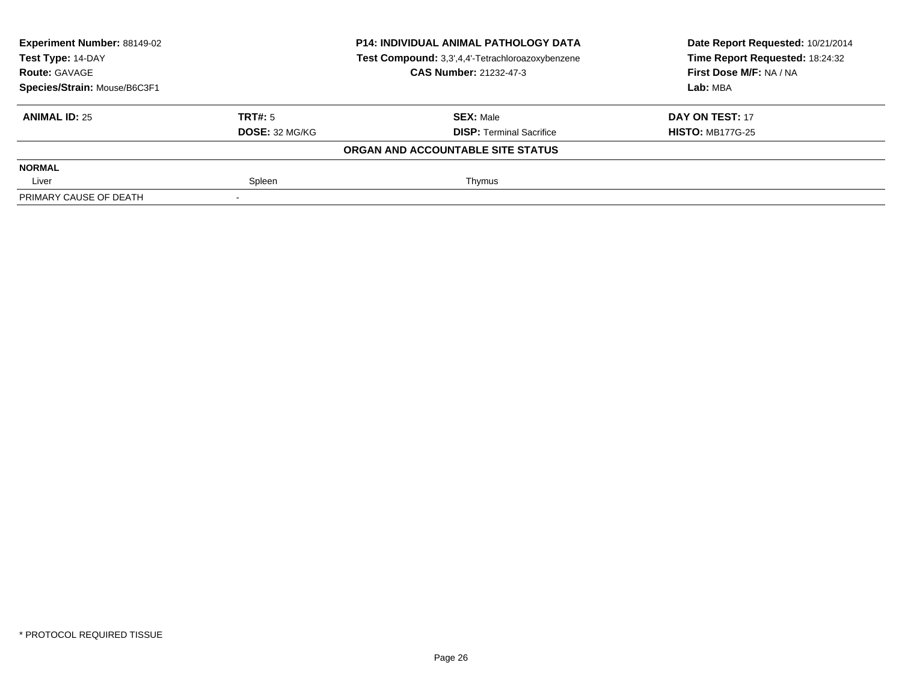**Experiment Number:** 88149-02
**Test Type:** 14-DAY
**Route:** GAVAGE
**Species/Strain:** Mouse/B6C3F1

**P14: INDIVIDUAL ANIMAL PATHOLOGY DATA**
**Test Compound:** 3,3',4,4'-Tetrachloroazoxybenzene
**CAS Number:** 21232-47-3

**Date Report Requested:** 10/21/2014
**Time Report Requested:** 18:24:32
**First Dose M/F:** NA / NA
**Lab:** MBA

| **ANIMAL ID:** 25 | **TRT#:** 5 | **SEX:** Male | **DAY ON TEST:** 17 |
|---|---|---|---|
| | **DOSE:** 32 MG/KG | **DISP:** Terminal Sacrifice | **HISTO:** MB177G-25 |

**ORGAN AND ACCOUNTABLE SITE STATUS**

| **NORMAL** | | | |
|---|---|---|---|
| Liver | Spleen | Thymus | |
| PRIMARY CAUSE OF DEATH | - | | |

* PROTOCOL REQUIRED TISSUE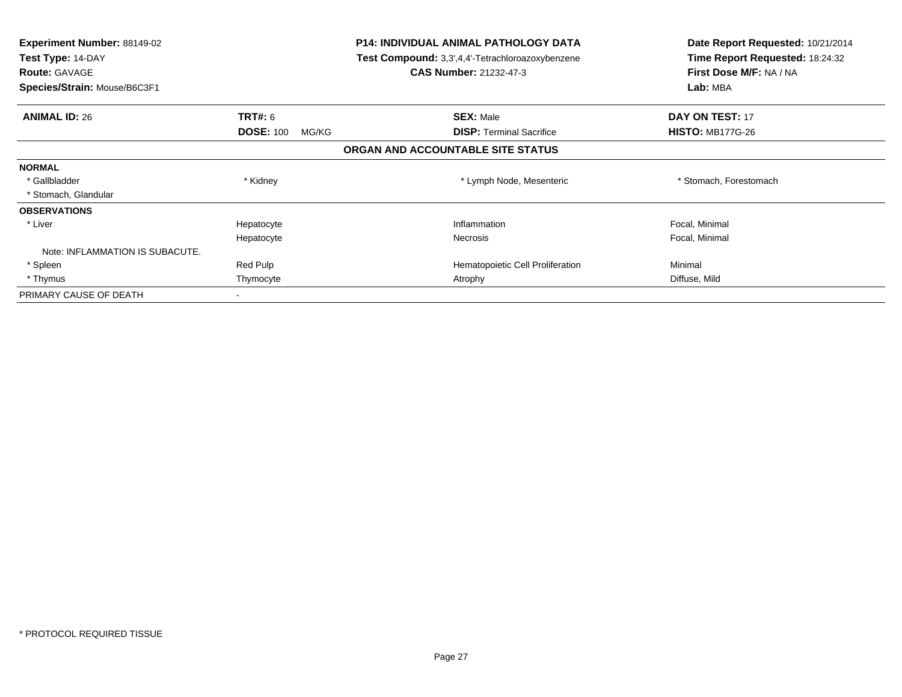**Experiment Number:** 88149-02
**Test Type:** 14-DAY
**Route:** GAVAGE
**Species/Strain:** Mouse/B6C3F1

**P14: INDIVIDUAL ANIMAL PATHOLOGY DATA**
**Test Compound:** 3,3',4,4'-Tetrachloroazoxybenzene
**CAS Number:** 21232-47-3

**Date Report Requested:** 10/21/2014
**Time Report Requested:** 18:24:32
**First Dose M/F:** NA / NA
**Lab:** MBA

| **ANIMAL ID:** 26 | **TRT#:** 6 | **SEX:** Male | **DAY ON TEST:** 17 |
|---|---|---|---|
| | **DOSE:** 100 MG/KG | **DISP:** Terminal Sacrifice | **HISTO:** MB177G-26 |

## ORGAN AND ACCOUNTABLE SITE STATUS

| | | | |
|---|---|---|---|
| **NORMAL** | | | |
| * Gallbladder | * Kidney | * Lymph Node, Mesenteric | * Stomach, Forestomach |
| * Stomach, Glandular | | | |
| **OBSERVATIONS** | | | |
| * Liver | Hepatocyte | Inflammation | Focal, Minimal |
| | Hepatocyte | Necrosis | Focal, Minimal |
| Note: INFLAMMATION IS SUBACUTE. | | | |
| * Spleen | Red Pulp | Hematopoietic Cell Proliferation | Minimal |
| * Thymus | Thymocyte | Atrophy | Diffuse, Mild |
| PRIMARY CAUSE OF DEATH | - | | |

\* PROTOCOL REQUIRED TISSUE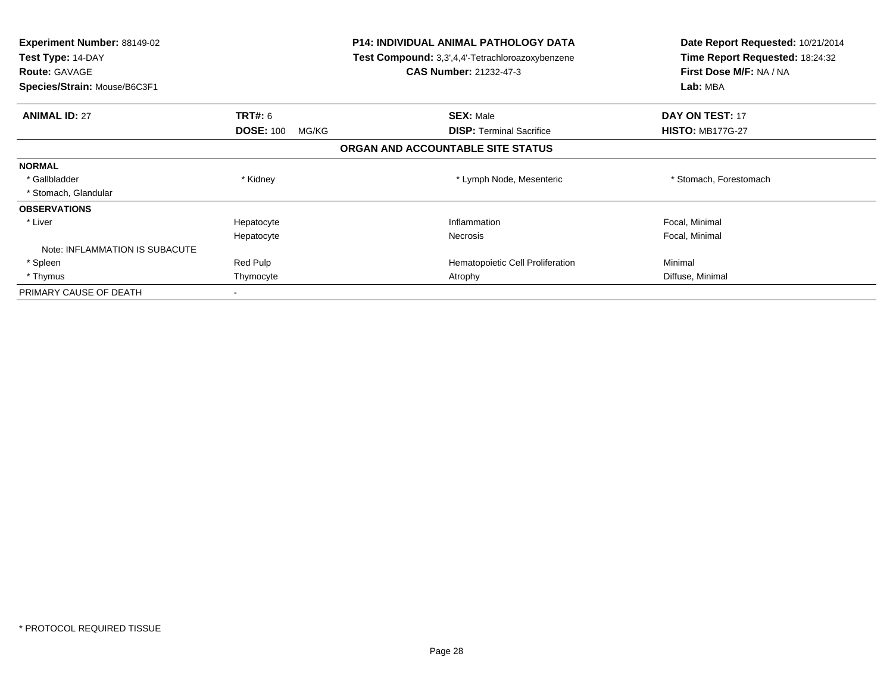**Experiment Number:** 88149-02
**Test Type:** 14-DAY
**Route:** GAVAGE
**Species/Strain:** Mouse/B6C3F1

**P14: INDIVIDUAL ANIMAL PATHOLOGY DATA**
**Test Compound:** 3,3',4,4'-Tetrachloroazoxybenzene
**CAS Number:** 21232-47-3

**Date Report Requested:** 10/21/2014
**Time Report Requested:** 18:24:32
**First Dose M/F:** NA / NA
**Lab:** MBA

| **ANIMAL ID:** 27 | **TRT#:** 6 | **SEX:** Male | **DAY ON TEST:** 17 |
|---|---|---|---|
| | **DOSE:** 100 MG/KG | **DISP:** Terminal Sacrifice | **HISTO:** MB177G-27 |

**ORGAN AND ACCOUNTABLE SITE STATUS**

| | | | |
|---|---|---|---|
| **NORMAL** | | | |
| * Gallbladder | * Kidney | * Lymph Node, Mesenteric | * Stomach, Forestomach |
| * Stomach, Glandular | | | |
| **OBSERVATIONS** | | | |
| * Liver | Hepatocyte | Inflammation | Focal, Minimal |
| | Hepatocyte | Necrosis | Focal, Minimal |
| Note: INFLAMMATION IS SUBACUTE | | | |
| * Spleen | Red Pulp | Hematopoietic Cell Proliferation | Minimal |
| * Thymus | Thymocyte | Atrophy | Diffuse, Minimal |
| PRIMARY CAUSE OF DEATH | - | | |

* PROTOCOL REQUIRED TISSUE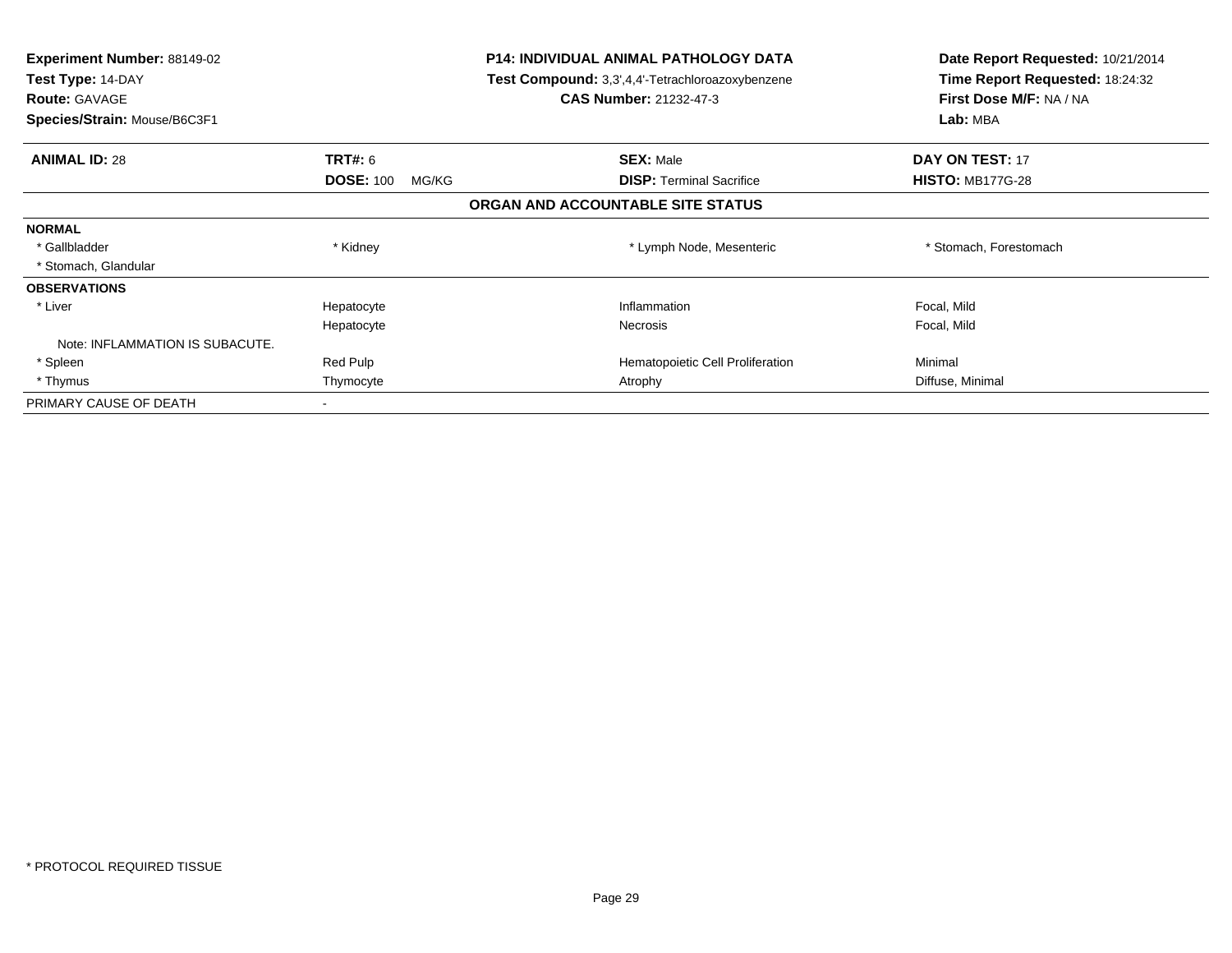**Experiment Number:** 88149-02
**Test Type:** 14-DAY
**Route:** GAVAGE
**Species/Strain:** Mouse/B6C3F1

**P14: INDIVIDUAL ANIMAL PATHOLOGY DATA**
**Test Compound:** 3,3',4,4'-Tetrachloroazoxybenzene
**CAS Number:** 21232-47-3

**Date Report Requested:** 10/21/2014
**Time Report Requested:** 18:24:32
**First Dose M/F:** NA / NA
**Lab:** MBA

| **ANIMAL ID:** 28 | **TRT#:** 6 | **SEX:** Male | **DAY ON TEST:** 17 |
|---|---|---|---|
| | **DOSE:** 100 MG/KG | **DISP:** Terminal Sacrifice | **HISTO:** MB177G-28 |

**ORGAN AND ACCOUNTABLE SITE STATUS**

| | | | |
|---|---|---|---|
| **NORMAL** | | | |
| * Gallbladder | * Kidney | * Lymph Node, Mesenteric | * Stomach, Forestomach |
| * Stomach, Glandular | | | |
| **OBSERVATIONS** | | | |
| * Liver | Hepatocyte | Inflammation | Focal, Mild |
| | Hepatocyte | Necrosis | Focal, Mild |
| Note: INFLAMMATION IS SUBACUTE. | | | |
| * Spleen | Red Pulp | Hematopoietic Cell Proliferation | Minimal |
| * Thymus | Thymocyte | Atrophy | Diffuse, Minimal |
| PRIMARY CAUSE OF DEATH | - | | |

* PROTOCOL REQUIRED TISSUE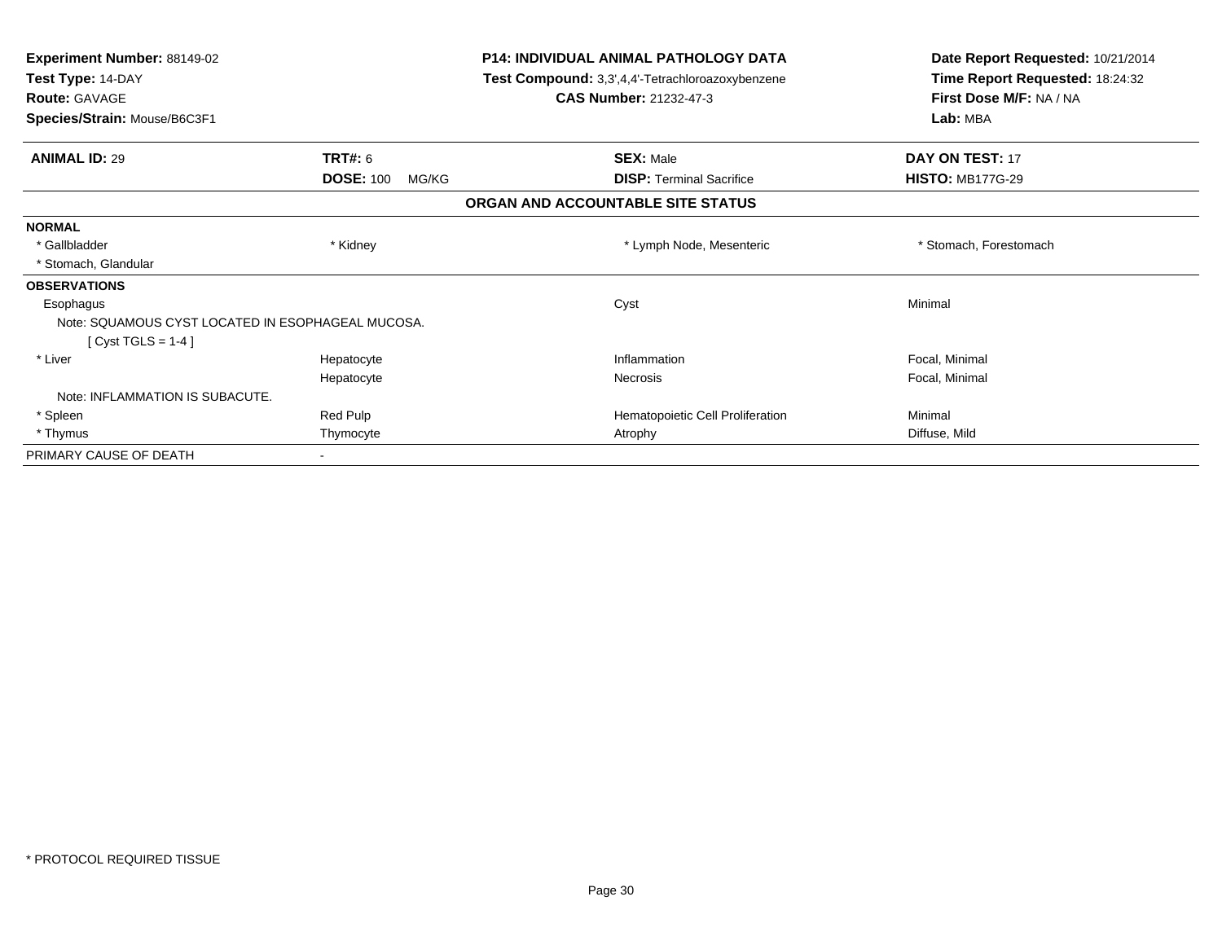**Experiment Number:** 88149-02
**Test Type:** 14-DAY
**Route:** GAVAGE
**Species/Strain:** Mouse/B6C3F1

**P14: INDIVIDUAL ANIMAL PATHOLOGY DATA**
**Test Compound:** 3,3',4,4'-Tetrachloroazoxybenzene
**CAS Number:** 21232-47-3

**Date Report Requested:** 10/21/2014
**Time Report Requested:** 18:24:32
**First Dose M/F:** NA / NA
**Lab:** MBA

| **ANIMAL ID:** 29 | **TRT#:** 6 | **SEX:** Male | **DAY ON TEST:** 17 |
|---|---|---|---|
| | **DOSE:** 100 MG/KG | **DISP:** Terminal Sacrifice | **HISTO:** MB177G-29 |

**ORGAN AND ACCOUNTABLE SITE STATUS**

| | | | |
|---|---|---|---|
| **NORMAL** | | | |
| * Gallbladder | * Kidney | * Lymph Node, Mesenteric | * Stomach, Forestomach |
| * Stomach, Glandular | | | |
| **OBSERVATIONS** | | | |
| Esophagus | | Cyst | Minimal |
| Note: SQUAMOUS CYST LOCATED IN ESOPHAGEAL MUCOSA. | | | |
| [ Cyst TGLS = 1-4 ] | | | |
| * Liver | Hepatocyte | Inflammation | Focal, Minimal |
| | Hepatocyte | Necrosis | Focal, Minimal |
| Note: INFLAMMATION IS SUBACUTE. | | | |
| * Spleen | Red Pulp | Hematopoietic Cell Proliferation | Minimal |
| * Thymus | Thymocyte | Atrophy | Diffuse, Mild |
| PRIMARY CAUSE OF DEATH | - | | |

* PROTOCOL REQUIRED TISSUE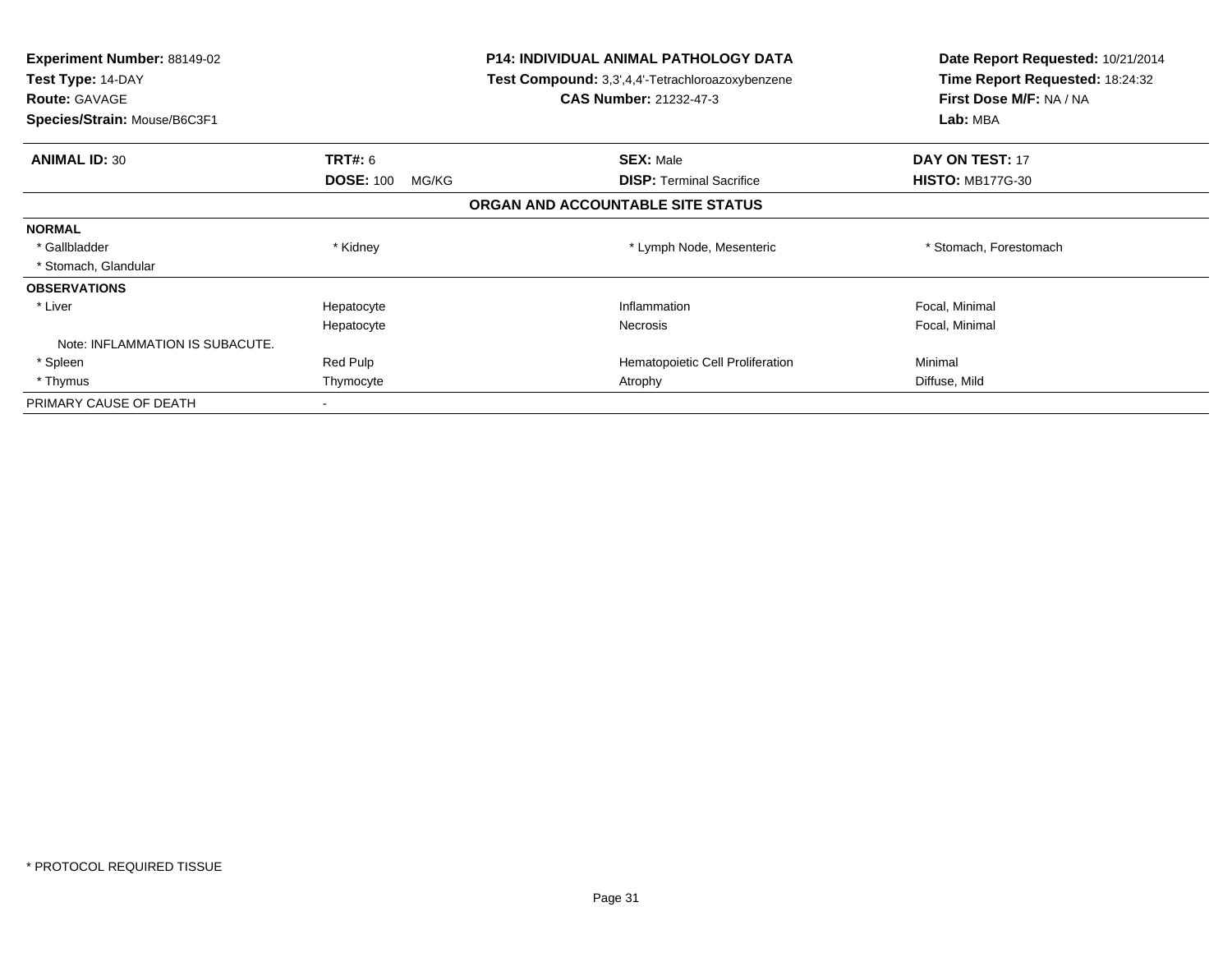**Experiment Number:** 88149-02
**Test Type:** 14-DAY
**Route:** GAVAGE
**Species/Strain:** Mouse/B6C3F1

**P14: INDIVIDUAL ANIMAL PATHOLOGY DATA**
**Test Compound:** 3,3',4,4'-Tetrachloroazoxybenzene
**CAS Number:** 21232-47-3

**Date Report Requested:** 10/21/2014
**Time Report Requested:** 18:24:32
**First Dose M/F:** NA / NA
**Lab:** MBA

| **ANIMAL ID:** 30 | **TRT#:** 6 | **SEX:** Male | **DAY ON TEST:** 17 |
|---|---|---|---|
| | **DOSE:** 100 MG/KG | **DISP:** Terminal Sacrifice | **HISTO:** MB177G-30 |

**ORGAN AND ACCOUNTABLE SITE STATUS**

| | | | |
|---|---|---|---|
| **NORMAL** | | | |
| * Gallbladder | * Kidney | * Lymph Node, Mesenteric | * Stomach, Forestomach |
| * Stomach, Glandular | | | |
| **OBSERVATIONS** | | | |
| * Liver | Hepatocyte | Inflammation | Focal, Minimal |
| | Hepatocyte | Necrosis | Focal, Minimal |
| Note: INFLAMMATION IS SUBACUTE. | | | |
| * Spleen | Red Pulp | Hematopoietic Cell Proliferation | Minimal |
| * Thymus | Thymocyte | Atrophy | Diffuse, Mild |
| PRIMARY CAUSE OF DEATH | - | | |

\* PROTOCOL REQUIRED TISSUE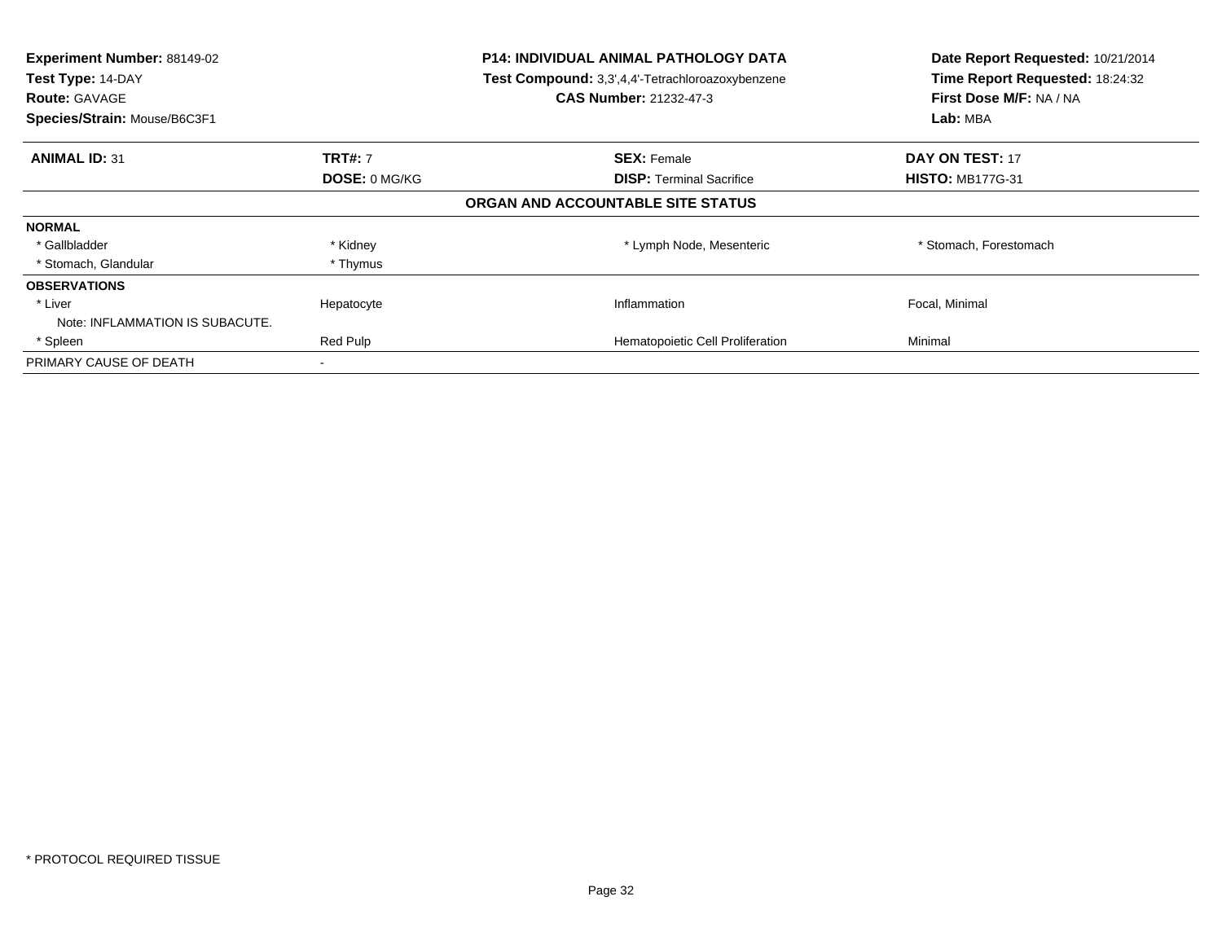**Experiment Number:** 88149-02
**Test Type:** 14-DAY
**Route:** GAVAGE
**Species/Strain:** Mouse/B6C3F1

**P14: INDIVIDUAL ANIMAL PATHOLOGY DATA**
**Test Compound:** 3,3',4,4'-Tetrachloroazoxybenzene
**CAS Number:** 21232-47-3

**Date Report Requested:** 10/21/2014
**Time Report Requested:** 18:24:32
**First Dose M/F:** NA / NA
**Lab:** MBA

| **ANIMAL ID:** 31 | **TRT#:** 7 | **SEX:** Female | **DAY ON TEST:** 17 |
|---|---|---|---|
| | **DOSE:** 0 MG/KG | **DISP:** Terminal Sacrifice | **HISTO:** MB177G-31 |

**ORGAN AND ACCOUNTABLE SITE STATUS**

| | | | |
|---|---|---|---|
| **NORMAL** | | | |
| * Gallbladder | * Kidney | * Lymph Node, Mesenteric | * Stomach, Forestomach |
| * Stomach, Glandular | * Thymus | | |
| **OBSERVATIONS** | | | |
| * Liver | Hepatocyte | Inflammation | Focal, Minimal |
| Note: INFLAMMATION IS SUBACUTE. | | | |
| * Spleen | Red Pulp | Hematopoietic Cell Proliferation | Minimal |
| PRIMARY CAUSE OF DEATH | - | | |

\* PROTOCOL REQUIRED TISSUE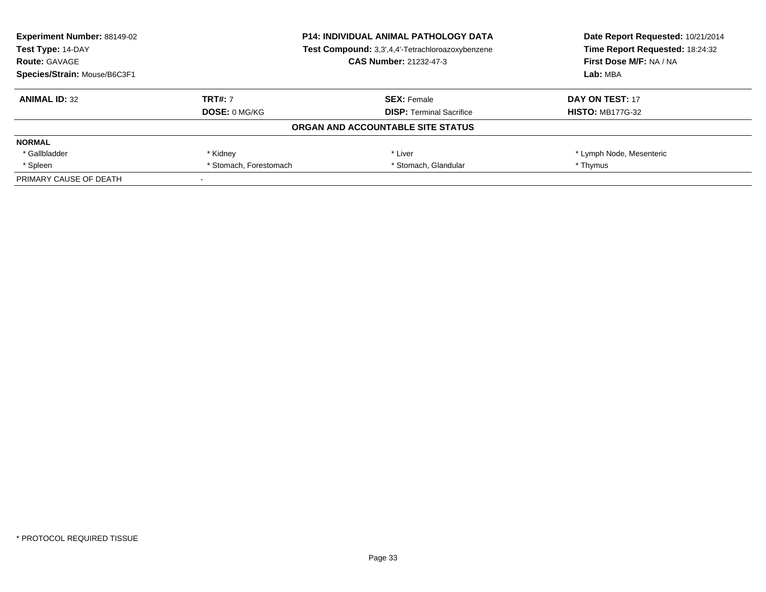**Experiment Number:** 88149-02
**Test Type:** 14-DAY
**Route:** GAVAGE
**Species/Strain:** Mouse/B6C3F1

**P14: INDIVIDUAL ANIMAL PATHOLOGY DATA**
**Test Compound:** 3,3',4,4'-Tetrachloroazoxybenzene
**CAS Number:** 21232-47-3

**Date Report Requested:** 10/21/2014
**Time Report Requested:** 18:24:32
**First Dose M/F:** NA / NA
**Lab:** MBA

| **ANIMAL ID:** 32 | **TRT#:** 7 | **SEX:** Female | **DAY ON TEST:** 17 |
|---|---|---|---|
| | **DOSE:** 0 MG/KG | **DISP:** Terminal Sacrifice | **HISTO:** MB177G-32 |

**ORGAN AND ACCOUNTABLE SITE STATUS**

| **NORMAL** | | | |
|---|---|---|---|
| * Gallbladder | * Kidney | * Liver | * Lymph Node, Mesenteric |
| * Spleen | * Stomach, Forestomach | * Stomach, Glandular | * Thymus |
| PRIMARY CAUSE OF DEATH | - | | |

* PROTOCOL REQUIRED TISSUE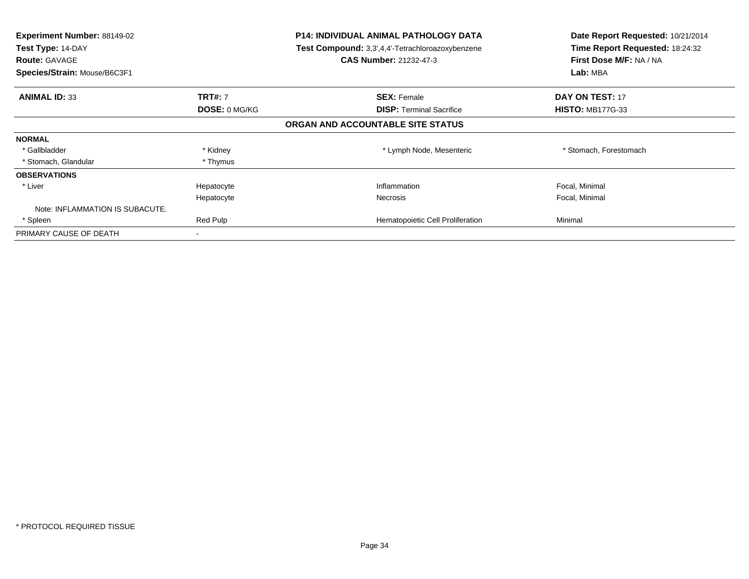**Experiment Number:** 88149-02
**Test Type:** 14-DAY
**Route:** GAVAGE
**Species/Strain:** Mouse/B6C3F1

**P14: INDIVIDUAL ANIMAL PATHOLOGY DATA**
**Test Compound:** 3,3',4,4'-Tetrachloroazoxybenzene
**CAS Number:** 21232-47-3

**Date Report Requested:** 10/21/2014
**Time Report Requested:** 18:24:32
**First Dose M/F:** NA / NA
**Lab:** MBA

| **ANIMAL ID:** 33 | **TRT#:** 7 | **SEX:** Female | **DAY ON TEST:** 17 |
|---|---|---|---|
| | **DOSE:** 0 MG/KG | **DISP:** Terminal Sacrifice | **HISTO:** MB177G-33 |

**ORGAN AND ACCOUNTABLE SITE STATUS**

| | | | |
|---|---|---|---|
| **NORMAL** | | | |
| * Gallbladder | * Kidney | * Lymph Node, Mesenteric | * Stomach, Forestomach |
| * Stomach, Glandular | * Thymus | | |
| **OBSERVATIONS** | | | |
| * Liver | Hepatocyte | Inflammation | Focal, Minimal |
| | Hepatocyte | Necrosis | Focal, Minimal |
| Note: INFLAMMATION IS SUBACUTE. | | | |
| * Spleen | Red Pulp | Hematopoietic Cell Proliferation | Minimal |
| PRIMARY CAUSE OF DEATH | - | | |

* PROTOCOL REQUIRED TISSUE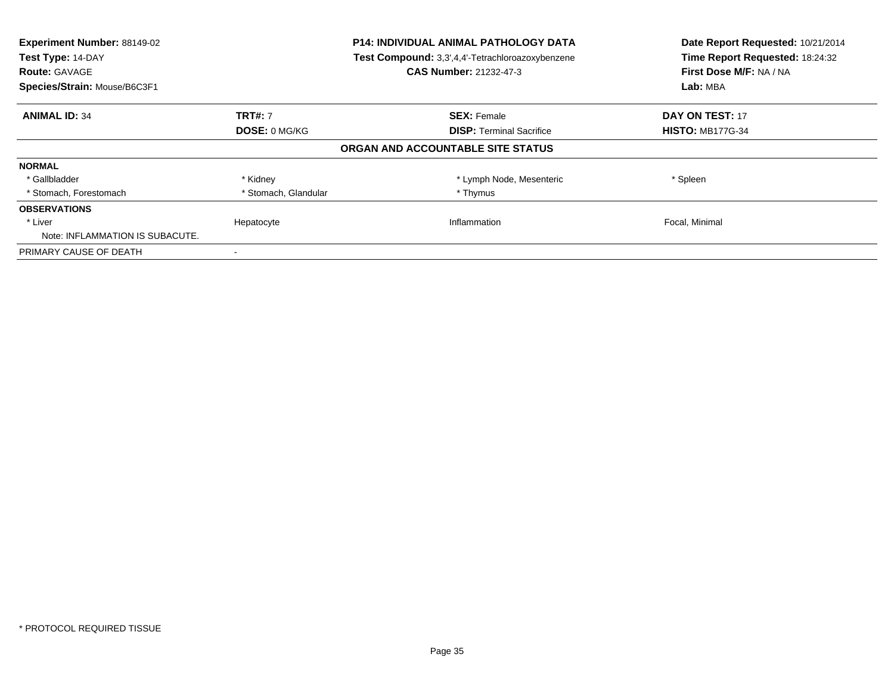**Experiment Number:** 88149-02
**Test Type:** 14-DAY
**Route:** GAVAGE
**Species/Strain:** Mouse/B6C3F1

**P14: INDIVIDUAL ANIMAL PATHOLOGY DATA**
**Test Compound:** 3,3',4,4'-Tetrachloroazoxybenzene
**CAS Number:** 21232-47-3

**Date Report Requested:** 10/21/2014
**Time Report Requested:** 18:24:32
**First Dose M/F:** NA / NA
**Lab:** MBA

| **ANIMAL ID:** 34 | **TRT#:** 7 | **SEX:** Female | **DAY ON TEST:** 17 |
|---|---|---|---|
| | **DOSE:** 0 MG/KG | **DISP:** Terminal Sacrifice | **HISTO:** MB177G-34 |

**ORGAN AND ACCOUNTABLE SITE STATUS**

| | | | |
|---|---|---|---|
| **NORMAL** | | | |
| * Gallbladder | * Kidney | * Lymph Node, Mesenteric | * Spleen |
| * Stomach, Forestomach | * Stomach, Glandular | * Thymus | |
| **OBSERVATIONS** | | | |
| * Liver | Hepatocyte | Inflammation | Focal, Minimal |
| Note: INFLAMMATION IS SUBACUTE. | | | |
| PRIMARY CAUSE OF DEATH | - | | |

* PROTOCOL REQUIRED TISSUE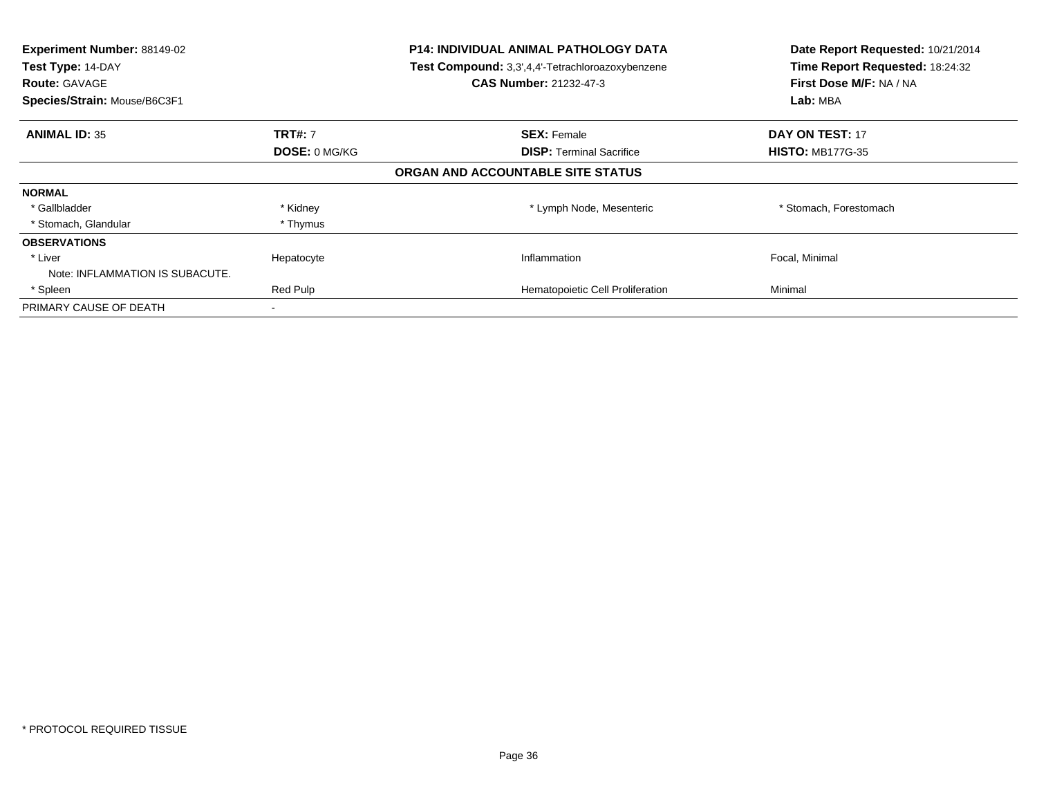**Experiment Number:** 88149-02
**Test Type:** 14-DAY
**Route:** GAVAGE
**Species/Strain:** Mouse/B6C3F1

**P14: INDIVIDUAL ANIMAL PATHOLOGY DATA**
**Test Compound:** 3,3',4,4'-Tetrachloroazoxybenzene
**CAS Number:** 21232-47-3

**Date Report Requested:** 10/21/2014
**Time Report Requested:** 18:24:32
**First Dose M/F:** NA / NA
**Lab:** MBA

| **ANIMAL ID:** 35 | **TRT#:** 7 | **SEX:** Female | **DAY ON TEST:** 17 |
|---|---|---|---|
| | **DOSE:** 0 MG/KG | **DISP:** Terminal Sacrifice | **HISTO:** MB177G-35 |

**ORGAN AND ACCOUNTABLE SITE STATUS**

| | | | |
|---|---|---|---|
| **NORMAL** | | | |
| * Gallbladder | * Kidney | * Lymph Node, Mesenteric | * Stomach, Forestomach |
| * Stomach, Glandular | * Thymus | | |
| **OBSERVATIONS** | | | |
| * Liver | Hepatocyte | Inflammation | Focal, Minimal |
| Note: INFLAMMATION IS SUBACUTE. | | | |
| * Spleen | Red Pulp | Hematopoietic Cell Proliferation | Minimal |
| PRIMARY CAUSE OF DEATH | - | | |

* PROTOCOL REQUIRED TISSUE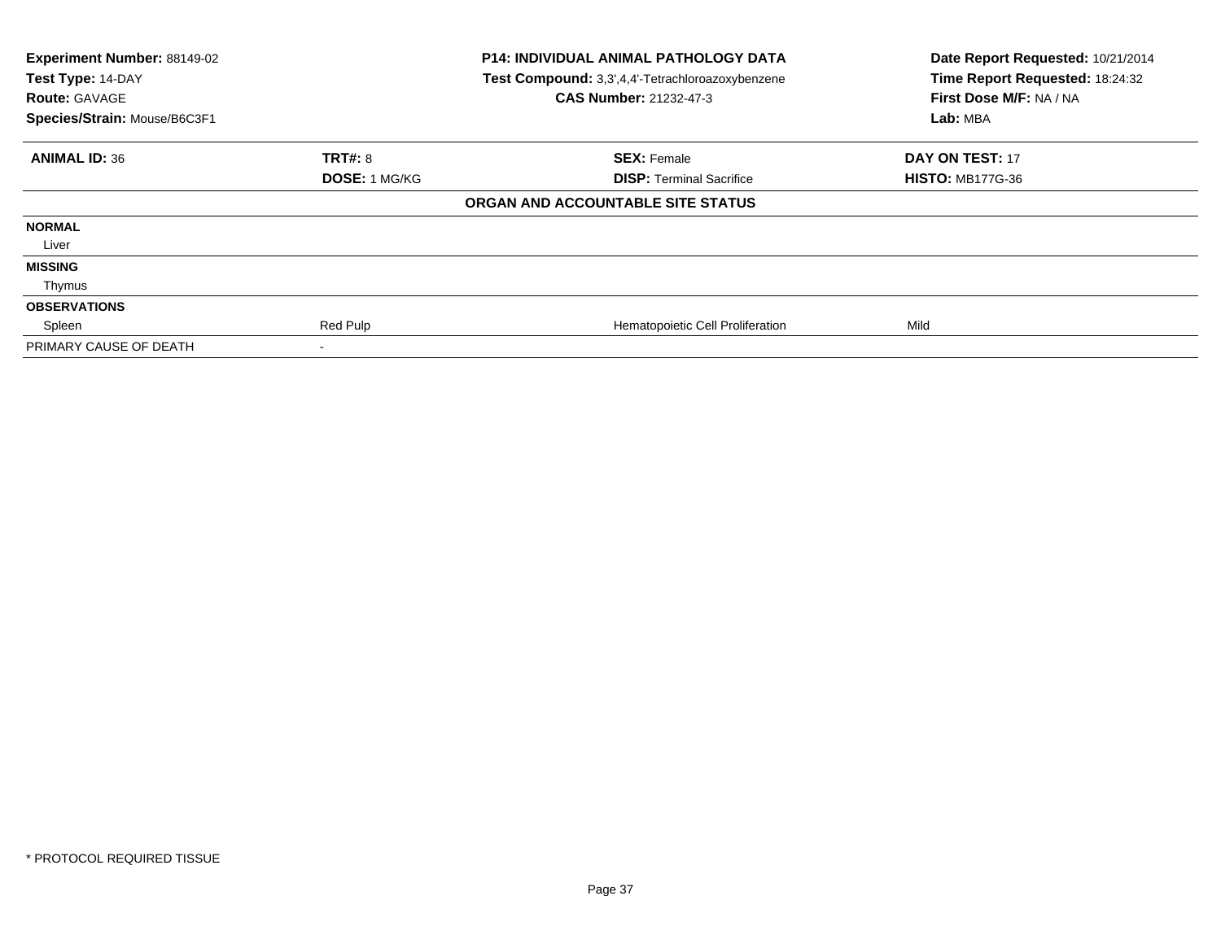| **Experiment Number:** 88149-02 | **P14: INDIVIDUAL ANIMAL PATHOLOGY DATA** | **Date Report Requested:** 10/21/2014 |
|---|---|---|
| **Test Type:** 14-DAY | **Test Compound:** 3,3',4,4'-Tetrachloroazoxybenzene | **Time Report Requested:** 18:24:32 |
| **Route:** GAVAGE | **CAS Number:** 21232-47-3 | **First Dose M/F:** NA / NA |
| **Species/Strain:** Mouse/B6C3F1 | | **Lab:** MBA |

| **ANIMAL ID:** 36 | **TRT#:** 8 | **SEX:** Female | **DAY ON TEST:** 17 |
|---|---|---|---|
| | **DOSE:** 1 MG/KG | **DISP:** Terminal Sacrifice | **HISTO:** MB177G-36 |

**ORGAN AND ACCOUNTABLE SITE STATUS**

| | | | |
|---|---|---|---|
| **NORMAL** | | | |
| Liver | | | |
| **MISSING** | | | |
| Thymus | | | |
| **OBSERVATIONS** | | | |
| Spleen | Red Pulp | Hematopoietic Cell Proliferation | Mild |
| PRIMARY CAUSE OF DEATH | - | | |

\* PROTOCOL REQUIRED TISSUE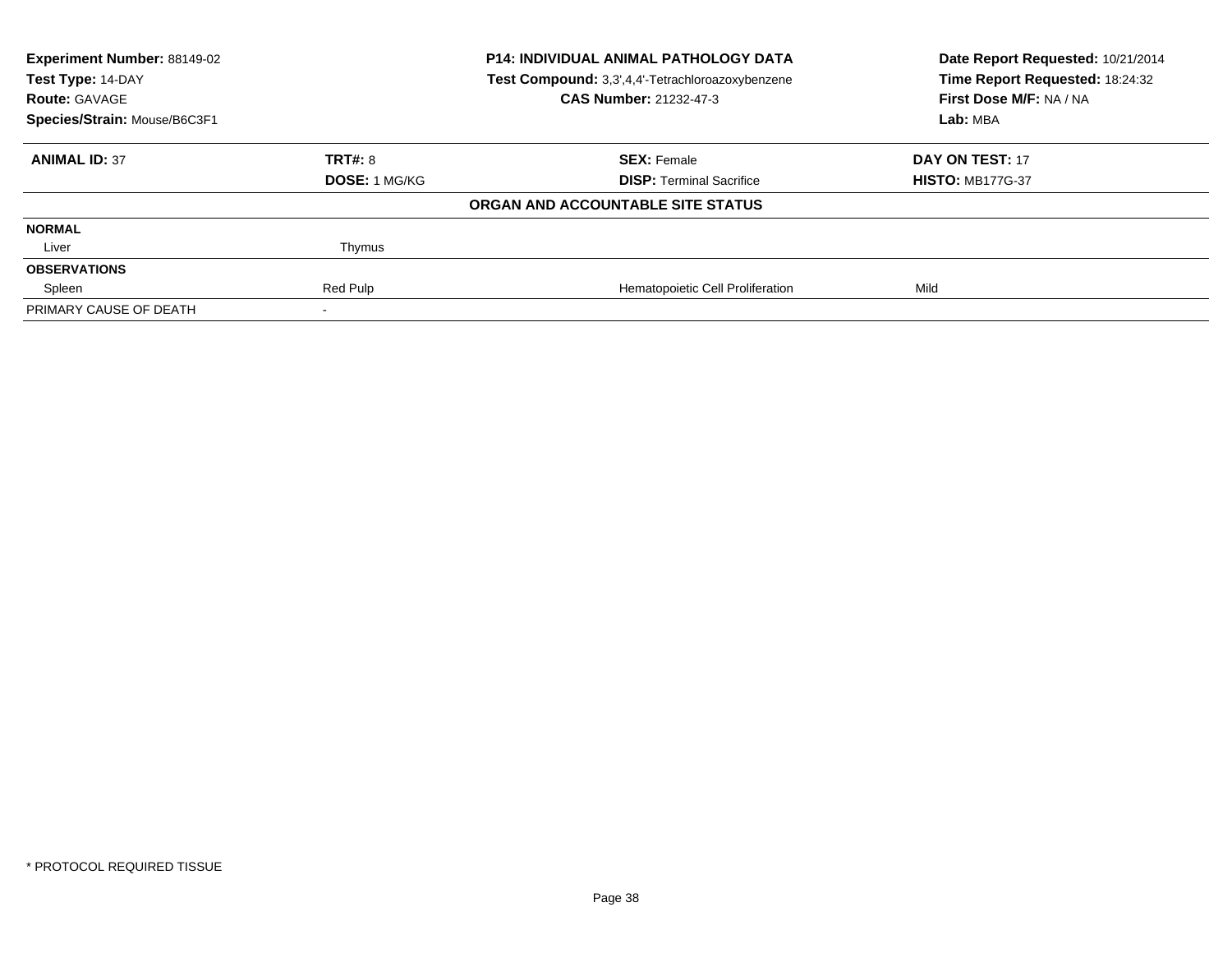**Experiment Number:** 88149-02
**Test Type:** 14-DAY
**Route:** GAVAGE
**Species/Strain:** Mouse/B6C3F1

**P14: INDIVIDUAL ANIMAL PATHOLOGY DATA**
**Test Compound:** 3,3',4,4'-Tetrachloroazoxybenzene
**CAS Number:** 21232-47-3

**Date Report Requested:** 10/21/2014
**Time Report Requested:** 18:24:32
**First Dose M/F:** NA / NA
**Lab:** MBA

| **ANIMAL ID:** 37 | **TRT#:** 8 | **SEX:** Female | **DAY ON TEST:** 17 |
|---|---|---|---|
| | **DOSE:** 1 MG/KG | **DISP:** Terminal Sacrifice | **HISTO:** MB177G-37 |

**ORGAN AND ACCOUNTABLE SITE STATUS**

| | | | |
|---|---|---|---|
| **NORMAL** | | | |
| Liver | Thymus | | |
| **OBSERVATIONS** | | | |
| Spleen | Red Pulp | Hematopoietic Cell Proliferation | Mild |
| PRIMARY CAUSE OF DEATH | - | | |

* PROTOCOL REQUIRED TISSUE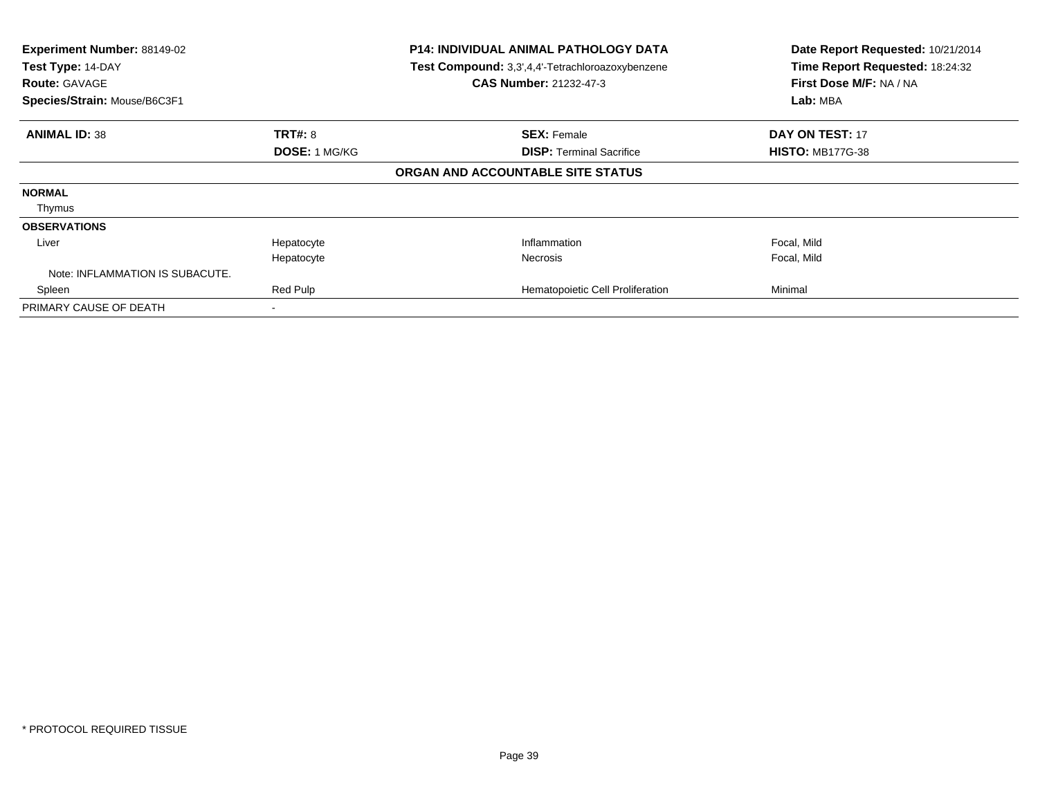**Experiment Number:** 88149-02
**Test Type:** 14-DAY
**Route:** GAVAGE
**Species/Strain:** Mouse/B6C3F1

**P14: INDIVIDUAL ANIMAL PATHOLOGY DATA**
**Test Compound:** 3,3',4,4'-Tetrachloroazoxybenzene
**CAS Number:** 21232-47-3

**Date Report Requested:** 10/21/2014
**Time Report Requested:** 18:24:32
**First Dose M/F:** NA / NA
**Lab:** MBA

| **ANIMAL ID:** 38 | **TRT#:** 8 | **SEX:** Female | **DAY ON TEST:** 17 |
|---|---|---|---|
| | **DOSE:** 1 MG/KG | **DISP:** Terminal Sacrifice | **HISTO:** MB177G-38 |

**ORGAN AND ACCOUNTABLE SITE STATUS**

| | | | |
|---|---|---|---|
| **NORMAL** | | | |
| Thymus | | | |
| **OBSERVATIONS** | | | |
| Liver | Hepatocyte | Inflammation | Focal, Mild |
| | Hepatocyte | Necrosis | Focal, Mild |
| Note: INFLAMMATION IS SUBACUTE. | | | |
| Spleen | Red Pulp | Hematopoietic Cell Proliferation | Minimal |
| PRIMARY CAUSE OF DEATH | - | | |

\* PROTOCOL REQUIRED TISSUE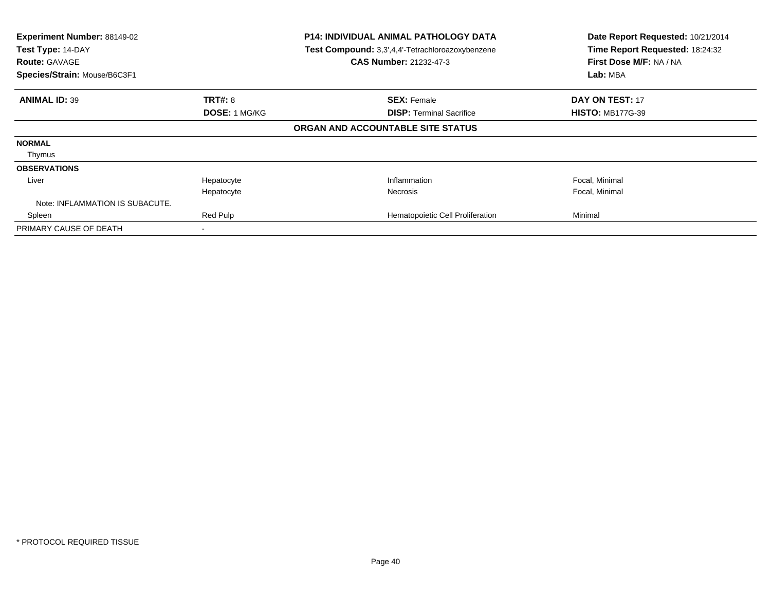**Experiment Number:** 88149-02
**Test Type:** 14-DAY
**Route:** GAVAGE
**Species/Strain:** Mouse/B6C3F1

**P14: INDIVIDUAL ANIMAL PATHOLOGY DATA**
**Test Compound:** 3,3',4,4'-Tetrachloroazoxybenzene
**CAS Number:** 21232-47-3

**Date Report Requested:** 10/21/2014
**Time Report Requested:** 18:24:32
**First Dose M/F:** NA / NA
**Lab:** MBA

| **ANIMAL ID:** 39 | **TRT#:** 8 | **SEX:** Female | **DAY ON TEST:** 17 |
|---|---|---|---|
| | **DOSE:** 1 MG/KG | **DISP:** Terminal Sacrifice | **HISTO:** MB177G-39 |

**ORGAN AND ACCOUNTABLE SITE STATUS**

| | | | |
|---|---|---|---|
| **NORMAL** | | | |
| Thymus | | | |
| **OBSERVATIONS** | | | |
| Liver | Hepatocyte | Inflammation | Focal, Minimal |
| | Hepatocyte | Necrosis | Focal, Minimal |
| Note: INFLAMMATION IS SUBACUTE. | | | |
| Spleen | Red Pulp | Hematopoietic Cell Proliferation | Minimal |
| PRIMARY CAUSE OF DEATH | - | | |

* PROTOCOL REQUIRED TISSUE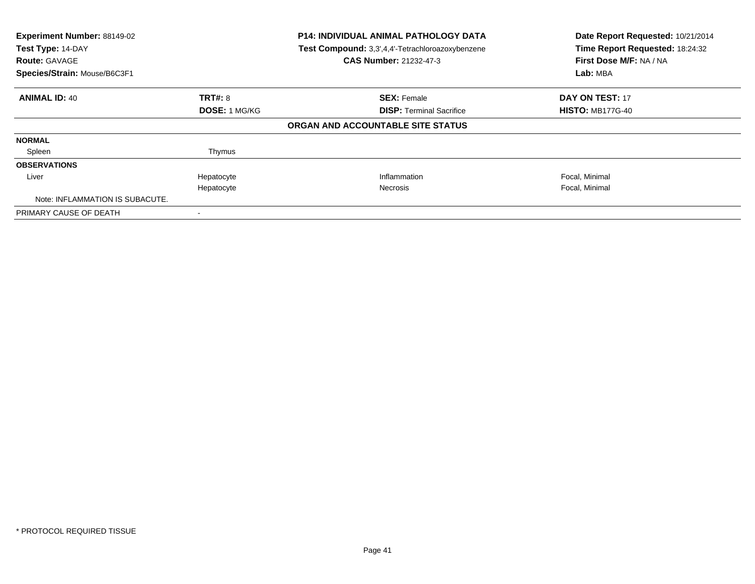**Experiment Number:** 88149-02
**Test Type:** 14-DAY
**Route:** GAVAGE
**Species/Strain:** Mouse/B6C3F1

**P14: INDIVIDUAL ANIMAL PATHOLOGY DATA**
**Test Compound:** 3,3',4,4'-Tetrachloroazoxybenzene
**CAS Number:** 21232-47-3

**Date Report Requested:** 10/21/2014
**Time Report Requested:** 18:24:32
**First Dose M/F:** NA / NA
**Lab:** MBA

| **ANIMAL ID:** 40 | **TRT#:** 8 | **SEX:** Female | **DAY ON TEST:** 17 |
|---|---|---|---|
| | **DOSE:** 1 MG/KG | **DISP:** Terminal Sacrifice | **HISTO:** MB177G-40 |

**ORGAN AND ACCOUNTABLE SITE STATUS**

| | | | |
|---|---|---|---|
| **NORMAL** | | | |
| Spleen | Thymus | | |
| **OBSERVATIONS** | | | |
| Liver | Hepatocyte | Inflammation | Focal, Minimal |
| | Hepatocyte | Necrosis | Focal, Minimal |
| Note: INFLAMMATION IS SUBACUTE. | | | |
| PRIMARY CAUSE OF DEATH | - | | |

\* PROTOCOL REQUIRED TISSUE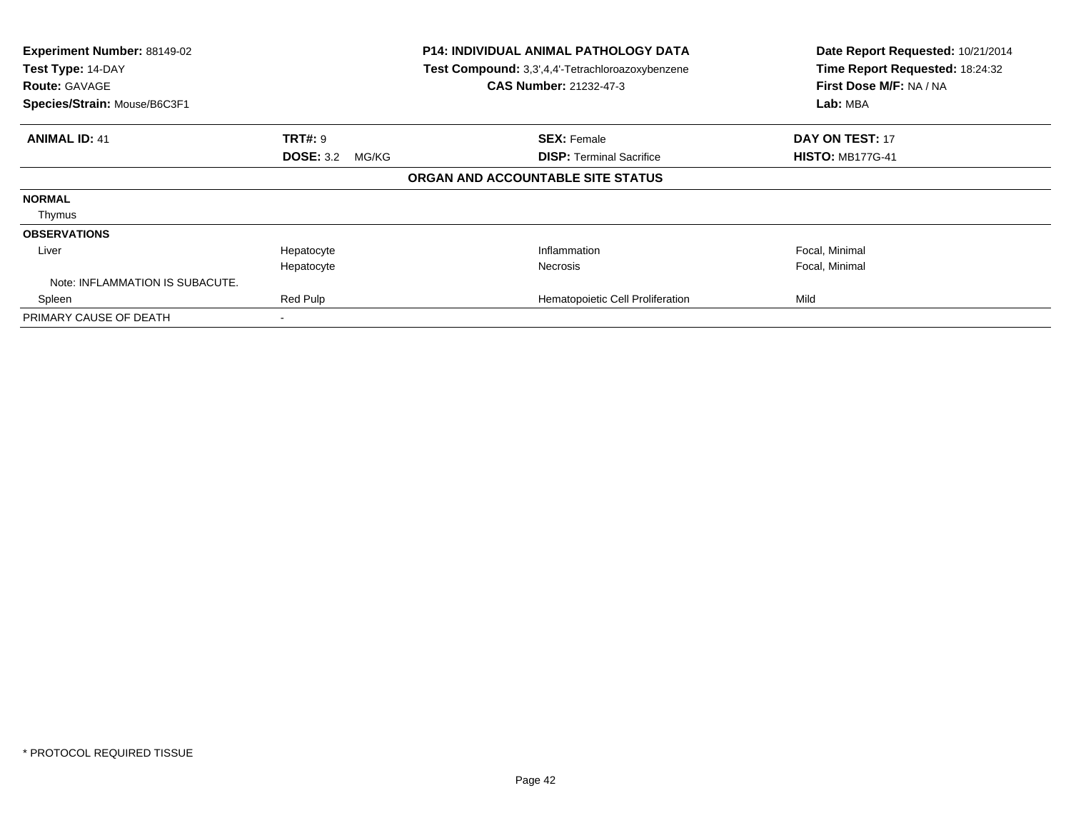**Experiment Number:** 88149-02
**Test Type:** 14-DAY
**Route:** GAVAGE
**Species/Strain:** Mouse/B6C3F1

**P14: INDIVIDUAL ANIMAL PATHOLOGY DATA**
**Test Compound:** 3,3',4,4'-Tetrachloroazoxybenzene
**CAS Number:** 21232-47-3

**Date Report Requested:** 10/21/2014
**Time Report Requested:** 18:24:32
**First Dose M/F:** NA / NA
**Lab:** MBA

| **ANIMAL ID:** 41 | **TRT#:** 9 | **SEX:** Female | **DAY ON TEST:** 17 |
|---|---|---|---|
| | **DOSE:** 3.2 MG/KG | **DISP:** Terminal Sacrifice | **HISTO:** MB177G-41 |

**ORGAN AND ACCOUNTABLE SITE STATUS**

| | | | |
|---|---|---|---|
| **NORMAL** | | | |
| Thymus | | | |
| **OBSERVATIONS** | | | |
| Liver | Hepatocyte | Inflammation | Focal, Minimal |
| | Hepatocyte | Necrosis | Focal, Minimal |
| Note: INFLAMMATION IS SUBACUTE. | | | |
| Spleen | Red Pulp | Hematopoietic Cell Proliferation | Mild |
| PRIMARY CAUSE OF DEATH | - | | |

\* PROTOCOL REQUIRED TISSUE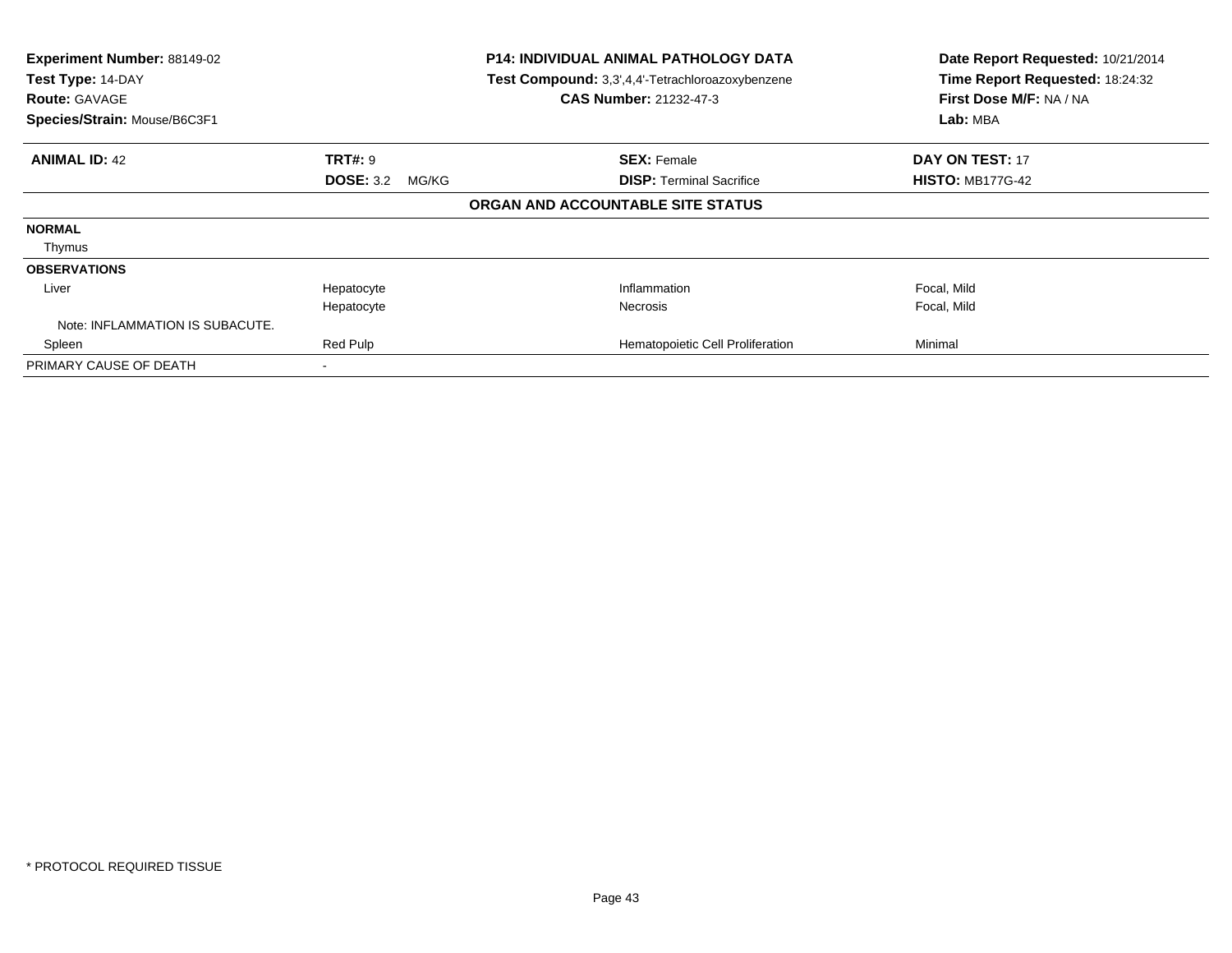**Experiment Number:** 88149-02
**Test Type:** 14-DAY
**Route:** GAVAGE
**Species/Strain:** Mouse/B6C3F1

**P14: INDIVIDUAL ANIMAL PATHOLOGY DATA**
**Test Compound:** 3,3',4,4'-Tetrachloroazoxybenzene
**CAS Number:** 21232-47-3

**Date Report Requested:** 10/21/2014
**Time Report Requested:** 18:24:32
**First Dose M/F:** NA / NA
**Lab:** MBA

| **ANIMAL ID:** 42 | **TRT#:** 9 | **SEX:** Female | **DAY ON TEST:** 17 |
|---|---|---|---|
| | **DOSE:** 3.2 MG/KG | **DISP:** Terminal Sacrifice | **HISTO:** MB177G-42 |

**ORGAN AND ACCOUNTABLE SITE STATUS**

| | | | |
|---|---|---|---|
| **NORMAL** | | | |
| Thymus | | | |
| **OBSERVATIONS** | | | |
| Liver | Hepatocyte | Inflammation | Focal, Mild |
| | Hepatocyte | Necrosis | Focal, Mild |
| Note: INFLAMMATION IS SUBACUTE. | | | |
| Spleen | Red Pulp | Hematopoietic Cell Proliferation | Minimal |
| PRIMARY CAUSE OF DEATH | - | | |

\* PROTOCOL REQUIRED TISSUE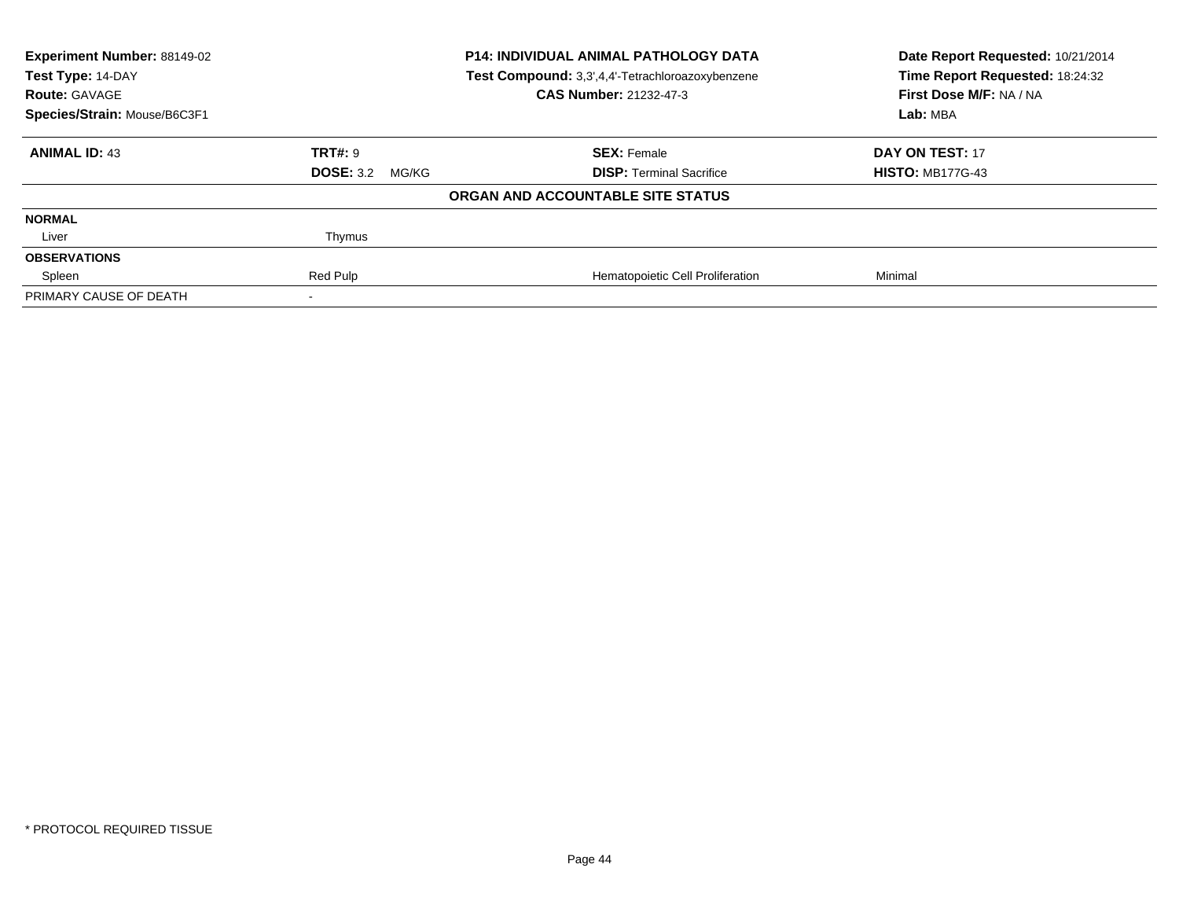| **Experiment Number:** 88149-02 | **P14: INDIVIDUAL ANIMAL PATHOLOGY DATA** | **Date Report Requested:** 10/21/2014 |
|---|---|---|
| **Test Type:** 14-DAY | **Test Compound:** 3,3',4,4'-Tetrachloroazoxybenzene | **Time Report Requested:** 18:24:32 |
| **Route:** GAVAGE | **CAS Number:** 21232-47-3 | **First Dose M/F:** NA / NA |
| **Species/Strain:** Mouse/B6C3F1 | | **Lab:** MBA |

| **ANIMAL ID:** 43 | **TRT#:** 9 | **SEX:** Female | **DAY ON TEST:** 17 |
|---|---|---|---|
| | **DOSE:** 3.2 MG/KG | **DISP:** Terminal Sacrifice | **HISTO:** MB177G-43 |

**ORGAN AND ACCOUNTABLE SITE STATUS**

| | | | |
|---|---|---|---|
| **NORMAL** | | | |
| Liver | Thymus | | |
| **OBSERVATIONS** | | | |
| Spleen | Red Pulp | Hematopoietic Cell Proliferation | Minimal |
| PRIMARY CAUSE OF DEATH | - | | |

* PROTOCOL REQUIRED TISSUE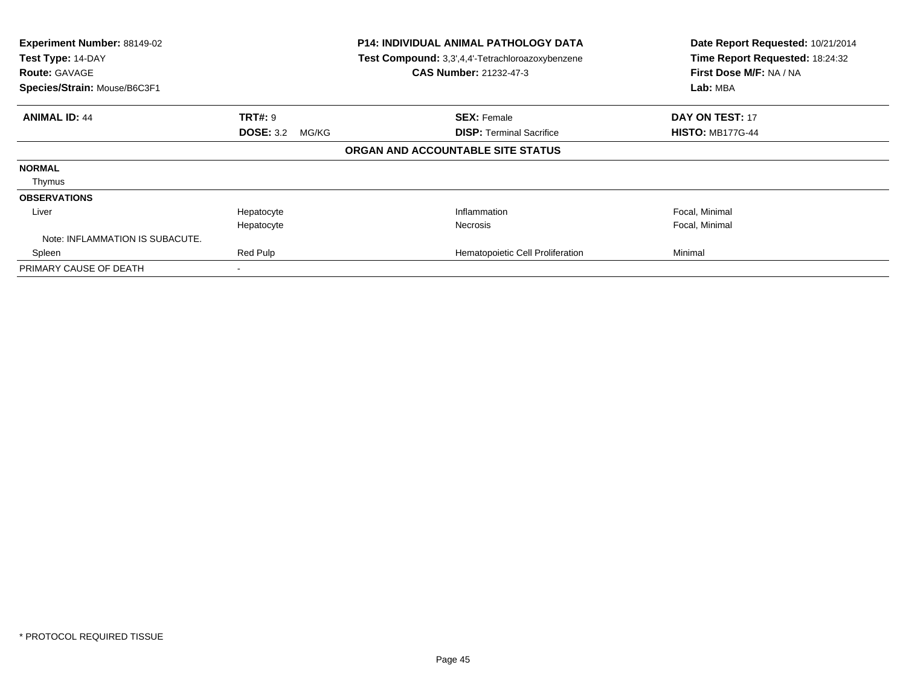**Experiment Number:** 88149-02
**Test Type:** 14-DAY
**Route:** GAVAGE
**Species/Strain:** Mouse/B6C3F1

**P14: INDIVIDUAL ANIMAL PATHOLOGY DATA**
**Test Compound:** 3,3',4,4'-Tetrachloroazoxybenzene
**CAS Number:** 21232-47-3

**Date Report Requested:** 10/21/2014
**Time Report Requested:** 18:24:32
**First Dose M/F:** NA / NA
**Lab:** MBA

| **ANIMAL ID:** 44 | **TRT#:** 9 | **SEX:** Female | **DAY ON TEST:** 17 |
|---|---|---|---|
| | **DOSE:** 3.2 MG/KG | **DISP:** Terminal Sacrifice | **HISTO:** MB177G-44 |

**ORGAN AND ACCOUNTABLE SITE STATUS**

| | | | |
|---|---|---|---|
| **NORMAL** | | | |
| Thymus | | | |
| **OBSERVATIONS** | | | |
| Liver | Hepatocyte | Inflammation | Focal, Minimal |
| | Hepatocyte | Necrosis | Focal, Minimal |
| Note: INFLAMMATION IS SUBACUTE. | | | |
| Spleen | Red Pulp | Hematopoietic Cell Proliferation | Minimal |
| PRIMARY CAUSE OF DEATH | - | | |

* PROTOCOL REQUIRED TISSUE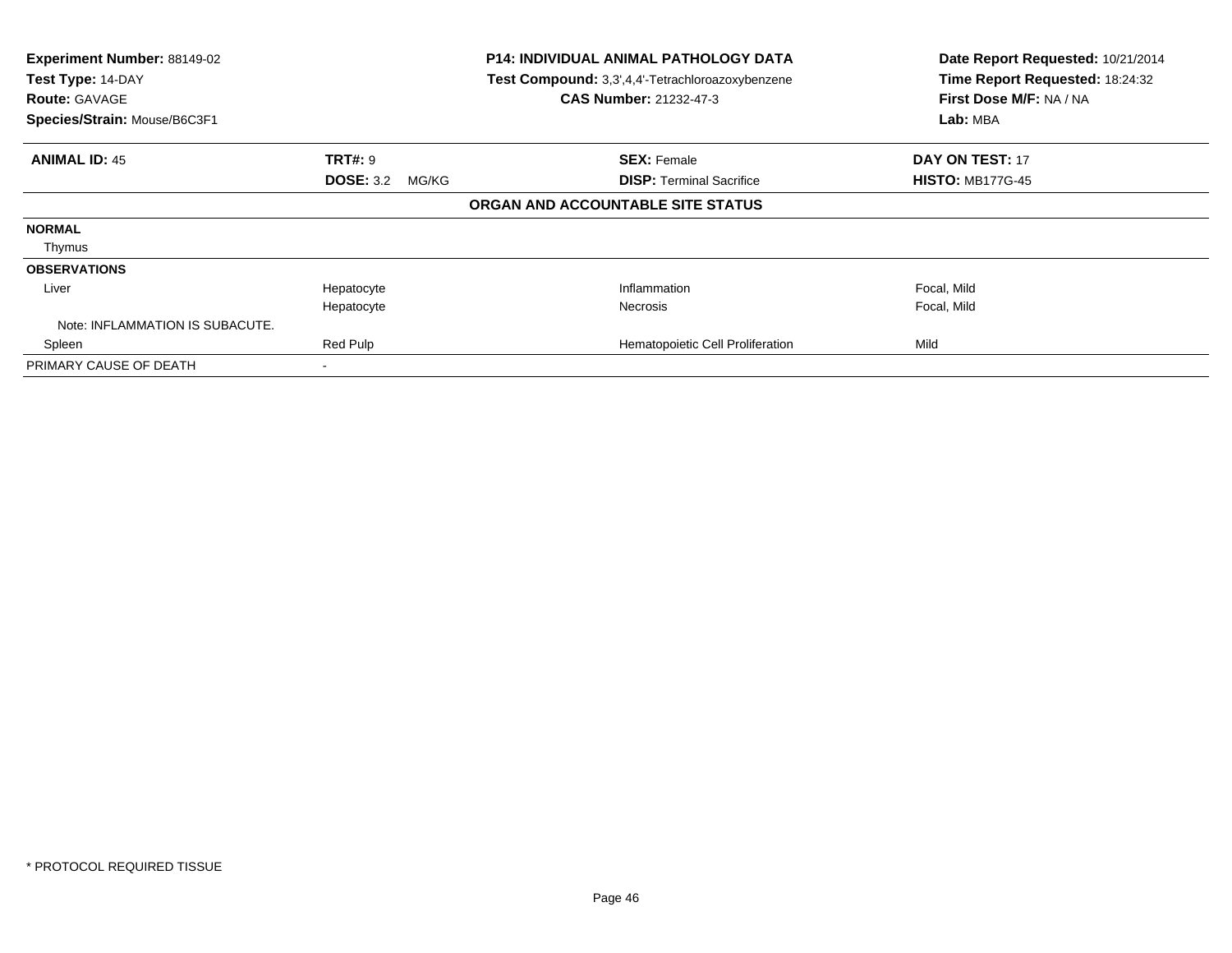**Experiment Number:** 88149-02
**Test Type:** 14-DAY
**Route:** GAVAGE
**Species/Strain:** Mouse/B6C3F1

**P14: INDIVIDUAL ANIMAL PATHOLOGY DATA**
**Test Compound:** 3,3',4,4'-Tetrachloroazoxybenzene
**CAS Number:** 21232-47-3

**Date Report Requested:** 10/21/2014
**Time Report Requested:** 18:24:32
**First Dose M/F:** NA / NA
**Lab:** MBA

| **ANIMAL ID:** 45 | **TRT#:** 9 | **SEX:** Female | **DAY ON TEST:** 17 |
|---|---|---|---|
| | **DOSE:** 3.2 MG/KG | **DISP:** Terminal Sacrifice | **HISTO:** MB177G-45 |

**ORGAN AND ACCOUNTABLE SITE STATUS**

| | | | |
|---|---|---|---|
| **NORMAL** | | | |
| Thymus | | | |
| **OBSERVATIONS** | | | |
| Liver | Hepatocyte | Inflammation | Focal, Mild |
| | Hepatocyte | Necrosis | Focal, Mild |
| Note: INFLAMMATION IS SUBACUTE. | | | |
| Spleen | Red Pulp | Hematopoietic Cell Proliferation | Mild |
| PRIMARY CAUSE OF DEATH | - | | |

* PROTOCOL REQUIRED TISSUE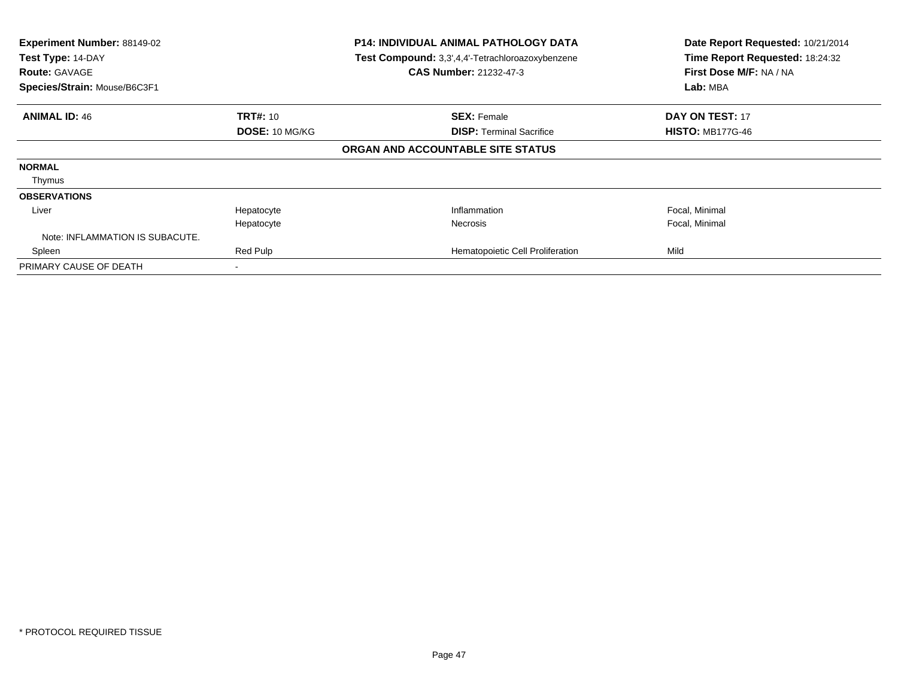**Experiment Number:** 88149-02
**Test Type:** 14-DAY
**Route:** GAVAGE
**Species/Strain:** Mouse/B6C3F1

**P14: INDIVIDUAL ANIMAL PATHOLOGY DATA**
**Test Compound:** 3,3',4,4'-Tetrachloroazoxybenzene
**CAS Number:** 21232-47-3

**Date Report Requested:** 10/21/2014
**Time Report Requested:** 18:24:32
**First Dose M/F:** NA / NA
**Lab:** MBA

| **ANIMAL ID:** 46 | **TRT#:** 10 | **SEX:** Female | **DAY ON TEST:** 17 |
|---|---|---|---|
| | **DOSE:** 10 MG/KG | **DISP:** Terminal Sacrifice | **HISTO:** MB177G-46 |

**ORGAN AND ACCOUNTABLE SITE STATUS**

| | | | |
|---|---|---|---|
| **NORMAL** | | | |
| Thymus | | | |
| **OBSERVATIONS** | | | |
| Liver | Hepatocyte | Inflammation | Focal, Minimal |
| | Hepatocyte | Necrosis | Focal, Minimal |
| Note: INFLAMMATION IS SUBACUTE. | | | |
| Spleen | Red Pulp | Hematopoietic Cell Proliferation | Mild |
| PRIMARY CAUSE OF DEATH | - | | |

* PROTOCOL REQUIRED TISSUE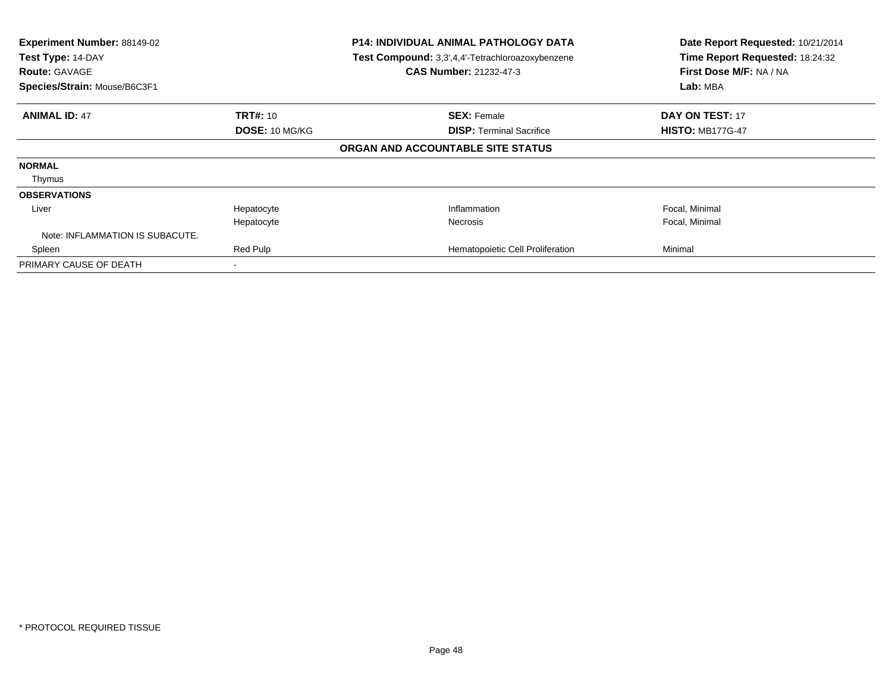**Experiment Number:** 88149-02
**Test Type:** 14-DAY
**Route:** GAVAGE
**Species/Strain:** Mouse/B6C3F1

**P14: INDIVIDUAL ANIMAL PATHOLOGY DATA**
**Test Compound:** 3,3',4,4'-Tetrachloroazoxybenzene
**CAS Number:** 21232-47-3

**Date Report Requested:** 10/21/2014
**Time Report Requested:** 18:24:32
**First Dose M/F:** NA / NA
**Lab:** MBA

| **ANIMAL ID:** 47 | **TRT#:** 10 | **SEX:** Female | **DAY ON TEST:** 17 |
|---|---|---|---|
| | **DOSE:** 10 MG/KG | **DISP:** Terminal Sacrifice | **HISTO:** MB177G-47 |

**ORGAN AND ACCOUNTABLE SITE STATUS**

| | | | |
|---|---|---|---|
| **NORMAL** | | | |
| Thymus | | | |
| **OBSERVATIONS** | | | |
| Liver | Hepatocyte | Inflammation | Focal, Minimal |
| | Hepatocyte | Necrosis | Focal, Minimal |
| Note: INFLAMMATION IS SUBACUTE. | | | |
| Spleen | Red Pulp | Hematopoietic Cell Proliferation | Minimal |
| PRIMARY CAUSE OF DEATH | - | | |

* PROTOCOL REQUIRED TISSUE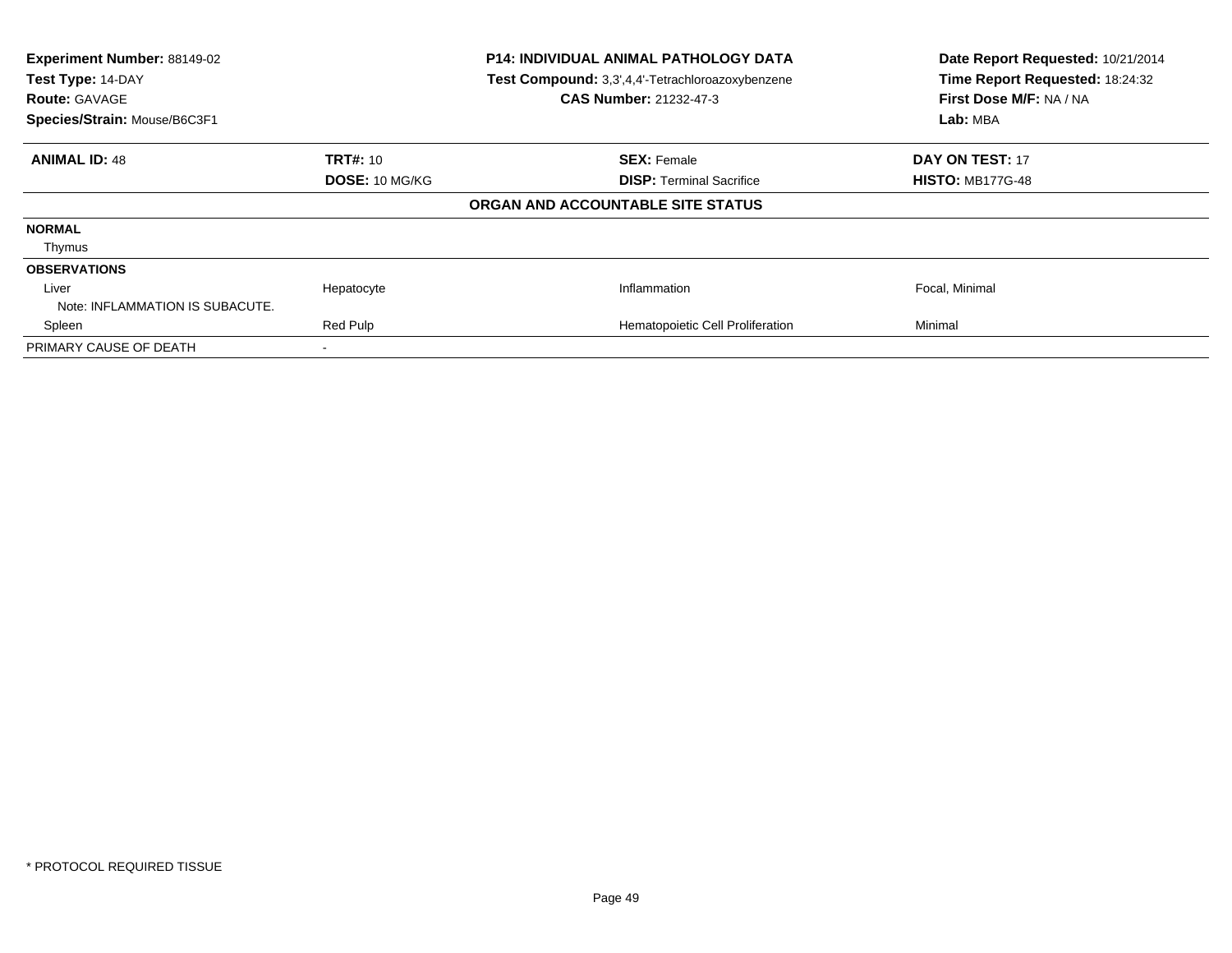**Experiment Number:** 88149-02
**Test Type:** 14-DAY
**Route:** GAVAGE
**Species/Strain:** Mouse/B6C3F1

**P14: INDIVIDUAL ANIMAL PATHOLOGY DATA**
**Test Compound:** 3,3',4,4'-Tetrachloroazoxybenzene
**CAS Number:** 21232-47-3

**Date Report Requested:** 10/21/2014
**Time Report Requested:** 18:24:32
**First Dose M/F:** NA / NA
**Lab:** MBA

| **ANIMAL ID:** 48 | **TRT#:** 10 | **SEX:** Female | **DAY ON TEST:** 17 |
|---|---|---|---|
| | **DOSE:** 10 MG/KG | **DISP:** Terminal Sacrifice | **HISTO:** MB177G-48 |

**ORGAN AND ACCOUNTABLE SITE STATUS**

| | | | |
|---|---|---|---|
| **NORMAL** | | | |
| Thymus | | | |
| **OBSERVATIONS** | | | |
| Liver | Hepatocyte | Inflammation | Focal, Minimal |
| Note: INFLAMMATION IS SUBACUTE. | | | |
| Spleen | Red Pulp | Hematopoietic Cell Proliferation | Minimal |
| PRIMARY CAUSE OF DEATH | - | | |

* PROTOCOL REQUIRED TISSUE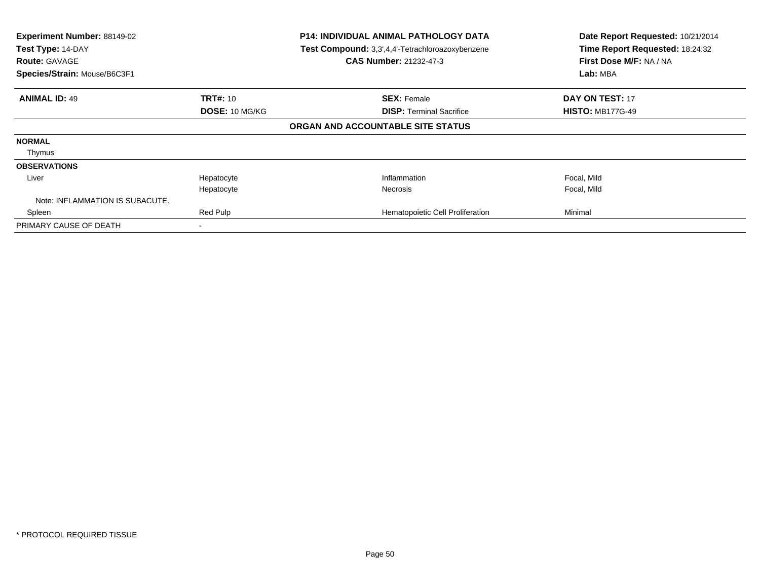**Experiment Number:** 88149-02
**Test Type:** 14-DAY
**Route:** GAVAGE
**Species/Strain:** Mouse/B6C3F1

**P14: INDIVIDUAL ANIMAL PATHOLOGY DATA**
**Test Compound:** 3,3',4,4'-Tetrachloroazoxybenzene
**CAS Number:** 21232-47-3

**Date Report Requested:** 10/21/2014
**Time Report Requested:** 18:24:32
**First Dose M/F:** NA / NA
**Lab:** MBA

| **ANIMAL ID:** 49 | **TRT#:** 10 | **SEX:** Female | **DAY ON TEST:** 17 |
|---|---|---|---|
| | **DOSE:** 10 MG/KG | **DISP:** Terminal Sacrifice | **HISTO:** MB177G-49 |

**ORGAN AND ACCOUNTABLE SITE STATUS**

| | | | |
|---|---|---|---|
| **NORMAL** | | | |
| Thymus | | | |
| **OBSERVATIONS** | | | |
| Liver | Hepatocyte | Inflammation | Focal, Mild |
| | Hepatocyte | Necrosis | Focal, Mild |
| Note: INFLAMMATION IS SUBACUTE. | | | |
| Spleen | Red Pulp | Hematopoietic Cell Proliferation | Minimal |
| PRIMARY CAUSE OF DEATH | - | | |

* PROTOCOL REQUIRED TISSUE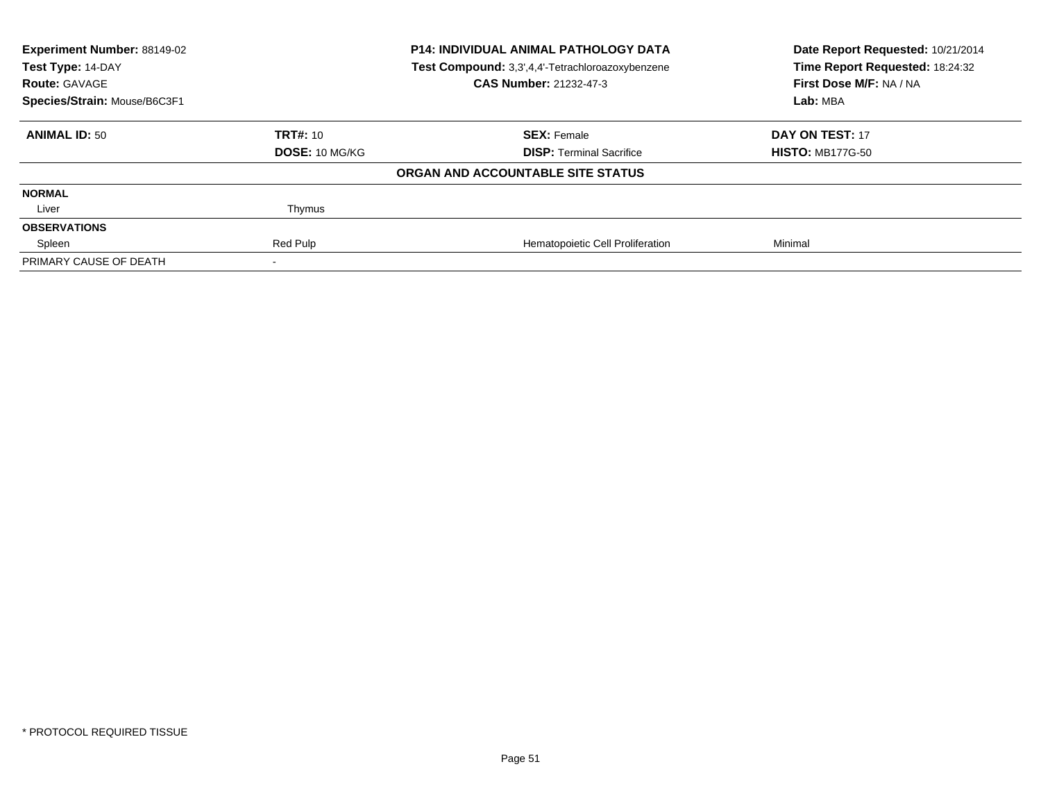**Experiment Number:** 88149-02
**Test Type:** 14-DAY
**Route:** GAVAGE
**Species/Strain:** Mouse/B6C3F1

**P14: INDIVIDUAL ANIMAL PATHOLOGY DATA**
**Test Compound:** 3,3',4,4'-Tetrachloroazoxybenzene
**CAS Number:** 21232-47-3

**Date Report Requested:** 10/21/2014
**Time Report Requested:** 18:24:32
**First Dose M/F:** NA / NA
**Lab:** MBA

| **ANIMAL ID:** 50 | **TRT#:** 10 | **SEX:** Female | **DAY ON TEST:** 17 |
|---|---|---|---|
| | **DOSE:** 10 MG/KG | **DISP:** Terminal Sacrifice | **HISTO:** MB177G-50 |

**ORGAN AND ACCOUNTABLE SITE STATUS**

| | | | |
|---|---|---|---|
| **NORMAL** | | | |
| Liver | Thymus | | |
| **OBSERVATIONS** | | | |
| Spleen | Red Pulp | Hematopoietic Cell Proliferation | Minimal |
| PRIMARY CAUSE OF DEATH | - | | |

\* PROTOCOL REQUIRED TISSUE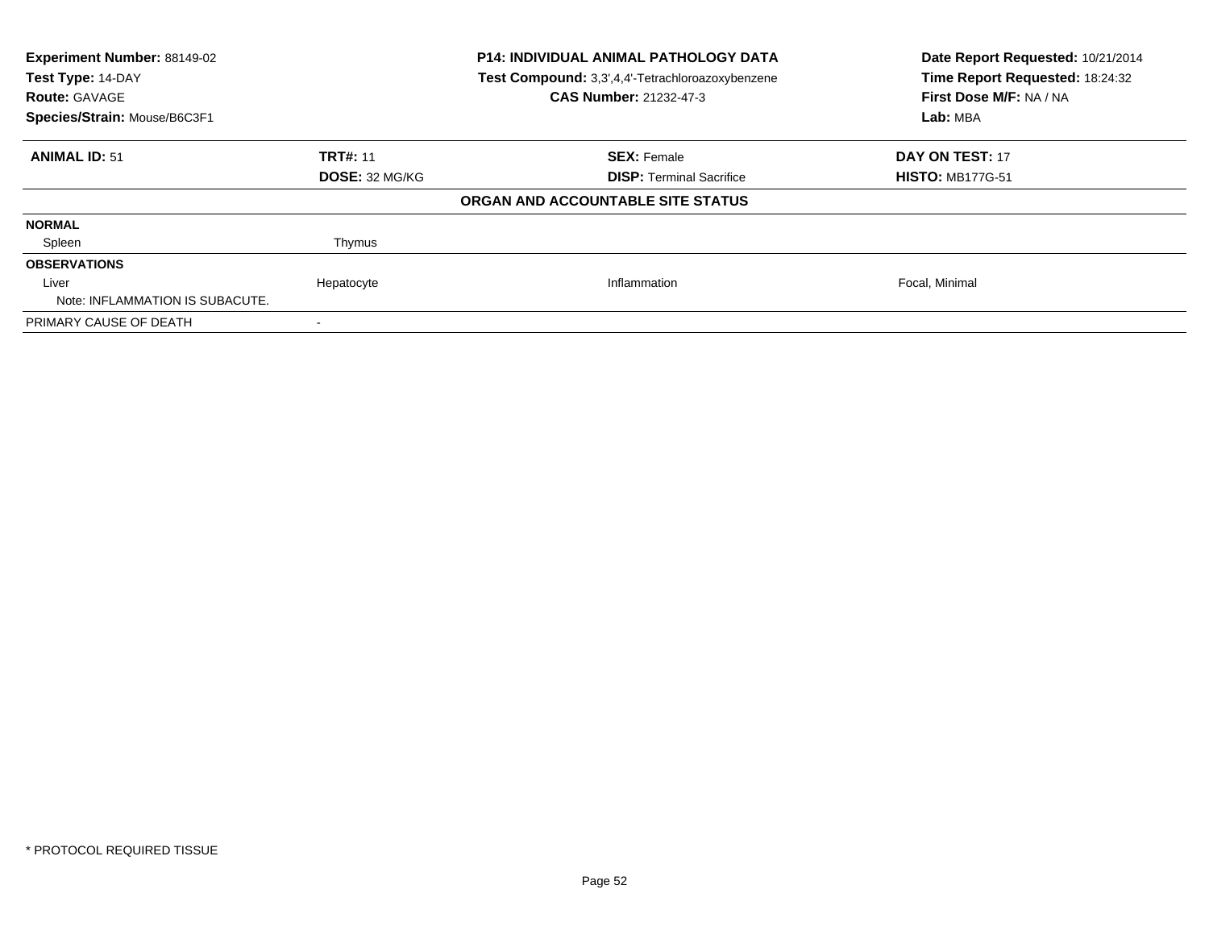**Experiment Number:** 88149-02
**Test Type:** 14-DAY
**Route:** GAVAGE
**Species/Strain:** Mouse/B6C3F1

**P14: INDIVIDUAL ANIMAL PATHOLOGY DATA**
**Test Compound:** 3,3',4,4'-Tetrachloroazoxybenzene
**CAS Number:** 21232-47-3

**Date Report Requested:** 10/21/2014
**Time Report Requested:** 18:24:32
**First Dose M/F:** NA / NA
**Lab:** MBA

| **ANIMAL ID:** 51 | **TRT#:** 11 | **SEX:** Female | **DAY ON TEST:** 17 |
|---|---|---|---|
| | **DOSE:** 32 MG/KG | **DISP:** Terminal Sacrifice | **HISTO:** MB177G-51 |

**ORGAN AND ACCOUNTABLE SITE STATUS**

| | | | |
|---|---|---|---|
| **NORMAL** | | | |
| Spleen | Thymus | | |
| **OBSERVATIONS** | | | |
| Liver | Hepatocyte | Inflammation | Focal, Minimal |
| Note: INFLAMMATION IS SUBACUTE. | | | |
| PRIMARY CAUSE OF DEATH | - | | |

* PROTOCOL REQUIRED TISSUE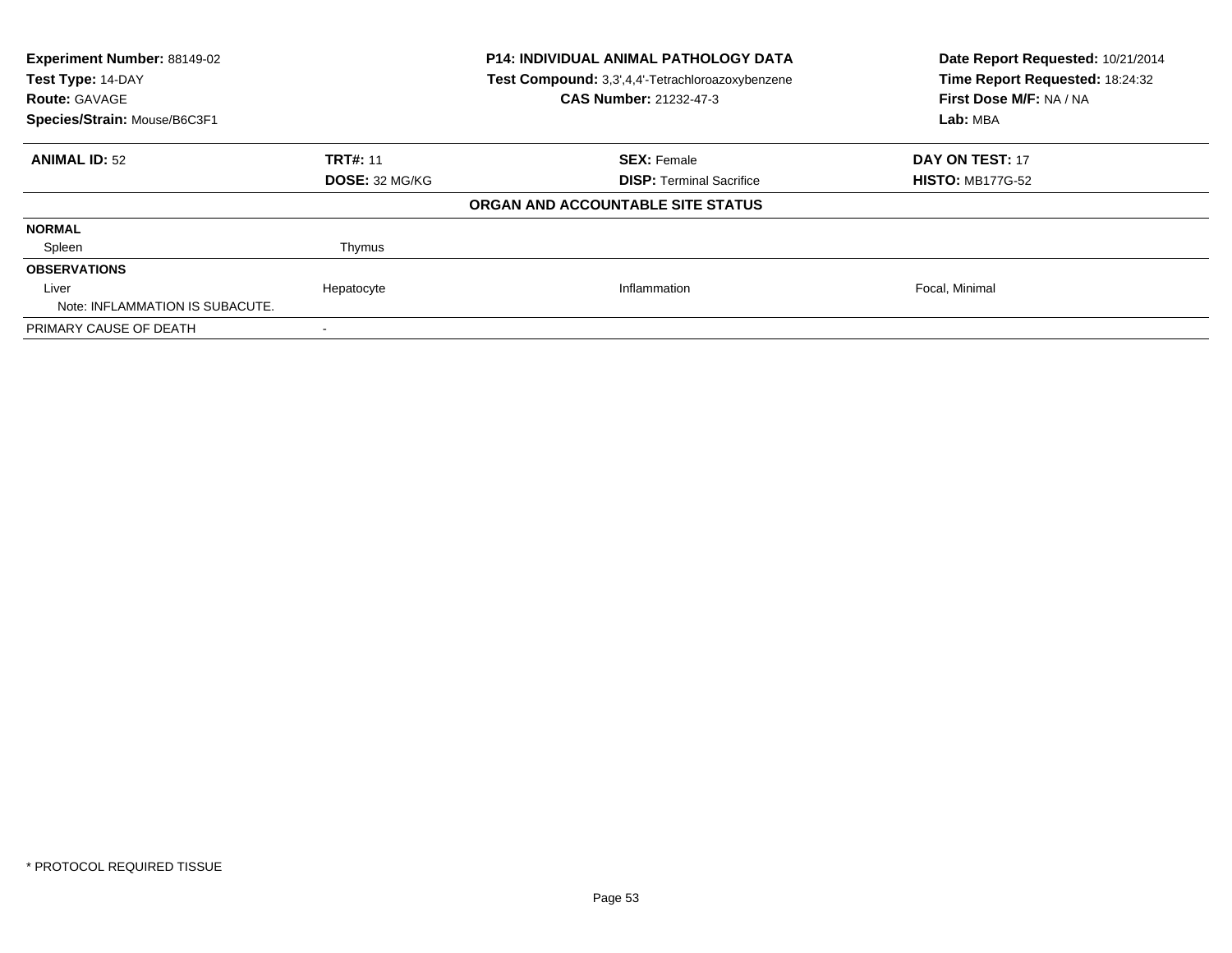**Experiment Number:** 88149-02
**Test Type:** 14-DAY
**Route:** GAVAGE
**Species/Strain:** Mouse/B6C3F1

**P14: INDIVIDUAL ANIMAL PATHOLOGY DATA**
**Test Compound:** 3,3',4,4'-Tetrachloroazoxybenzene
**CAS Number:** 21232-47-3

**Date Report Requested:** 10/21/2014
**Time Report Requested:** 18:24:32
**First Dose M/F:** NA / NA
**Lab:** MBA

| **ANIMAL ID:** 52 | **TRT#:** 11 | **SEX:** Female | **DAY ON TEST:** 17 |
|---|---|---|---|
| | **DOSE:** 32 MG/KG | **DISP:** Terminal Sacrifice | **HISTO:** MB177G-52 |

**ORGAN AND ACCOUNTABLE SITE STATUS**

| | | | |
|---|---|---|---|
| **NORMAL** | | | |
| Spleen | Thymus | | |
| **OBSERVATIONS** | | | |
| Liver | Hepatocyte | Inflammation | Focal, Minimal |
| Note: INFLAMMATION IS SUBACUTE. | | | |
| PRIMARY CAUSE OF DEATH | - | | |

* PROTOCOL REQUIRED TISSUE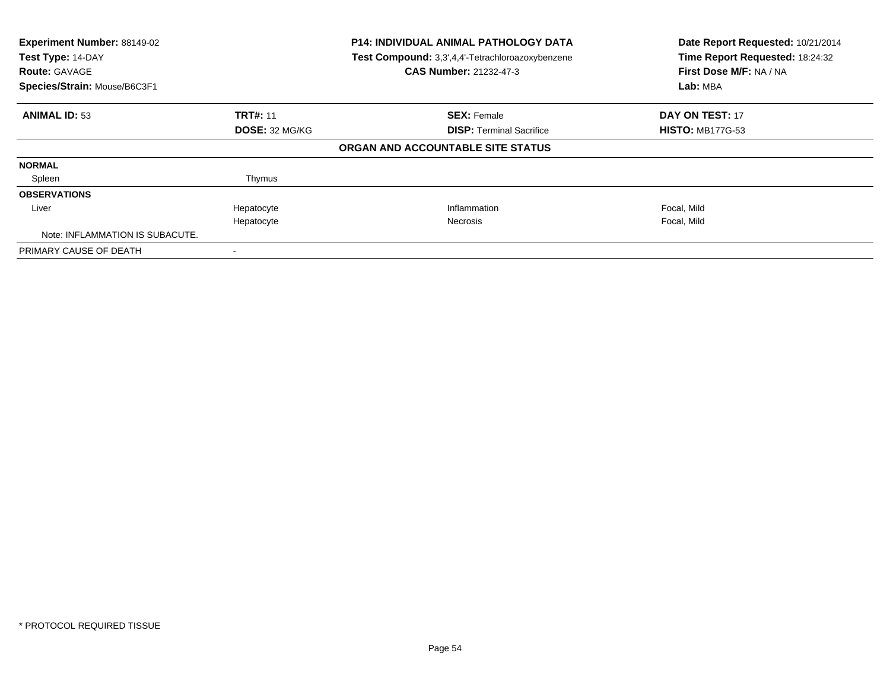**Experiment Number:** 88149-02
**Test Type:** 14-DAY
**Route:** GAVAGE
**Species/Strain:** Mouse/B6C3F1

**P14: INDIVIDUAL ANIMAL PATHOLOGY DATA**
**Test Compound:** 3,3',4,4'-Tetrachloroazoxybenzene
**CAS Number:** 21232-47-3

**Date Report Requested:** 10/21/2014
**Time Report Requested:** 18:24:32
**First Dose M/F:** NA / NA
**Lab:** MBA

| **ANIMAL ID:** 53 | **TRT#:** 11 | **SEX:** Female | **DAY ON TEST:** 17 |
|---|---|---|---|
| | **DOSE:** 32 MG/KG | **DISP:** Terminal Sacrifice | **HISTO:** MB177G-53 |

**ORGAN AND ACCOUNTABLE SITE STATUS**

| | | | |
|---|---|---|---|
| **NORMAL** | | | |
| Spleen | Thymus | | |
| **OBSERVATIONS** | | | |
| Liver | Hepatocyte | Inflammation | Focal, Mild |
| | Hepatocyte | Necrosis | Focal, Mild |
| Note: INFLAMMATION IS SUBACUTE. | | | |
| PRIMARY CAUSE OF DEATH | - | | |

* PROTOCOL REQUIRED TISSUE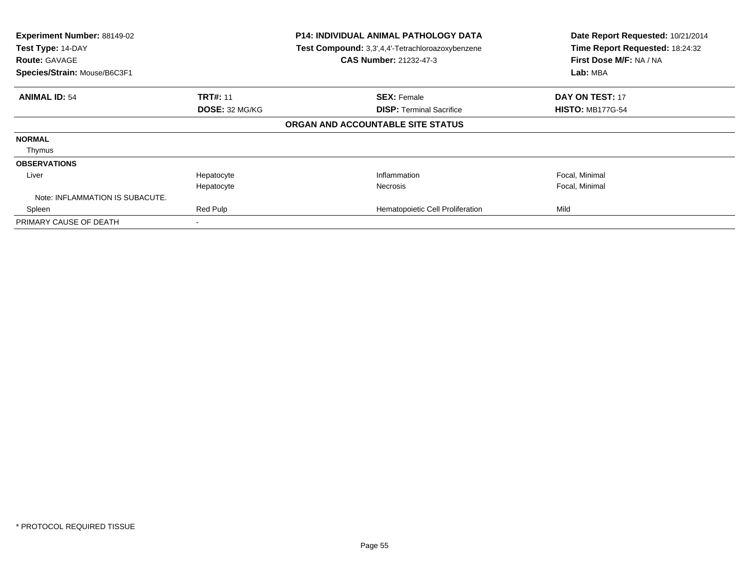**Experiment Number:** 88149-02
**Test Type:** 14-DAY
**Route:** GAVAGE
**Species/Strain:** Mouse/B6C3F1

**P14: INDIVIDUAL ANIMAL PATHOLOGY DATA**
**Test Compound:** 3,3',4,4'-Tetrachloroazoxybenzene
**CAS Number:** 21232-47-3

**Date Report Requested:** 10/21/2014
**Time Report Requested:** 18:24:32
**First Dose M/F:** NA / NA
**Lab:** MBA

| **ANIMAL ID:** 54 | **TRT#:** 11 | **SEX:** Female | **DAY ON TEST:** 17 |
|---|---|---|---|
| | **DOSE:** 32 MG/KG | **DISP:** Terminal Sacrifice | **HISTO:** MB177G-54 |
| | | **ORGAN AND ACCOUNTABLE SITE STATUS** | |
| **NORMAL** | | | |
| Thymus | | | |
| **OBSERVATIONS** | | | |
| Liver | Hepatocyte | Inflammation | Focal, Minimal |
| | Hepatocyte | Necrosis | Focal, Minimal |
| Note: INFLAMMATION IS SUBACUTE. | | | |
| Spleen | Red Pulp | Hematopoietic Cell Proliferation | Mild |
| PRIMARY CAUSE OF DEATH | - | | |

* PROTOCOL REQUIRED TISSUE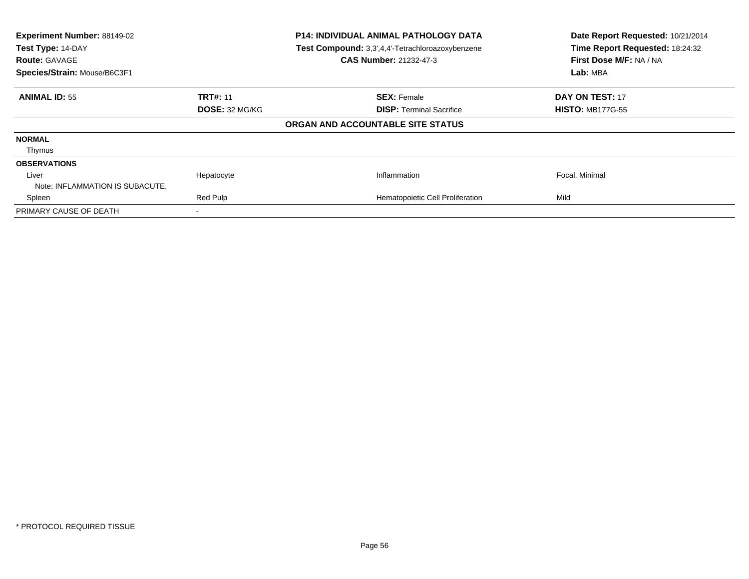**Experiment Number:** 88149-02
**Test Type:** 14-DAY
**Route:** GAVAGE
**Species/Strain:** Mouse/B6C3F1

**P14: INDIVIDUAL ANIMAL PATHOLOGY DATA**
**Test Compound:** 3,3',4,4'-Tetrachloroazoxybenzene
**CAS Number:** 21232-47-3

**Date Report Requested:** 10/21/2014
**Time Report Requested:** 18:24:32
**First Dose M/F:** NA / NA
**Lab:** MBA

| **ANIMAL ID:** 55 | **TRT#:** 11 | **SEX:** Female | **DAY ON TEST:** 17 |
|---|---|---|---|
| | **DOSE:** 32 MG/KG | **DISP:** Terminal Sacrifice | **HISTO:** MB177G-55 |

**ORGAN AND ACCOUNTABLE SITE STATUS**

| | | | |
|---|---|---|---|
| **NORMAL** | | | |
| Thymus | | | |
| **OBSERVATIONS** | | | |
| Liver | Hepatocyte | Inflammation | Focal, Minimal |
| Note: INFLAMMATION IS SUBACUTE. | | | |
| Spleen | Red Pulp | Hematopoietic Cell Proliferation | Mild |
| PRIMARY CAUSE OF DEATH | - | | |

* PROTOCOL REQUIRED TISSUE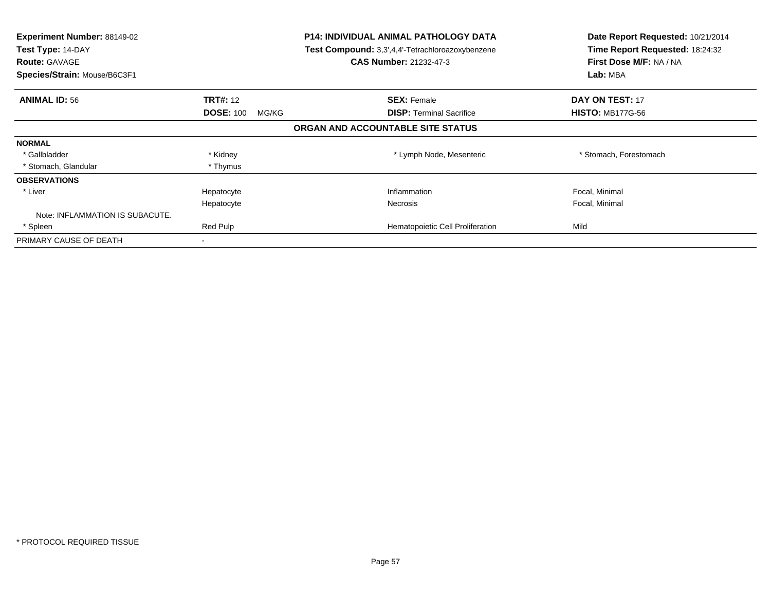**Experiment Number:** 88149-02
**Test Type:** 14-DAY
**Route:** GAVAGE
**Species/Strain:** Mouse/B6C3F1

**P14: INDIVIDUAL ANIMAL PATHOLOGY DATA**
**Test Compound:** 3,3',4,4'-Tetrachloroazoxybenzene
**CAS Number:** 21232-47-3

**Date Report Requested:** 10/21/2014
**Time Report Requested:** 18:24:32
**First Dose M/F:** NA / NA
**Lab:** MBA

| **ANIMAL ID:** 56 | **TRT#:** 12 | **SEX:** Female | **DAY ON TEST:** 17 |
|---|---|---|---|
| | **DOSE:** 100 MG/KG | **DISP:** Terminal Sacrifice | **HISTO:** MB177G-56 |

**ORGAN AND ACCOUNTABLE SITE STATUS**

| | | | |
|---|---|---|---|
| **NORMAL** | | | |
| * Gallbladder | * Kidney | * Lymph Node, Mesenteric | * Stomach, Forestomach |
| * Stomach, Glandular | * Thymus | | |
| **OBSERVATIONS** | | | |
| * Liver | Hepatocyte | Inflammation | Focal, Minimal |
| | Hepatocyte | Necrosis | Focal, Minimal |
| Note: INFLAMMATION IS SUBACUTE. | | | |
| * Spleen | Red Pulp | Hematopoietic Cell Proliferation | Mild |
| PRIMARY CAUSE OF DEATH | - | | |

* PROTOCOL REQUIRED TISSUE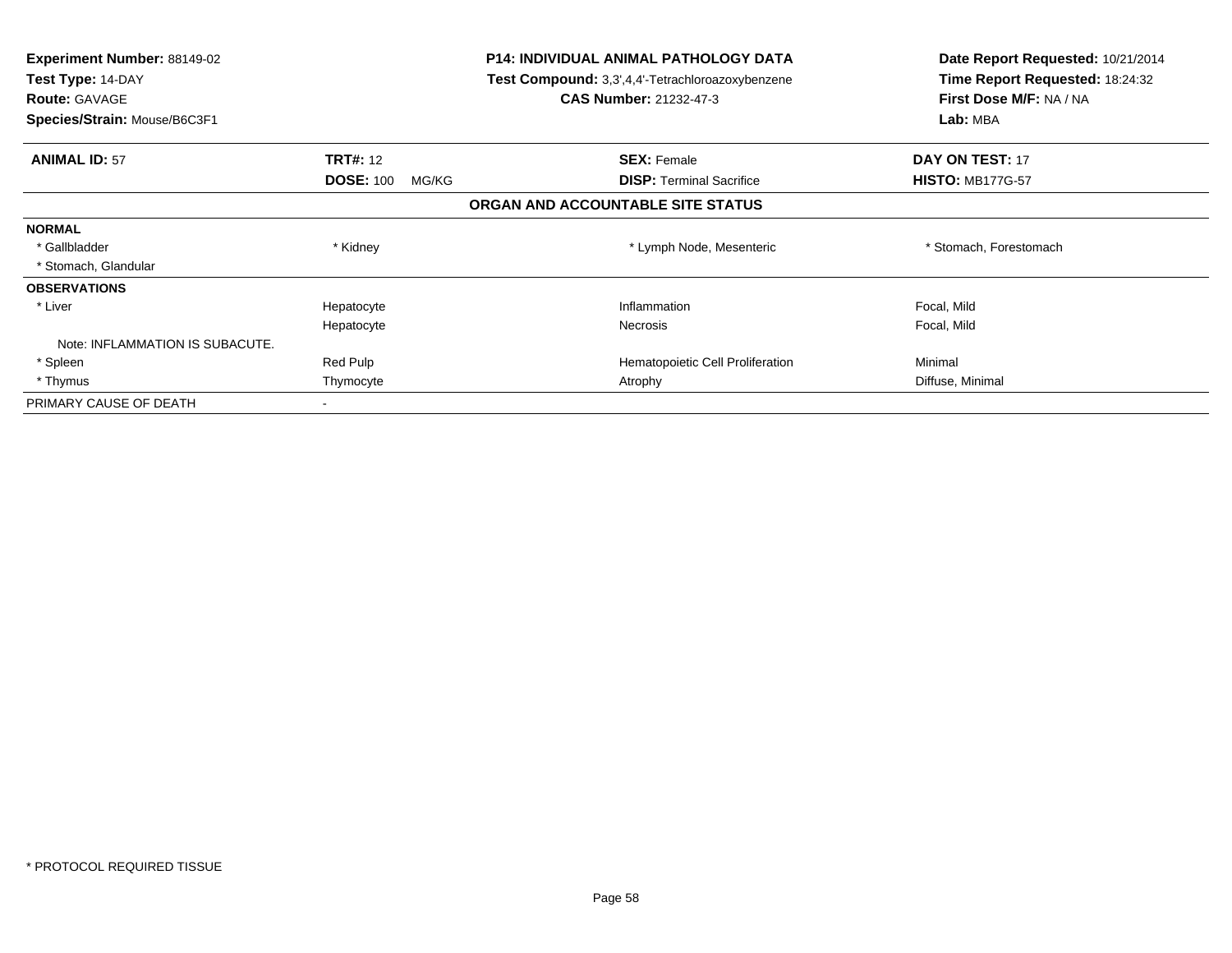**Experiment Number:** 88149-02
**Test Type:** 14-DAY
**Route:** GAVAGE
**Species/Strain:** Mouse/B6C3F1

**P14: INDIVIDUAL ANIMAL PATHOLOGY DATA**
**Test Compound:** 3,3',4,4'-Tetrachloroazoxybenzene
**CAS Number:** 21232-47-3

**Date Report Requested:** 10/21/2014
**Time Report Requested:** 18:24:32
**First Dose M/F:** NA / NA
**Lab:** MBA

| **ANIMAL ID:** 57 | **TRT#:** 12 | **SEX:** Female | **DAY ON TEST:** 17 |
|---|---|---|---|
| | **DOSE:** 100 MG/KG | **DISP:** Terminal Sacrifice | **HISTO:** MB177G-57 |

**ORGAN AND ACCOUNTABLE SITE STATUS**

| | | | |
|---|---|---|---|
| **NORMAL** | | | |
| * Gallbladder | * Kidney | * Lymph Node, Mesenteric | * Stomach, Forestomach |
| * Stomach, Glandular | | | |
| **OBSERVATIONS** | | | |
| * Liver | Hepatocyte | Inflammation | Focal, Mild |
| | Hepatocyte | Necrosis | Focal, Mild |
| Note: INFLAMMATION IS SUBACUTE. | | | |
| * Spleen | Red Pulp | Hematopoietic Cell Proliferation | Minimal |
| * Thymus | Thymocyte | Atrophy | Diffuse, Minimal |
| PRIMARY CAUSE OF DEATH | - | | |

* PROTOCOL REQUIRED TISSUE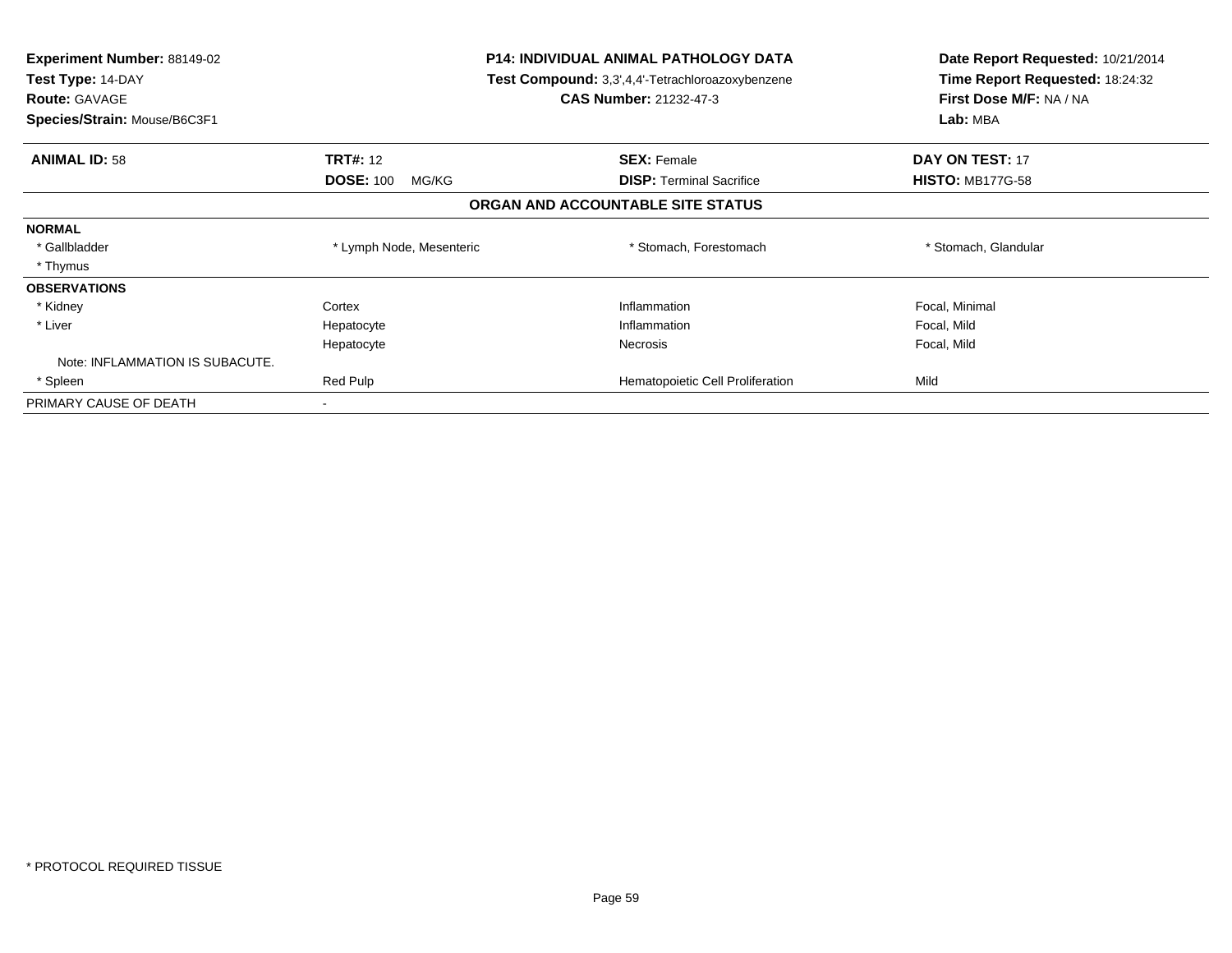**Experiment Number:** 88149-02
**Test Type:** 14-DAY
**Route:** GAVAGE
**Species/Strain:** Mouse/B6C3F1

**P14: INDIVIDUAL ANIMAL PATHOLOGY DATA**
**Test Compound:** 3,3',4,4'-Tetrachloroazoxybenzene
**CAS Number:** 21232-47-3

**Date Report Requested:** 10/21/2014
**Time Report Requested:** 18:24:32
**First Dose M/F:** NA / NA
**Lab:** MBA

| **ANIMAL ID:** 58 | **TRT#:** 12 | **SEX:** Female | **DAY ON TEST:** 17 |
|---|---|---|---|
| | **DOSE:** 100 MG/KG | **DISP:** Terminal Sacrifice | **HISTO:** MB177G-58 |

**ORGAN AND ACCOUNTABLE SITE STATUS**

| **NORMAL** | | | |
|---|---|---|---|
| * Gallbladder | * Lymph Node, Mesenteric | * Stomach, Forestomach | * Stomach, Glandular |
| * Thymus | | | |
| **OBSERVATIONS** | | | |
| * Kidney | Cortex | Inflammation | Focal, Minimal |
| * Liver | Hepatocyte | Inflammation | Focal, Mild |
| | Hepatocyte | Necrosis | Focal, Mild |
| Note: INFLAMMATION IS SUBACUTE. | | | |
| * Spleen | Red Pulp | Hematopoietic Cell Proliferation | Mild |
| PRIMARY CAUSE OF DEATH | - | | |

* PROTOCOL REQUIRED TISSUE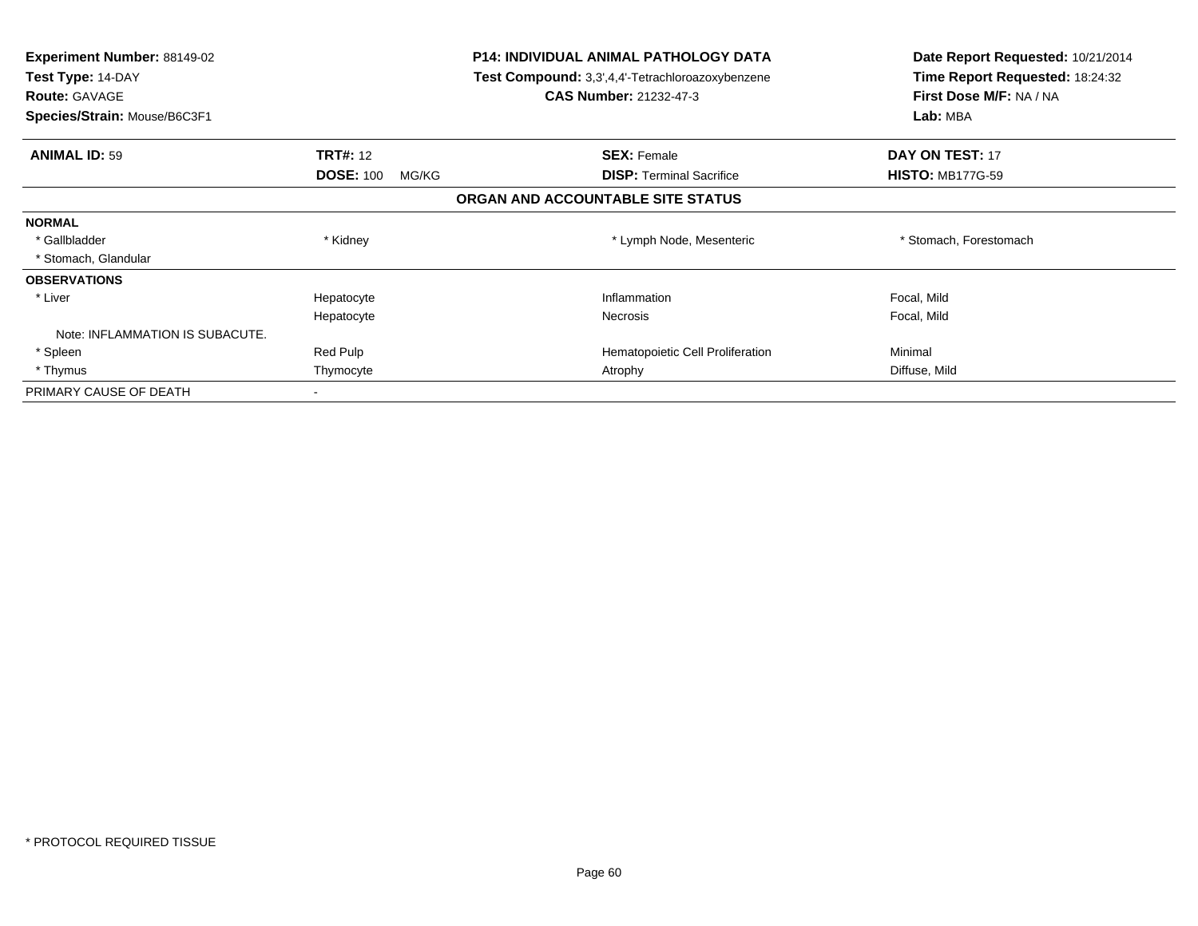**Experiment Number:** 88149-02
**Test Type:** 14-DAY
**Route:** GAVAGE
**Species/Strain:** Mouse/B6C3F1

**P14: INDIVIDUAL ANIMAL PATHOLOGY DATA**
**Test Compound:** 3,3',4,4'-Tetrachloroazoxybenzene
**CAS Number:** 21232-47-3

**Date Report Requested:** 10/21/2014
**Time Report Requested:** 18:24:32
**First Dose M/F:** NA / NA
**Lab:** MBA

| **ANIMAL ID:** 59 | **TRT#:** 12 | **SEX:** Female | **DAY ON TEST:** 17 |
|---|---|---|---|
| | **DOSE:** 100 MG/KG | **DISP:** Terminal Sacrifice | **HISTO:** MB177G-59 |

**ORGAN AND ACCOUNTABLE SITE STATUS**

| | | | |
|---|---|---|---|
| **NORMAL** | | | |
| * Gallbladder | * Kidney | * Lymph Node, Mesenteric | * Stomach, Forestomach |
| * Stomach, Glandular | | | |
| **OBSERVATIONS** | | | |
| * Liver | Hepatocyte | Inflammation | Focal, Mild |
| | Hepatocyte | Necrosis | Focal, Mild |
| Note: INFLAMMATION IS SUBACUTE. | | | |
| * Spleen | Red Pulp | Hematopoietic Cell Proliferation | Minimal |
| * Thymus | Thymocyte | Atrophy | Diffuse, Mild |
| PRIMARY CAUSE OF DEATH | - | | |

\* PROTOCOL REQUIRED TISSUE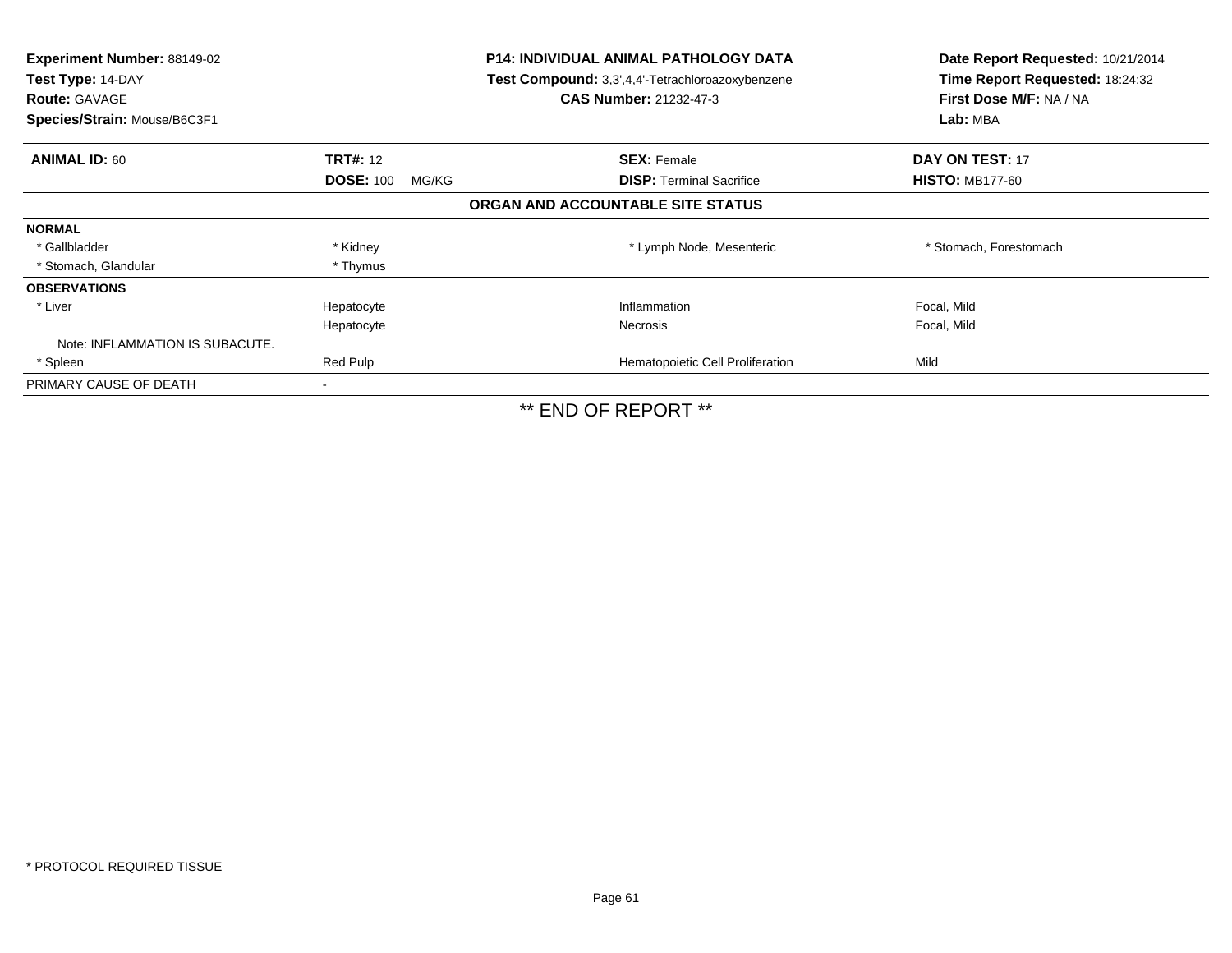**Experiment Number:** 88149-02
**Test Type:** 14-DAY
**Route:** GAVAGE
**Species/Strain:** Mouse/B6C3F1

**P14: INDIVIDUAL ANIMAL PATHOLOGY DATA**
**Test Compound:** 3,3',4,4'-Tetrachloroazoxybenzene
**CAS Number:** 21232-47-3

**Date Report Requested:** 10/21/2014
**Time Report Requested:** 18:24:32
**First Dose M/F:** NA / NA
**Lab:** MBA

| | | | |
|---|---|---|---|
| **ANIMAL ID:** 60 | **TRT#:** 12 | **SEX:** Female | **DAY ON TEST:** 17 |
| | **DOSE:** 100 MG/KG | **DISP:** Terminal Sacrifice | **HISTO:** MB177-60 |

**ORGAN AND ACCOUNTABLE SITE STATUS**

| | | | |
|---|---|---|---|
| **NORMAL** | | | |
| * Gallbladder | * Kidney | * Lymph Node, Mesenteric | * Stomach, Forestomach |
| * Stomach, Glandular | * Thymus | | |
| **OBSERVATIONS** | | | |
| * Liver | Hepatocyte | Inflammation | Focal, Mild |
| | Hepatocyte | Necrosis | Focal, Mild |
| Note: INFLAMMATION IS SUBACUTE. | | | |
| * Spleen | Red Pulp | Hematopoietic Cell Proliferation | Mild |
| PRIMARY CAUSE OF DEATH | - | | |

** END OF REPORT **

* PROTOCOL REQUIRED TISSUE